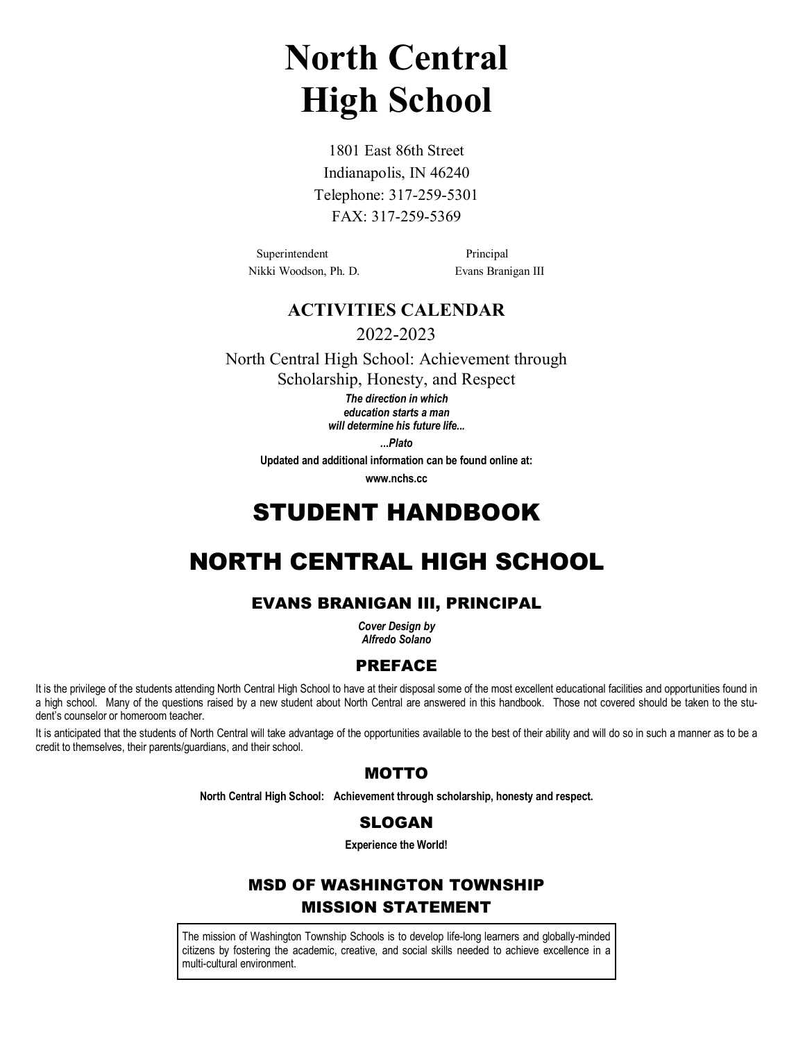# North Central High School

1801 East 86th Street
Indianapolis, IN 46240
Telephone: 317-259-5301
FAX: 317-259-5369

| Superintendent | Principal |
|---|---|
| Nikki Woodson, Ph. D. | Evans Branigan III |

## ACTIVITIES CALENDAR

2022-2023

North Central High School: Achievement through Scholarship, Honesty, and Respect

***The direction in which education starts a man will determine his future life...***

***...Plato***

**Updated and additional information can be found online at:**

**www.nchs.cc**

# STUDENT HANDBOOK

# NORTH CENTRAL HIGH SCHOOL

## EVANS BRANIGAN III, PRINCIPAL

***Cover Design by Alfredo Solano***

## PREFACE

It is the privilege of the students attending North Central High School to have at their disposal some of the most excellent educational facilities and opportunities found in a high school. Many of the questions raised by a new student about North Central are answered in this handbook. Those not covered should be taken to the student's counselor or homeroom teacher.

It is anticipated that the students of North Central will take advantage of the opportunities available to the best of their ability and will do so in such a manner as to be a credit to themselves, their parents/guardians, and their school.

## MOTTO

**North Central High School: Achievement through scholarship, honesty and respect.**

## SLOGAN

**Experience the World!**

## MSD OF WASHINGTON TOWNSHIP MISSION STATEMENT

The mission of Washington Township Schools is to develop life-long learners and globally-minded citizens by fostering the academic, creative, and social skills needed to achieve excellence in a multi-cultural environment.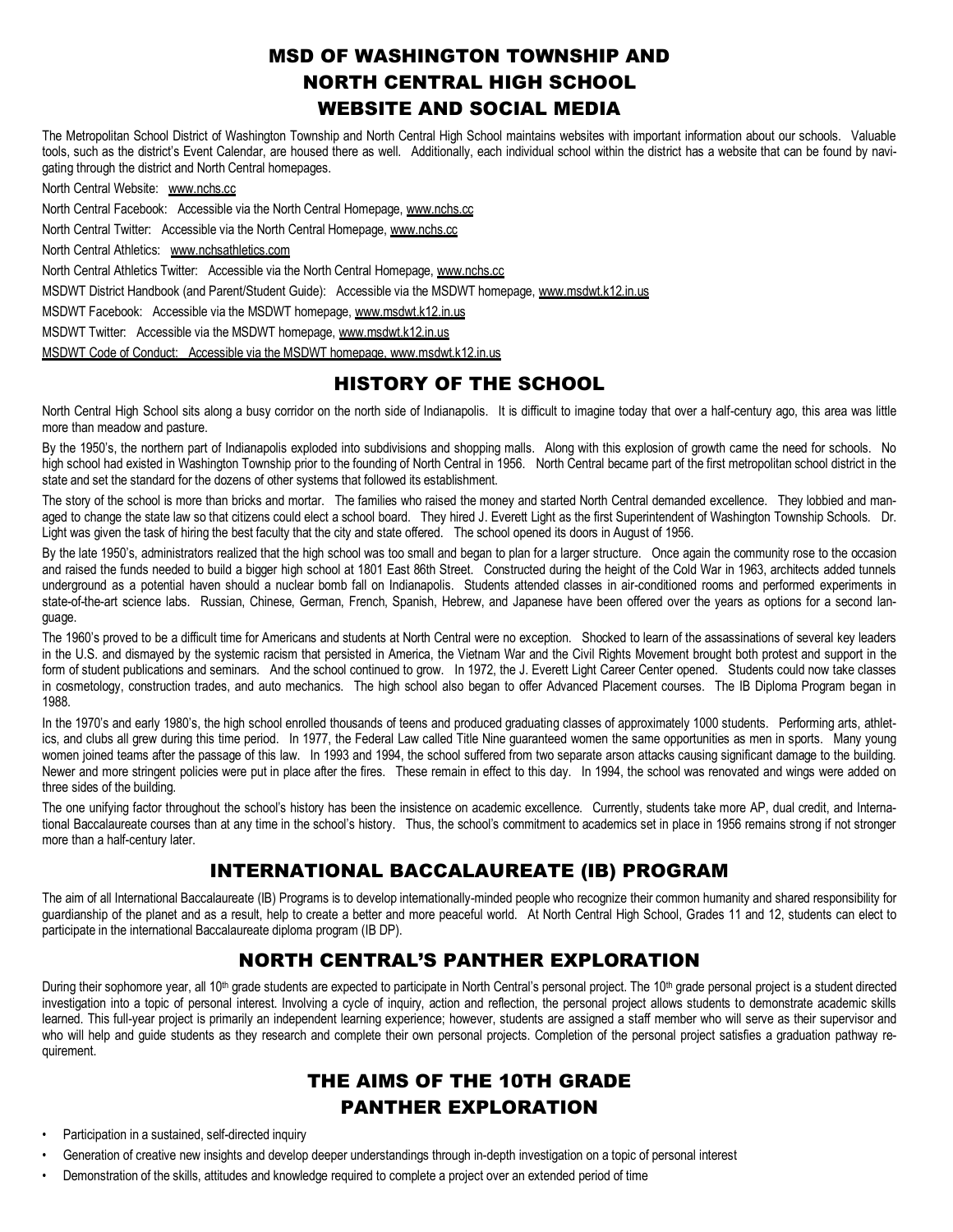# MSD OF WASHINGTON TOWNSHIP AND NORTH CENTRAL HIGH SCHOOL WEBSITE AND SOCIAL MEDIA

The Metropolitan School District of Washington Township and North Central High School maintains websites with important information about our schools. Valuable tools, such as the district's Event Calendar, are housed there as well. Additionally, each individual school within the district has a website that can be found by navigating through the district and North Central homepages.

North Central Website: www.nchs.cc

North Central Facebook: Accessible via the North Central Homepage, www.nchs.cc

North Central Twitter: Accessible via the North Central Homepage, www.nchs.cc

North Central Athletics: www.nchsathletics.com

North Central Athletics Twitter: Accessible via the North Central Homepage, www.nchs.cc

MSDWT District Handbook (and Parent/Student Guide): Accessible via the MSDWT homepage, www.msdwt.k12.in.us

MSDWT Facebook: Accessible via the MSDWT homepage, www.msdwt.k12.in.us

MSDWT Twitter: Accessible via the MSDWT homepage, www.msdwt.k12.in.us

MSDWT Code of Conduct: Accessible via the MSDWT homepage, www.msdwt.k12.in.us

# HISTORY OF THE SCHOOL

North Central High School sits along a busy corridor on the north side of Indianapolis. It is difficult to imagine today that over a half-century ago, this area was little more than meadow and pasture.

By the 1950's, the northern part of Indianapolis exploded into subdivisions and shopping malls. Along with this explosion of growth came the need for schools. No high school had existed in Washington Township prior to the founding of North Central in 1956. North Central became part of the first metropolitan school district in the state and set the standard for the dozens of other systems that followed its establishment.

The story of the school is more than bricks and mortar. The families who raised the money and started North Central demanded excellence. They lobbied and managed to change the state law so that citizens could elect a school board. They hired J. Everett Light as the first Superintendent of Washington Township Schools. Dr. Light was given the task of hiring the best faculty that the city and state offered. The school opened its doors in August of 1956.

By the late 1950's, administrators realized that the high school was too small and began to plan for a larger structure. Once again the community rose to the occasion and raised the funds needed to build a bigger high school at 1801 East 86th Street. Constructed during the height of the Cold War in 1963, architects added tunnels underground as a potential haven should a nuclear bomb fall on Indianapolis. Students attended classes in air-conditioned rooms and performed experiments in state-of-the-art science labs. Russian, Chinese, German, French, Spanish, Hebrew, and Japanese have been offered over the years as options for a second language.

The 1960's proved to be a difficult time for Americans and students at North Central were no exception. Shocked to learn of the assassinations of several key leaders in the U.S. and dismayed by the systemic racism that persisted in America, the Vietnam War and the Civil Rights Movement brought both protest and support in the form of student publications and seminars. And the school continued to grow. In 1972, the J. Everett Light Career Center opened. Students could now take classes in cosmetology, construction trades, and auto mechanics. The high school also began to offer Advanced Placement courses. The IB Diploma Program began in 1988.

In the 1970's and early 1980's, the high school enrolled thousands of teens and produced graduating classes of approximately 1000 students. Performing arts, athletics, and clubs all grew during this time period. In 1977, the Federal Law called Title Nine guaranteed women the same opportunities as men in sports. Many young women joined teams after the passage of this law. In 1993 and 1994, the school suffered from two separate arson attacks causing significant damage to the building. Newer and more stringent policies were put in place after the fires. These remain in effect to this day. In 1994, the school was renovated and wings were added on three sides of the building.

The one unifying factor throughout the school's history has been the insistence on academic excellence. Currently, students take more AP, dual credit, and International Baccalaureate courses than at any time in the school's history. Thus, the school's commitment to academics set in place in 1956 remains strong if not stronger more than a half-century later.

# INTERNATIONAL BACCALAUREATE (IB) PROGRAM

The aim of all International Baccalaureate (IB) Programs is to develop internationally-minded people who recognize their common humanity and shared responsibility for guardianship of the planet and as a result, help to create a better and more peaceful world. At North Central High School, Grades 11 and 12, students can elect to participate in the international Baccalaureate diploma program (IB DP).

# NORTH CENTRAL'S PANTHER EXPLORATION

During their sophomore year, all 10th grade students are expected to participate in North Central's personal project. The 10th grade personal project is a student directed investigation into a topic of personal interest. Involving a cycle of inquiry, action and reflection, the personal project allows students to demonstrate academic skills learned. This full-year project is primarily an independent learning experience; however, students are assigned a staff member who will serve as their supervisor and who will help and guide students as they research and complete their own personal projects. Completion of the personal project satisfies a graduation pathway requirement.

# THE AIMS OF THE 10TH GRADE PANTHER EXPLORATION

- Participation in a sustained, self-directed inquiry
- Generation of creative new insights and develop deeper understandings through in-depth investigation on a topic of personal interest
- Demonstration of the skills, attitudes and knowledge required to complete a project over an extended period of time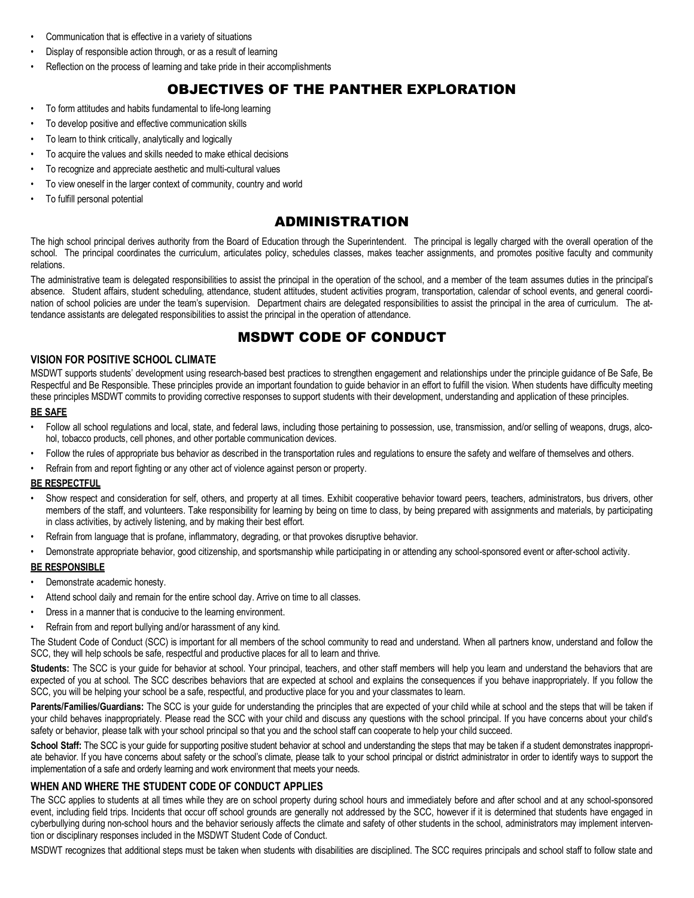- Communication that is effective in a variety of situations
- Display of responsible action through, or as a result of learning
- Reflection on the process of learning and take pride in their accomplishments

## OBJECTIVES OF THE PANTHER EXPLORATION

- To form attitudes and habits fundamental to life-long learning
- To develop positive and effective communication skills
- To learn to think critically, analytically and logically
- To acquire the values and skills needed to make ethical decisions
- To recognize and appreciate aesthetic and multi-cultural values
- To view oneself in the larger context of community, country and world
- To fulfill personal potential

## ADMINISTRATION

The high school principal derives authority from the Board of Education through the Superintendent. The principal is legally charged with the overall operation of the school. The principal coordinates the curriculum, articulates policy, schedules classes, makes teacher assignments, and promotes positive faculty and community relations.

The administrative team is delegated responsibilities to assist the principal in the operation of the school, and a member of the team assumes duties in the principal's absence. Student affairs, student scheduling, attendance, student attitudes, student activities program, transportation, calendar of school events, and general coordination of school policies are under the team's supervision. Department chairs are delegated responsibilities to assist the principal in the area of curriculum. The attendance assistants are delegated responsibilities to assist the principal in the operation of attendance.

## MSDWT CODE OF CONDUCT

### VISION FOR POSITIVE SCHOOL CLIMATE

MSDWT supports students' development using research-based best practices to strengthen engagement and relationships under the principle guidance of Be Safe, Be Respectful and Be Responsible. These principles provide an important foundation to guide behavior in an effort to fulfill the vision. When students have difficulty meeting these principles MSDWT commits to providing corrective responses to support students with their development, understanding and application of these principles.

**BE SAFE**

- Follow all school regulations and local, state, and federal laws, including those pertaining to possession, use, transmission, and/or selling of weapons, drugs, alcohol, tobacco products, cell phones, and other portable communication devices.
- Follow the rules of appropriate bus behavior as described in the transportation rules and regulations to ensure the safety and welfare of themselves and others.
- Refrain from and report fighting or any other act of violence against person or property.

**BE RESPECTFUL**

- Show respect and consideration for self, others, and property at all times. Exhibit cooperative behavior toward peers, teachers, administrators, bus drivers, other members of the staff, and volunteers. Take responsibility for learning by being on time to class, by being prepared with assignments and materials, by participating in class activities, by actively listening, and by making their best effort.
- Refrain from language that is profane, inflammatory, degrading, or that provokes disruptive behavior.
- Demonstrate appropriate behavior, good citizenship, and sportsmanship while participating in or attending any school-sponsored event or after-school activity.

**BE RESPONSIBLE**

- Demonstrate academic honesty.
- Attend school daily and remain for the entire school day. Arrive on time to all classes.
- Dress in a manner that is conducive to the learning environment.
- Refrain from and report bullying and/or harassment of any kind.

The Student Code of Conduct (SCC) is important for all members of the school community to read and understand. When all partners know, understand and follow the SCC, they will help schools be safe, respectful and productive places for all to learn and thrive.

**Students:** The SCC is your guide for behavior at school. Your principal, teachers, and other staff members will help you learn and understand the behaviors that are expected of you at school. The SCC describes behaviors that are expected at school and explains the consequences if you behave inappropriately. If you follow the SCC, you will be helping your school be a safe, respectful, and productive place for you and your classmates to learn.

**Parents/Families/Guardians:** The SCC is your guide for understanding the principles that are expected of your child while at school and the steps that will be taken if your child behaves inappropriately. Please read the SCC with your child and discuss any questions with the school principal. If you have concerns about your child's safety or behavior, please talk with your school principal so that you and the school staff can cooperate to help your child succeed.

**School Staff:** The SCC is your guide for supporting positive student behavior at school and understanding the steps that may be taken if a student demonstrates inappropriate behavior. If you have concerns about safety or the school's climate, please talk to your school principal or district administrator in order to identify ways to support the implementation of a safe and orderly learning and work environment that meets your needs.

### WHEN AND WHERE THE STUDENT CODE OF CONDUCT APPLIES

The SCC applies to students at all times while they are on school property during school hours and immediately before and after school and at any school-sponsored event, including field trips. Incidents that occur off school grounds are generally not addressed by the SCC, however if it is determined that students have engaged in cyberbullying during non-school hours and the behavior seriously affects the climate and safety of other students in the school, administrators may implement intervention or disciplinary responses included in the MSDWT Student Code of Conduct.

MSDWT recognizes that additional steps must be taken when students with disabilities are disciplined. The SCC requires principals and school staff to follow state and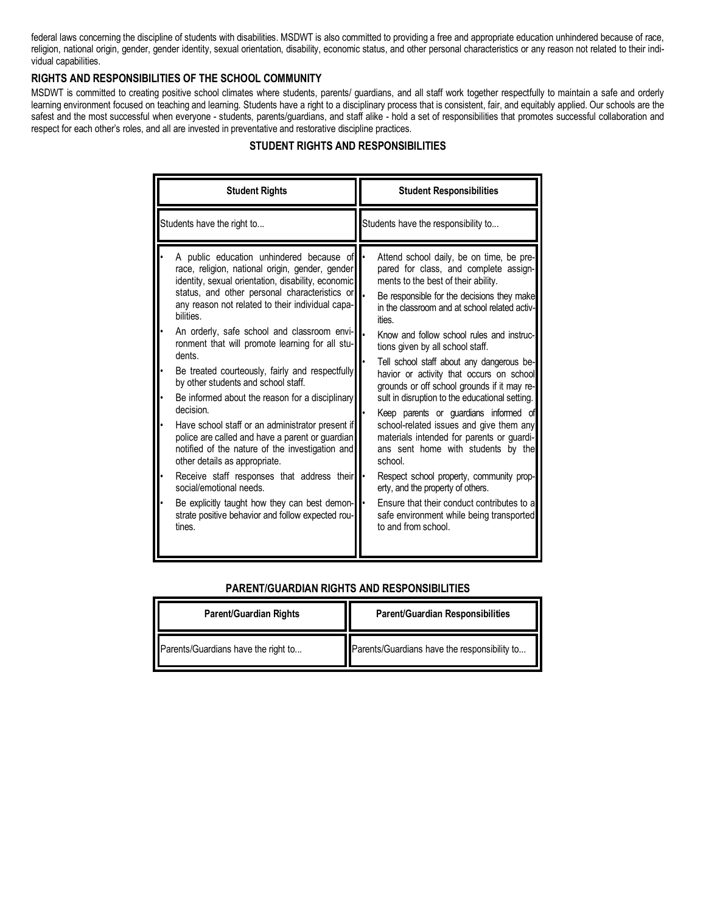federal laws concerning the discipline of students with disabilities. MSDWT is also committed to providing a free and appropriate education unhindered because of race, religion, national origin, gender, gender identity, sexual orientation, disability, economic status, and other personal characteristics or any reason not related to their individual capabilities.

### RIGHTS AND RESPONSIBILITIES OF THE SCHOOL COMMUNITY

MSDWT is committed to creating positive school climates where students, parents/ guardians, and all staff work together respectfully to maintain a safe and orderly learning environment focused on teaching and learning. Students have a right to a disciplinary process that is consistent, fair, and equitably applied. Our schools are the safest and the most successful when everyone - students, parents/guardians, and staff alike - hold a set of responsibilities that promotes successful collaboration and respect for each other's roles, and all are invested in preventative and restorative discipline practices.

### STUDENT RIGHTS AND RESPONSIBILITIES

| Student Rights | Student Responsibilities |
|---|---|
| Students have the right to... | Students have the responsibility to... |
| • A public education unhindered because of race, religion, national origin, gender, gender identity, sexual orientation, disability, economic status, and other personal characteristics or any reason not related to their individual capabilities.<br>• An orderly, safe school and classroom environment that will promote learning for all students.<br>• Be treated courteously, fairly and respectfully by other students and school staff.<br>• Be informed about the reason for a disciplinary decision.<br>• Have school staff or an administrator present if police are called and have a parent or guardian notified of the nature of the investigation and other details as appropriate.<br>• Receive staff responses that address their social/emotional needs.<br>• Be explicitly taught how they can best demonstrate positive behavior and follow expected routines. | • Attend school daily, be on time, be prepared for class, and complete assignments to the best of their ability.<br>• Be responsible for the decisions they make in the classroom and at school related activities.<br>• Know and follow school rules and instructions given by all school staff.<br>• Tell school staff about any dangerous behavior or activity that occurs on school grounds or off school grounds if it may result in disruption to the educational setting.<br>• Keep parents or guardians informed of school-related issues and give them any materials intended for parents or guardians sent home with students by the school.<br>• Respect school property, community property, and the property of others.<br>• Ensure that their conduct contributes to a safe environment while being transported to and from school. |

### PARENT/GUARDIAN RIGHTS AND RESPONSIBILITIES

| Parent/Guardian Rights | Parent/Guardian Responsibilities |
|---|---|
| Parents/Guardians have the right to... | Parents/Guardians have the responsibility to... |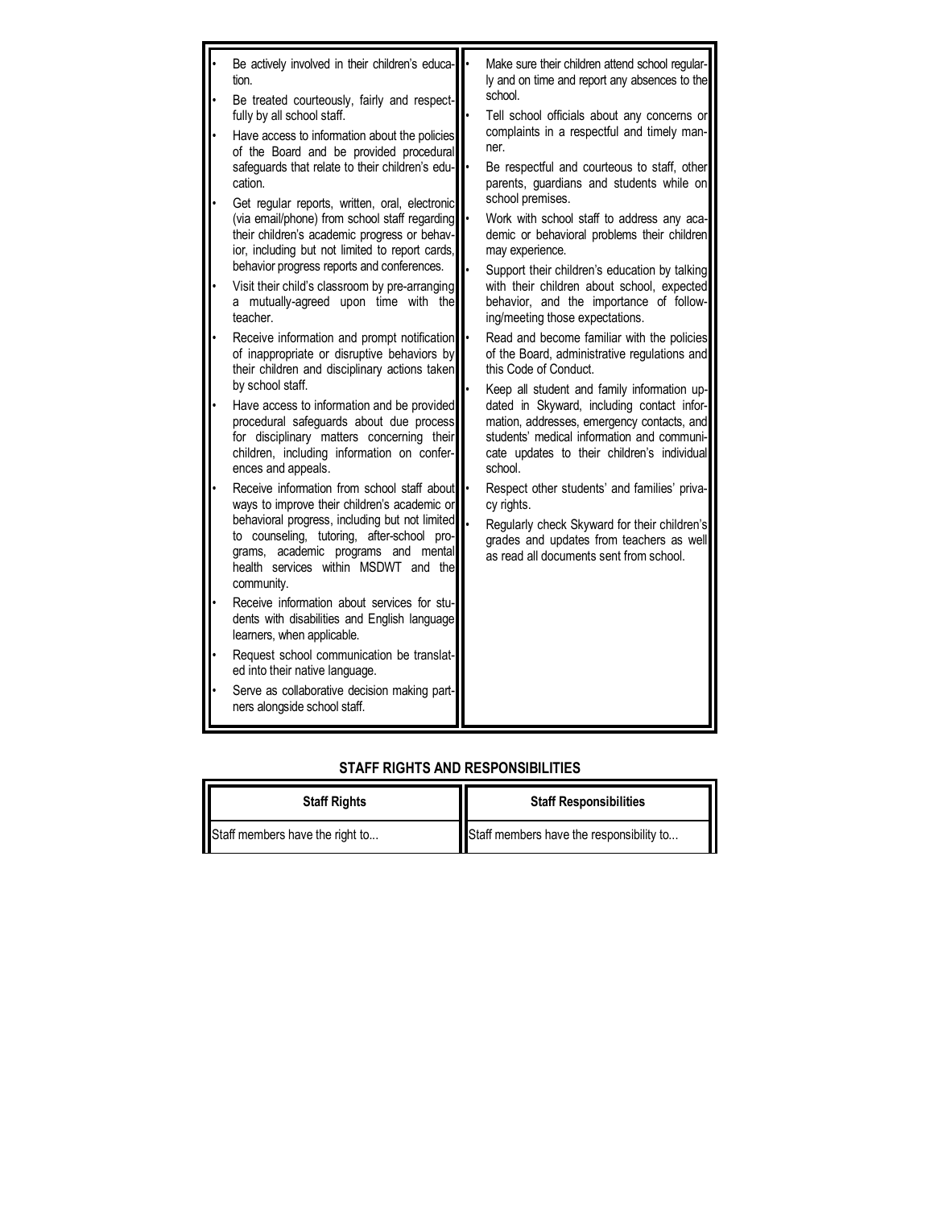| | |
|---|---|
| • Be actively involved in their children's education.<br>• Be treated courteously, fairly and respectfully by all school staff.<br>• Have access to information about the policies of the Board and be provided procedural safeguards that relate to their children's education.<br>• Get regular reports, written, oral, electronic (via email/phone) from school staff regarding their children's academic progress or behavior, including but not limited to report cards, behavior progress reports and conferences.<br>• Visit their child's classroom by pre-arranging a mutually-agreed upon time with the teacher.<br>• Receive information and prompt notification of inappropriate or disruptive behaviors by their children and disciplinary actions taken by school staff.<br>• Have access to information and be provided procedural safeguards about due process for disciplinary matters concerning their children, including information on conferences and appeals.<br>• Receive information from school staff about ways to improve their children's academic or behavioral progress, including but not limited to counseling, tutoring, after-school programs, academic programs and mental health services within MSDWT and the community.<br>• Receive information about services for students with disabilities and English language learners, when applicable.<br>• Request school communication be translated into their native language.<br>• Serve as collaborative decision making partners alongside school staff. | • Make sure their children attend school regularly and on time and report any absences to the school.<br>• Tell school officials about any concerns or complaints in a respectful and timely manner.<br>• Be respectful and courteous to staff, other parents, guardians and students while on school premises.<br>• Work with school staff to address any academic or behavioral problems their children may experience.<br>• Support their children's education by talking with their children about school, expected behavior, and the importance of following/meeting those expectations.<br>• Read and become familiar with the policies of the Board, administrative regulations and this Code of Conduct.<br>• Keep all student and family information updated in Skyward, including contact information, addresses, emergency contacts, and students' medical information and communicate updates to their children's individual school.<br>• Respect other students' and families' privacy rights.<br>• Regularly check Skyward for their children's grades and updates from teachers as well as read all documents sent from school. |

## STAFF RIGHTS AND RESPONSIBILITIES

| Staff Rights | Staff Responsibilities |
|---|---|
| Staff members have the right to... | Staff members have the responsibility to... |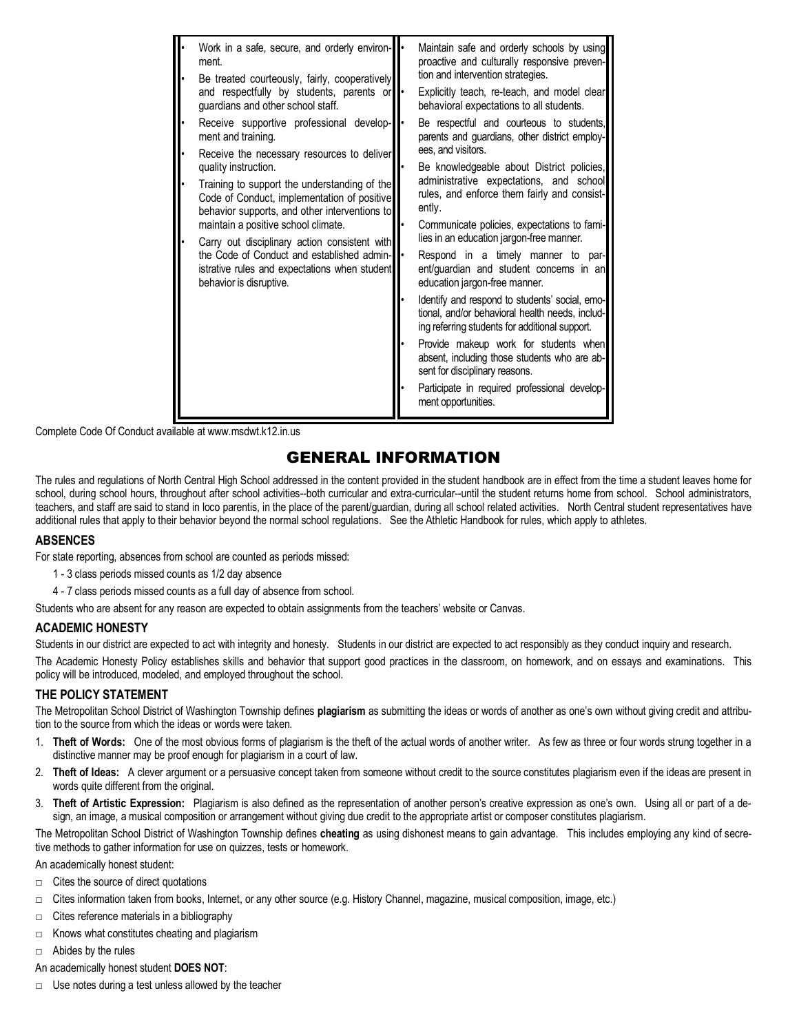| | |
|---|---|
| • Work in a safe, secure, and orderly environment.<br>• Be treated courteously, fairly, cooperatively and respectfully by students, parents or guardians and other school staff.<br>• Receive supportive professional development and training.<br>• Receive the necessary resources to deliver quality instruction.<br>• Training to support the understanding of the Code of Conduct, implementation of positive behavior supports, and other interventions to maintain a positive school climate.<br>• Carry out disciplinary action consistent with the Code of Conduct and established administrative rules and expectations when student behavior is disruptive. | • Maintain safe and orderly schools by using proactive and culturally responsive prevention and intervention strategies.<br>• Explicitly teach, re-teach, and model clear behavioral expectations to all students.<br>• Be respectful and courteous to students, parents and guardians, other district employees, and visitors.<br>• Be knowledgeable about District policies, administrative expectations, and school rules, and enforce them fairly and consistently.<br>• Communicate policies, expectations to families in an education jargon-free manner.<br>• Respond in a timely manner to parent/guardian and student concerns in an education jargon-free manner.<br>• Identify and respond to students' social, emotional, and/or behavioral health needs, including referring students for additional support.<br>• Provide makeup work for students when absent, including those students who are absent for disciplinary reasons.<br>• Participate in required professional development opportunities. |

Complete Code Of Conduct available at www.msdwt.k12.in.us

# GENERAL INFORMATION

The rules and regulations of North Central High School addressed in the content provided in the student handbook are in effect from the time a student leaves home for school, during school hours, throughout after school activities--both curricular and extra-curricular--until the student returns home from school. School administrators, teachers, and staff are said to stand in loco parentis, in the place of the parent/guardian, during all school related activities. North Central student representatives have additional rules that apply to their behavior beyond the normal school regulations. See the Athletic Handbook for rules, which apply to athletes.

### ABSENCES

For state reporting, absences from school are counted as periods missed:

1 - 3 class periods missed counts as 1/2 day absence

4 - 7 class periods missed counts as a full day of absence from school.

Students who are absent for any reason are expected to obtain assignments from the teachers' website or Canvas.

### ACADEMIC HONESTY

Students in our district are expected to act with integrity and honesty. Students in our district are expected to act responsibly as they conduct inquiry and research.

The Academic Honesty Policy establishes skills and behavior that support good practices in the classroom, on homework, and on essays and examinations. This policy will be introduced, modeled, and employed throughout the school.

### THE POLICY STATEMENT

The Metropolitan School District of Washington Township defines **plagiarism** as submitting the ideas or words of another as one's own without giving credit and attribution to the source from which the ideas or words were taken.

1. **Theft of Words:** One of the most obvious forms of plagiarism is the theft of the actual words of another writer. As few as three or four words strung together in a distinctive manner may be proof enough for plagiarism in a court of law.
2. **Theft of Ideas:** A clever argument or a persuasive concept taken from someone without credit to the source constitutes plagiarism even if the ideas are present in words quite different from the original.
3. **Theft of Artistic Expression:** Plagiarism is also defined as the representation of another person's creative expression as one's own. Using all or part of a design, an image, a musical composition or arrangement without giving due credit to the appropriate artist or composer constitutes plagiarism.

The Metropolitan School District of Washington Township defines **cheating** as using dishonest means to gain advantage. This includes employing any kind of secretive methods to gather information for use on quizzes, tests or homework.

An academically honest student:

- □ Cites the source of direct quotations
- □ Cites information taken from books, Internet, or any other source (e.g. History Channel, magazine, musical composition, image, etc.)
- □ Cites reference materials in a bibliography
- □ Knows what constitutes cheating and plagiarism
- □ Abides by the rules

An academically honest student **DOES NOT**:

- □ Use notes during a test unless allowed by the teacher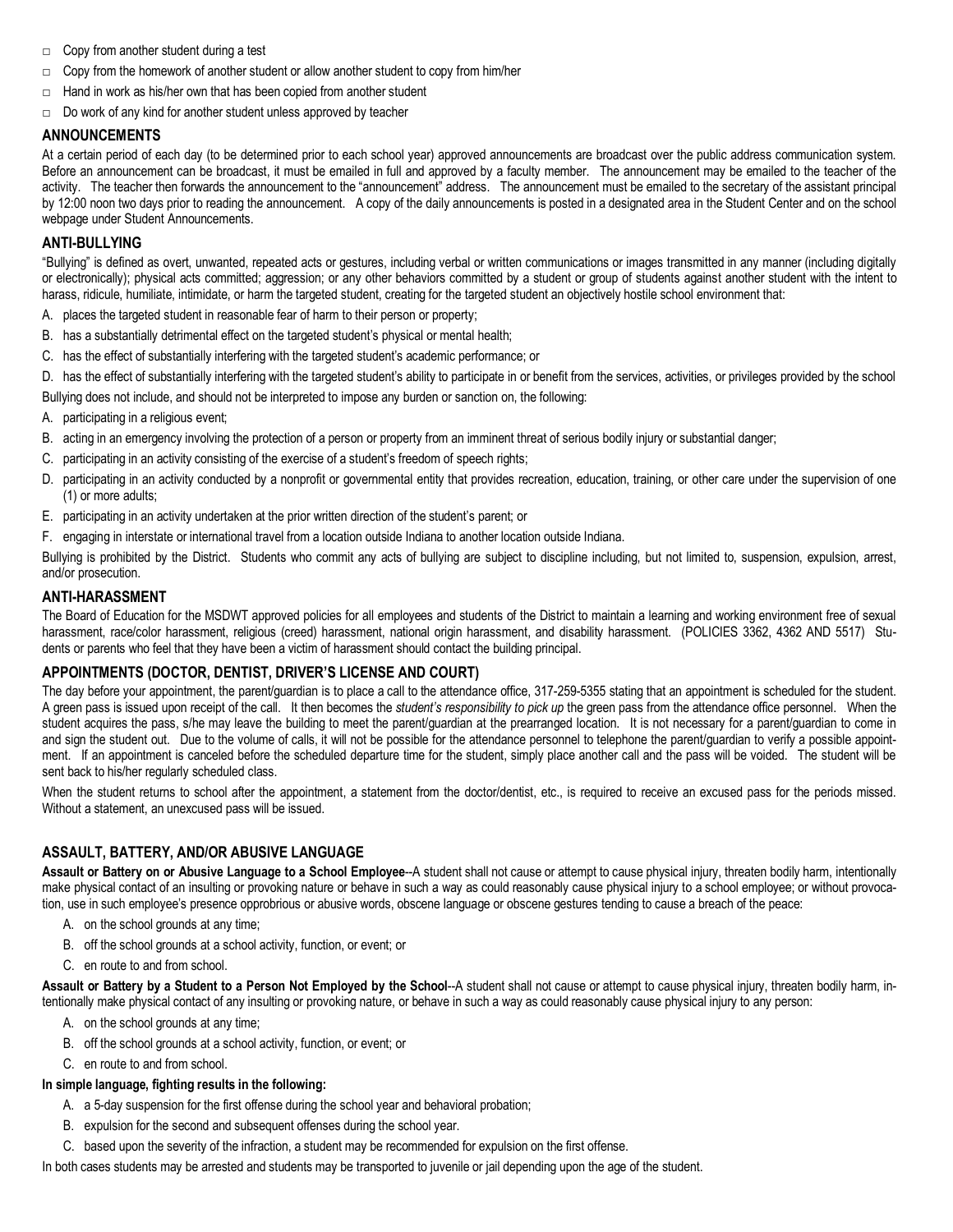- Copy from another student during a test
- Copy from the homework of another student or allow another student to copy from him/her
- Hand in work as his/her own that has been copied from another student
- Do work of any kind for another student unless approved by teacher

## ANNOUNCEMENTS

At a certain period of each day (to be determined prior to each school year) approved announcements are broadcast over the public address communication system. Before an announcement can be broadcast, it must be emailed in full and approved by a faculty member. The announcement may be emailed to the teacher of the activity. The teacher then forwards the announcement to the "announcement" address. The announcement must be emailed to the secretary of the assistant principal by 12:00 noon two days prior to reading the announcement. A copy of the daily announcements is posted in a designated area in the Student Center and on the school webpage under Student Announcements.

## ANTI-BULLYING

"Bullying" is defined as overt, unwanted, repeated acts or gestures, including verbal or written communications or images transmitted in any manner (including digitally or electronically); physical acts committed; aggression; or any other behaviors committed by a student or group of students against another student with the intent to harass, ridicule, humiliate, intimidate, or harm the targeted student, creating for the targeted student an objectively hostile school environment that:

A. places the targeted student in reasonable fear of harm to their person or property;
B. has a substantially detrimental effect on the targeted student's physical or mental health;
C. has the effect of substantially interfering with the targeted student's academic performance; or
D. has the effect of substantially interfering with the targeted student's ability to participate in or benefit from the services, activities, or privileges provided by the school

Bullying does not include, and should not be interpreted to impose any burden or sanction on, the following:

A. participating in a religious event;
B. acting in an emergency involving the protection of a person or property from an imminent threat of serious bodily injury or substantial danger;
C. participating in an activity consisting of the exercise of a student's freedom of speech rights;
D. participating in an activity conducted by a nonprofit or governmental entity that provides recreation, education, training, or other care under the supervision of one (1) or more adults;
E. participating in an activity undertaken at the prior written direction of the student's parent; or
F. engaging in interstate or international travel from a location outside Indiana to another location outside Indiana.

Bullying is prohibited by the District. Students who commit any acts of bullying are subject to discipline including, but not limited to, suspension, expulsion, arrest, and/or prosecution.

## ANTI-HARASSMENT

The Board of Education for the MSDWT approved policies for all employees and students of the District to maintain a learning and working environment free of sexual harassment, race/color harassment, religious (creed) harassment, national origin harassment, and disability harassment. (POLICIES 3362, 4362 AND 5517) Students or parents who feel that they have been a victim of harassment should contact the building principal.

## APPOINTMENTS (DOCTOR, DENTIST, DRIVER'S LICENSE AND COURT)

The day before your appointment, the parent/guardian is to place a call to the attendance office, 317-259-5355 stating that an appointment is scheduled for the student. A green pass is issued upon receipt of the call. It then becomes the *student's responsibility to pick up* the green pass from the attendance office personnel. When the student acquires the pass, s/he may leave the building to meet the parent/guardian at the prearranged location. It is not necessary for a parent/guardian to come in and sign the student out. Due to the volume of calls, it will not be possible for the attendance personnel to telephone the parent/guardian to verify a possible appointment. If an appointment is canceled before the scheduled departure time for the student, simply place another call and the pass will be voided. The student will be sent back to his/her regularly scheduled class.

When the student returns to school after the appointment, a statement from the doctor/dentist, etc., is required to receive an excused pass for the periods missed. Without a statement, an unexcused pass will be issued.

## ASSAULT, BATTERY, AND/OR ABUSIVE LANGUAGE

**Assault or Battery on or Abusive Language to a School Employee**--A student shall not cause or attempt to cause physical injury, threaten bodily harm, intentionally make physical contact of an insulting or provoking nature or behave in such a way as could reasonably cause physical injury to a school employee; or without provocation, use in such employee's presence opprobrious or abusive words, obscene language or obscene gestures tending to cause a breach of the peace:

A. on the school grounds at any time;
B. off the school grounds at a school activity, function, or event; or
C. en route to and from school.

**Assault or Battery by a Student to a Person Not Employed by the School**--A student shall not cause or attempt to cause physical injury, threaten bodily harm, intentionally make physical contact of any insulting or provoking nature, or behave in such a way as could reasonably cause physical injury to any person:

A. on the school grounds at any time;
B. off the school grounds at a school activity, function, or event; or
C. en route to and from school.

**In simple language, fighting results in the following:**

A. a 5-day suspension for the first offense during the school year and behavioral probation;
B. expulsion for the second and subsequent offenses during the school year.
C. based upon the severity of the infraction, a student may be recommended for expulsion on the first offense.

In both cases students may be arrested and students may be transported to juvenile or jail depending upon the age of the student.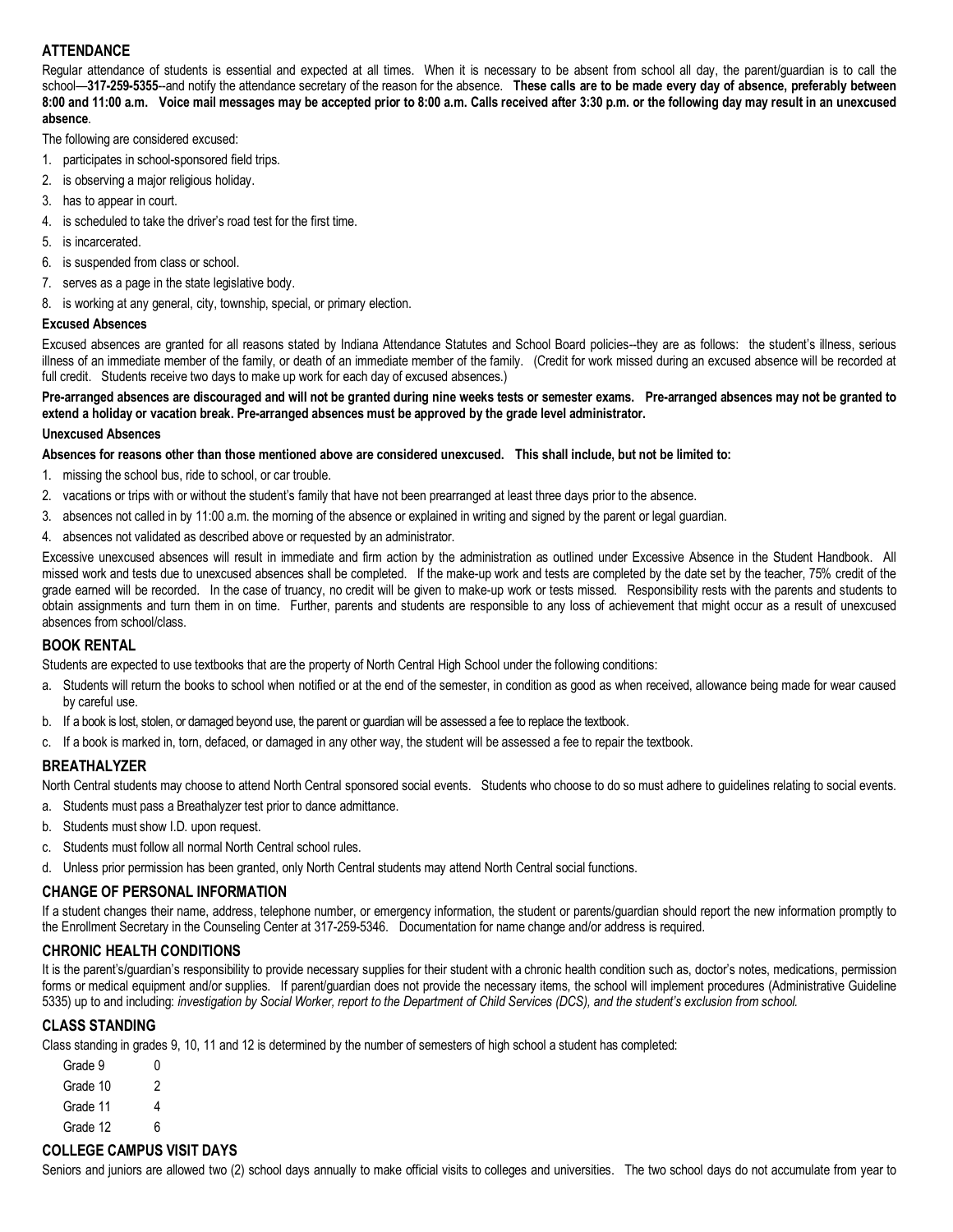## ATTENDANCE

Regular attendance of students is essential and expected at all times. When it is necessary to be absent from school all day, the parent/guardian is to call the school—**317-259-5355**--and notify the attendance secretary of the reason for the absence. **These calls are to be made every day of absence, preferably between 8:00 and 11:00 a.m. Voice mail messages may be accepted prior to 8:00 a.m. Calls received after 3:30 p.m. or the following day may result in an unexcused absence**.

The following are considered excused:

1. participates in school-sponsored field trips.
2. is observing a major religious holiday.
3. has to appear in court.
4. is scheduled to take the driver's road test for the first time.
5. is incarcerated.
6. is suspended from class or school.
7. serves as a page in the state legislative body.
8. is working at any general, city, township, special, or primary election.

### Excused Absences

Excused absences are granted for all reasons stated by Indiana Attendance Statutes and School Board policies--they are as follows: the student's illness, serious illness of an immediate member of the family, or death of an immediate member of the family. (Credit for work missed during an excused absence will be recorded at full credit. Students receive two days to make up work for each day of excused absences.)

**Pre-arranged absences are discouraged and will not be granted during nine weeks tests or semester exams. Pre-arranged absences may not be granted to extend a holiday or vacation break. Pre-arranged absences must be approved by the grade level administrator.**

### Unexcused Absences

**Absences for reasons other than those mentioned above are considered unexcused. This shall include, but not be limited to:**

1. missing the school bus, ride to school, or car trouble.
2. vacations or trips with or without the student's family that have not been prearranged at least three days prior to the absence.
3. absences not called in by 11:00 a.m. the morning of the absence or explained in writing and signed by the parent or legal guardian.
4. absences not validated as described above or requested by an administrator.

Excessive unexcused absences will result in immediate and firm action by the administration as outlined under Excessive Absence in the Student Handbook. All missed work and tests due to unexcused absences shall be completed. If the make-up work and tests are completed by the date set by the teacher, 75% credit of the grade earned will be recorded. In the case of truancy, no credit will be given to make-up work or tests missed. Responsibility rests with the parents and students to obtain assignments and turn them in on time. Further, parents and students are responsible to any loss of achievement that might occur as a result of unexcused absences from school/class.

## BOOK RENTAL

Students are expected to use textbooks that are the property of North Central High School under the following conditions:

a. Students will return the books to school when notified or at the end of the semester, in condition as good as when received, allowance being made for wear caused by careful use.
b. If a book is lost, stolen, or damaged beyond use, the parent or guardian will be assessed a fee to replace the textbook.
c. If a book is marked in, torn, defaced, or damaged in any other way, the student will be assessed a fee to repair the textbook.

## BREATHALYZER

North Central students may choose to attend North Central sponsored social events. Students who choose to do so must adhere to guidelines relating to social events.

a. Students must pass a Breathalyzer test prior to dance admittance.
b. Students must show I.D. upon request.
c. Students must follow all normal North Central school rules.
d. Unless prior permission has been granted, only North Central students may attend North Central social functions.

## CHANGE OF PERSONAL INFORMATION

If a student changes their name, address, telephone number, or emergency information, the student or parents/guardian should report the new information promptly to the Enrollment Secretary in the Counseling Center at 317-259-5346. Documentation for name change and/or address is required.

## CHRONIC HEALTH CONDITIONS

It is the parent's/guardian's responsibility to provide necessary supplies for their student with a chronic health condition such as, doctor's notes, medications, permission forms or medical equipment and/or supplies. If parent/guardian does not provide the necessary items, the school will implement procedures (Administrative Guideline 5335) up to and including: *investigation by Social Worker, report to the Department of Child Services (DCS), and the student's exclusion from school.*

## CLASS STANDING

Class standing in grades 9, 10, 11 and 12 is determined by the number of semesters of high school a student has completed:

| | |
|---|---|
| Grade 9 | 0 |
| Grade 10 | 2 |
| Grade 11 | 4 |
| Grade 12 | 6 |

## COLLEGE CAMPUS VISIT DAYS

Seniors and juniors are allowed two (2) school days annually to make official visits to colleges and universities. The two school days do not accumulate from year to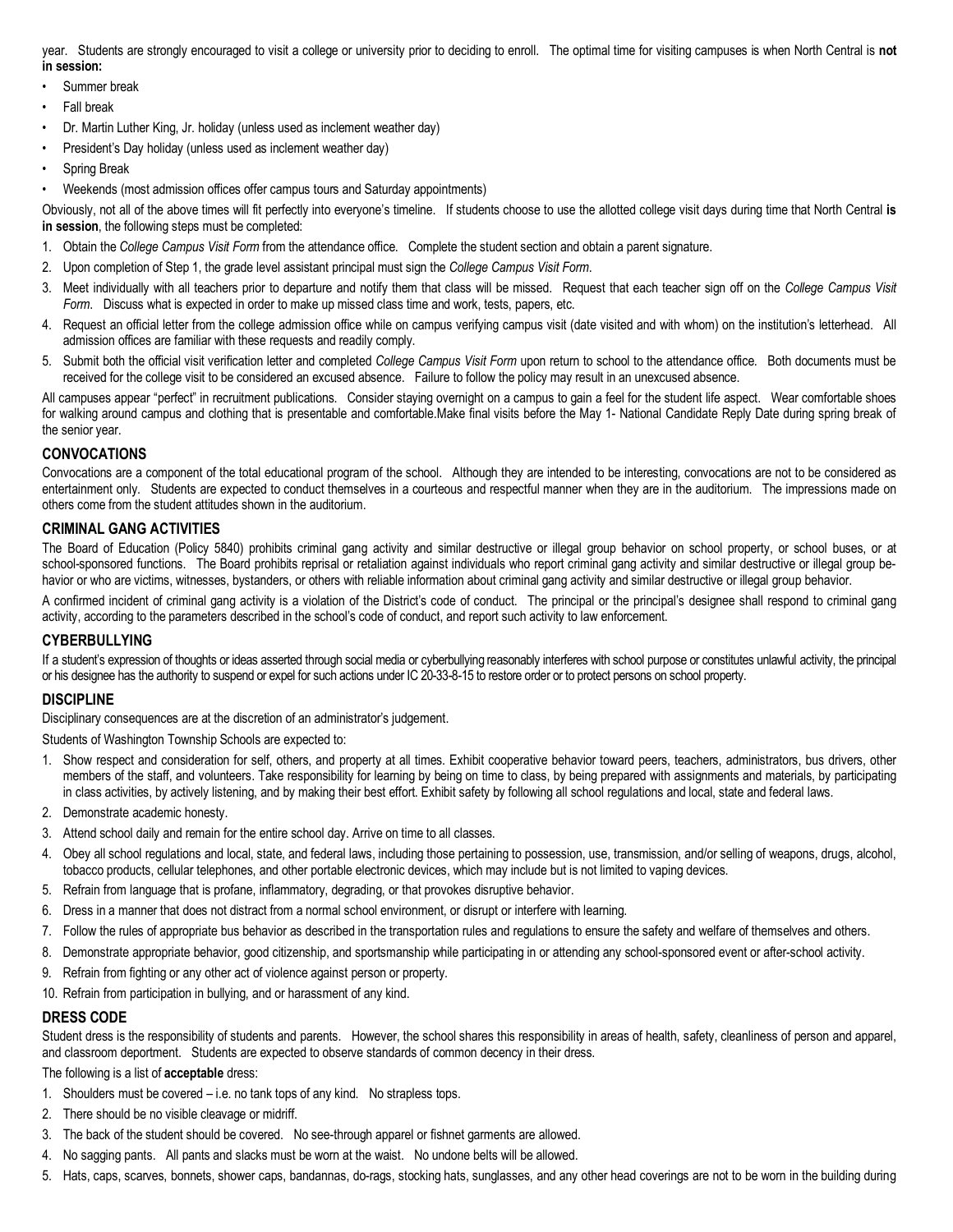year. Students are strongly encouraged to visit a college or university prior to deciding to enroll. The optimal time for visiting campuses is when North Central is **not in session:**

- Summer break
- Fall break
- Dr. Martin Luther King, Jr. holiday (unless used as inclement weather day)
- President's Day holiday (unless used as inclement weather day)
- Spring Break
- Weekends (most admission offices offer campus tours and Saturday appointments)

Obviously, not all of the above times will fit perfectly into everyone's timeline. If students choose to use the allotted college visit days during time that North Central **is in session**, the following steps must be completed:

1. Obtain the *College Campus Visit Form* from the attendance office. Complete the student section and obtain a parent signature.
2. Upon completion of Step 1, the grade level assistant principal must sign the *College Campus Visit Form*.
3. Meet individually with all teachers prior to departure and notify them that class will be missed. Request that each teacher sign off on the *College Campus Visit Form*. Discuss what is expected in order to make up missed class time and work, tests, papers, etc.
4. Request an official letter from the college admission office while on campus verifying campus visit (date visited and with whom) on the institution's letterhead. All admission offices are familiar with these requests and readily comply.
5. Submit both the official visit verification letter and completed *College Campus Visit Form* upon return to school to the attendance office. Both documents must be received for the college visit to be considered an excused absence. Failure to follow the policy may result in an unexcused absence.

All campuses appear "perfect" in recruitment publications. Consider staying overnight on a campus to gain a feel for the student life aspect. Wear comfortable shoes for walking around campus and clothing that is presentable and comfortable.Make final visits before the May 1- National Candidate Reply Date during spring break of the senior year.

### CONVOCATIONS

Convocations are a component of the total educational program of the school. Although they are intended to be interesting, convocations are not to be considered as entertainment only. Students are expected to conduct themselves in a courteous and respectful manner when they are in the auditorium. The impressions made on others come from the student attitudes shown in the auditorium.

### CRIMINAL GANG ACTIVITIES

The Board of Education (Policy 5840) prohibits criminal gang activity and similar destructive or illegal group behavior on school property, or school buses, or at school-sponsored functions. The Board prohibits reprisal or retaliation against individuals who report criminal gang activity and similar destructive or illegal group behavior or who are victims, witnesses, bystanders, or others with reliable information about criminal gang activity and similar destructive or illegal group behavior.

A confirmed incident of criminal gang activity is a violation of the District's code of conduct. The principal or the principal's designee shall respond to criminal gang activity, according to the parameters described in the school's code of conduct, and report such activity to law enforcement.

### CYBERBULLYING

If a student's expression of thoughts or ideas asserted through social media or cyberbullying reasonably interferes with school purpose or constitutes unlawful activity, the principal or his designee has the authority to suspend or expel for such actions under IC 20-33-8-15 to restore order or to protect persons on school property.

### DISCIPLINE

Disciplinary consequences are at the discretion of an administrator's judgement.

Students of Washington Township Schools are expected to:

1. Show respect and consideration for self, others, and property at all times. Exhibit cooperative behavior toward peers, teachers, administrators, bus drivers, other members of the staff, and volunteers. Take responsibility for learning by being on time to class, by being prepared with assignments and materials, by participating in class activities, by actively listening, and by making their best effort. Exhibit safety by following all school regulations and local, state and federal laws.
2. Demonstrate academic honesty.
3. Attend school daily and remain for the entire school day. Arrive on time to all classes.
4. Obey all school regulations and local, state, and federal laws, including those pertaining to possession, use, transmission, and/or selling of weapons, drugs, alcohol, tobacco products, cellular telephones, and other portable electronic devices, which may include but is not limited to vaping devices.
5. Refrain from language that is profane, inflammatory, degrading, or that provokes disruptive behavior.
6. Dress in a manner that does not distract from a normal school environment, or disrupt or interfere with learning.
7. Follow the rules of appropriate bus behavior as described in the transportation rules and regulations to ensure the safety and welfare of themselves and others.
8. Demonstrate appropriate behavior, good citizenship, and sportsmanship while participating in or attending any school-sponsored event or after-school activity.
9. Refrain from fighting or any other act of violence against person or property.
10. Refrain from participation in bullying, and or harassment of any kind.

### DRESS CODE

Student dress is the responsibility of students and parents. However, the school shares this responsibility in areas of health, safety, cleanliness of person and apparel, and classroom deportment. Students are expected to observe standards of common decency in their dress.

The following is a list of **acceptable** dress:

1. Shoulders must be covered – i.e. no tank tops of any kind. No strapless tops.
2. There should be no visible cleavage or midriff.
3. The back of the student should be covered. No see-through apparel or fishnet garments are allowed.
4. No sagging pants. All pants and slacks must be worn at the waist. No undone belts will be allowed.
5. Hats, caps, scarves, bonnets, shower caps, bandannas, do-rags, stocking hats, sunglasses, and any other head coverings are not to be worn in the building during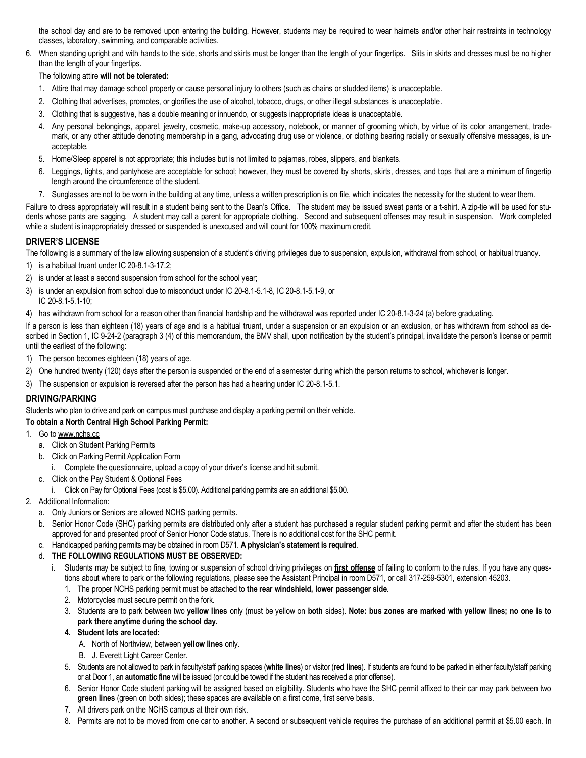the school day and are to be removed upon entering the building. However, students may be required to wear hairnets and/or other hair restraints in technology classes, laboratory, swimming, and comparable activities.

6. When standing upright and with hands to the side, shorts and skirts must be longer than the length of your fingertips. Slits in skirts and dresses must be no higher than the length of your fingertips.

   The following attire **will not be tolerated:**

   1. Attire that may damage school property or cause personal injury to others (such as chains or studded items) is unacceptable.
   2. Clothing that advertises, promotes, or glorifies the use of alcohol, tobacco, drugs, or other illegal substances is unacceptable.
   3. Clothing that is suggestive, has a double meaning or innuendo, or suggests inappropriate ideas is unacceptable.
   4. Any personal belongings, apparel, jewelry, cosmetic, make-up accessory, notebook, or manner of grooming which, by virtue of its color arrangement, trademark, or any other attitude denoting membership in a gang, advocating drug use or violence, or clothing bearing racially or sexually offensive messages, is unacceptable.
   5. Home/Sleep apparel is not appropriate; this includes but is not limited to pajamas, robes, slippers, and blankets.
   6. Leggings, tights, and pantyhose are acceptable for school; however, they must be covered by shorts, skirts, dresses, and tops that are a minimum of fingertip length around the circumference of the student.
   7. Sunglasses are not to be worn in the building at any time, unless a written prescription is on file, which indicates the necessity for the student to wear them.

Failure to dress appropriately will result in a student being sent to the Dean's Office. The student may be issued sweat pants or a t-shirt. A zip-tie will be used for students whose pants are sagging. A student may call a parent for appropriate clothing. Second and subsequent offenses may result in suspension. Work completed while a student is inappropriately dressed or suspended is unexcused and will count for 100% maximum credit.

## DRIVER'S LICENSE

The following is a summary of the law allowing suspension of a student's driving privileges due to suspension, expulsion, withdrawal from school, or habitual truancy.

1) is a habitual truant under IC 20-8.1-3-17.2;
2) is under at least a second suspension from school for the school year;
3) is under an expulsion from school due to misconduct under IC 20-8.1-5.1-8, IC 20-8.1-5.1-9, or IC 20-8.1-5.1-10;
4) has withdrawn from school for a reason other than financial hardship and the withdrawal was reported under IC 20-8.1-3-24 (a) before graduating.

If a person is less than eighteen (18) years of age and is a habitual truant, under a suspension or an expulsion or an exclusion, or has withdrawn from school as described in Section 1, IC 9-24-2 (paragraph 3 (4) of this memorandum, the BMV shall, upon notification by the student's principal, invalidate the person's license or permit until the earliest of the following:

1) The person becomes eighteen (18) years of age.
2) One hundred twenty (120) days after the person is suspended or the end of a semester during which the person returns to school, whichever is longer.
3) The suspension or expulsion is reversed after the person has had a hearing under IC 20-8.1-5.1.

## DRIVING/PARKING

Students who plan to drive and park on campus must purchase and display a parking permit on their vehicle.

**To obtain a North Central High School Parking Permit:**

1. Go to www.nchs.cc
   a. Click on Student Parking Permits
   b. Click on Parking Permit Application Form
      i. Complete the questionnaire, upload a copy of your driver's license and hit submit.
   c. Click on the Pay Student & Optional Fees
      i. Click on Pay for Optional Fees (cost is $5.00). Additional parking permits are an additional $5.00.
2. Additional Information:
   a. Only Juniors or Seniors are allowed NCHS parking permits.
   b. Senior Honor Code (SHC) parking permits are distributed only after a student has purchased a regular student parking permit and after the student has been approved for and presented proof of Senior Honor Code status. There is no additional cost for the SHC permit.
   c. Handicapped parking permits may be obtained in room D571. **A physician's statement is required**.
   d. **THE FOLLOWING REGULATIONS MUST BE OBSERVED:**
      i. Students may be subject to fine, towing or suspension of school driving privileges on **first offense** of failing to conform to the rules. If you have any questions about where to park or the following regulations, please see the Assistant Principal in room D571, or call 317-259-5301, extension 45203.
         1. The proper NCHS parking permit must be attached to **the rear windshield, lower passenger side**.
         2. Motorcycles must secure permit on the fork.
         3. Students are to park between two **yellow lines** only (must be yellow on **both** sides). **Note: bus zones are marked with yellow lines; no one is to park there anytime during the school day.**
         4. **Student lots are located:**
            A. North of Northview, between **yellow lines** only.
            B. J. Everett Light Career Center.
         5. Students are not allowed to park in faculty/staff parking spaces (**white lines**) or visitor (**red lines**). If students are found to be parked in either faculty/staff parking or at Door 1, an **automatic fine** will be issued (or could be towed if the student has received a prior offense).
         6. Senior Honor Code student parking will be assigned based on eligibility. Students who have the SHC permit affixed to their car may park between two **green lines** (green on both sides); these spaces are available on a first come, first serve basis.
         7. All drivers park on the NCHS campus at their own risk.
         8. Permits are not to be moved from one car to another. A second or subsequent vehicle requires the purchase of an additional permit at $5.00 each. In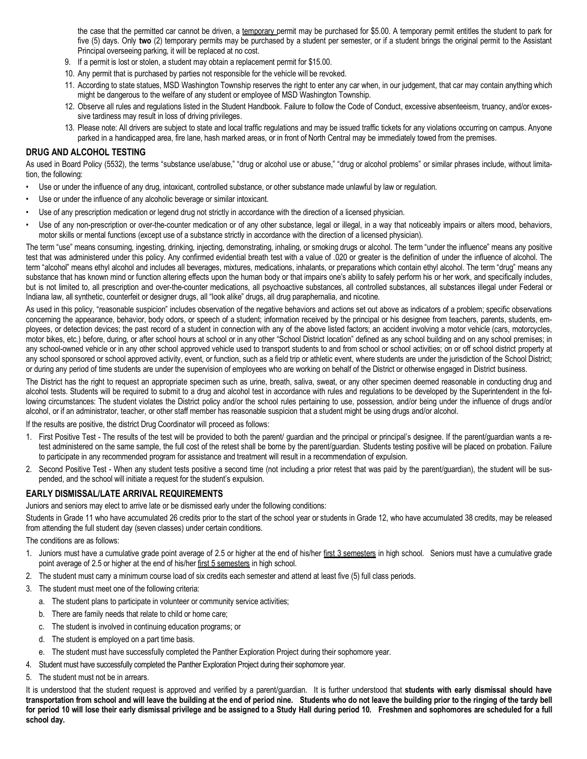the case that the permitted car cannot be driven, a temporary permit may be purchased for $5.00. A temporary permit entitles the student to park for five (5) days. Only **two** (2) temporary permits may be purchased by a student per semester, or if a student brings the original permit to the Assistant Principal overseeing parking, it will be replaced at no cost.

9. If a permit is lost or stolen, a student may obtain a replacement permit for $15.00.
10. Any permit that is purchased by parties not responsible for the vehicle will be revoked.
11. According to state statues, MSD Washington Township reserves the right to enter any car when, in our judgement, that car may contain anything which might be dangerous to the welfare of any student or employee of MSD Washington Township.
12. Observe all rules and regulations listed in the Student Handbook. Failure to follow the Code of Conduct, excessive absenteeism, truancy, and/or excessive tardiness may result in loss of driving privileges.
13. Please note: All drivers are subject to state and local traffic regulations and may be issued traffic tickets for any violations occurring on campus. Anyone parked in a handicapped area, fire lane, hash marked areas, or in front of North Central may be immediately towed from the premises.

## DRUG AND ALCOHOL TESTING

As used in Board Policy (5532), the terms "substance use/abuse," "drug or alcohol use or abuse," "drug or alcohol problems" or similar phrases include, without limitation, the following:

- Use or under the influence of any drug, intoxicant, controlled substance, or other substance made unlawful by law or regulation.
- Use or under the influence of any alcoholic beverage or similar intoxicant.
- Use of any prescription medication or legend drug not strictly in accordance with the direction of a licensed physician.
- Use of any non-prescription or over-the-counter medication or of any other substance, legal or illegal, in a way that noticeably impairs or alters mood, behaviors, motor skills or mental functions (except use of a substance strictly in accordance with the direction of a licensed physician).

The term "use" means consuming, ingesting, drinking, injecting, demonstrating, inhaling, or smoking drugs or alcohol. The term "under the influence" means any positive test that was administered under this policy. Any confirmed evidential breath test with a value of .020 or greater is the definition of under the influence of alcohol. The term "alcohol" means ethyl alcohol and includes all beverages, mixtures, medications, inhalants, or preparations which contain ethyl alcohol. The term "drug" means any substance that has known mind or function altering effects upon the human body or that impairs one's ability to safely perform his or her work, and specifically includes, but is not limited to, all prescription and over-the-counter medications, all psychoactive substances, all controlled substances, all substances illegal under Federal or Indiana law, all synthetic, counterfeit or designer drugs, all "look alike" drugs, all drug paraphernalia, and nicotine.

As used in this policy, "reasonable suspicion" includes observation of the negative behaviors and actions set out above as indicators of a problem; specific observations concerning the appearance, behavior, body odors, or speech of a student; information received by the principal or his designee from teachers, parents, students, employees, or detection devices; the past record of a student in connection with any of the above listed factors; an accident involving a motor vehicle (cars, motorcycles, motor bikes, etc.) before, during, or after school hours at school or in any other "School District location" defined as any school building and on any school premises; in any school-owned vehicle or in any other school approved vehicle used to transport students to and from school or school activities; on or off school district property at any school sponsored or school approved activity, event, or function, such as a field trip or athletic event, where students are under the jurisdiction of the School District; or during any period of time students are under the supervision of employees who are working on behalf of the District or otherwise engaged in District business.

The District has the right to request an appropriate specimen such as urine, breath, saliva, sweat, or any other specimen deemed reasonable in conducting drug and alcohol tests. Students will be required to submit to a drug and alcohol test in accordance with rules and regulations to be developed by the Superintendent in the following circumstances: The student violates the District policy and/or the school rules pertaining to use, possession, and/or being under the influence of drugs and/or alcohol, or if an administrator, teacher, or other staff member has reasonable suspicion that a student might be using drugs and/or alcohol.

If the results are positive, the district Drug Coordinator will proceed as follows:

1. First Positive Test - The results of the test will be provided to both the parent/ guardian and the principal or principal's designee. If the parent/guardian wants a retest administered on the same sample, the full cost of the retest shall be borne by the parent/guardian. Students testing positive will be placed on probation. Failure to participate in any recommended program for assistance and treatment will result in a recommendation of expulsion.
2. Second Positive Test - When any student tests positive a second time (not including a prior retest that was paid by the parent/guardian), the student will be suspended, and the school will initiate a request for the student's expulsion.

## EARLY DISMISSAL/LATE ARRIVAL REQUIREMENTS

Juniors and seniors may elect to arrive late or be dismissed early under the following conditions:

Students in Grade 11 who have accumulated 26 credits prior to the start of the school year or students in Grade 12, who have accumulated 38 credits, may be released from attending the full student day (seven classes) under certain conditions.

The conditions are as follows:

1. Juniors must have a cumulative grade point average of 2.5 or higher at the end of his/her first 3 semesters in high school. Seniors must have a cumulative grade point average of 2.5 or higher at the end of his/her first 5 semesters in high school.
2. The student must carry a minimum course load of six credits each semester and attend at least five (5) full class periods.
3. The student must meet one of the following criteria:
   a. The student plans to participate in volunteer or community service activities;
   b. There are family needs that relate to child or home care;
   c. The student is involved in continuing education programs; or
   d. The student is employed on a part time basis.
   e. The student must have successfully completed the Panther Exploration Project during their sophomore year.
4. Student must have successfully completed the Panther Exploration Project during their sophomore year.
5. The student must not be in arrears.

It is understood that the student request is approved and verified by a parent/guardian. It is further understood that **students with early dismissal should have transportation from school and will leave the building at the end of period nine. Students who do not leave the building prior to the ringing of the tardy bell for period 10 will lose their early dismissal privilege and be assigned to a Study Hall during period 10. Freshmen and sophomores are scheduled for a full school day.**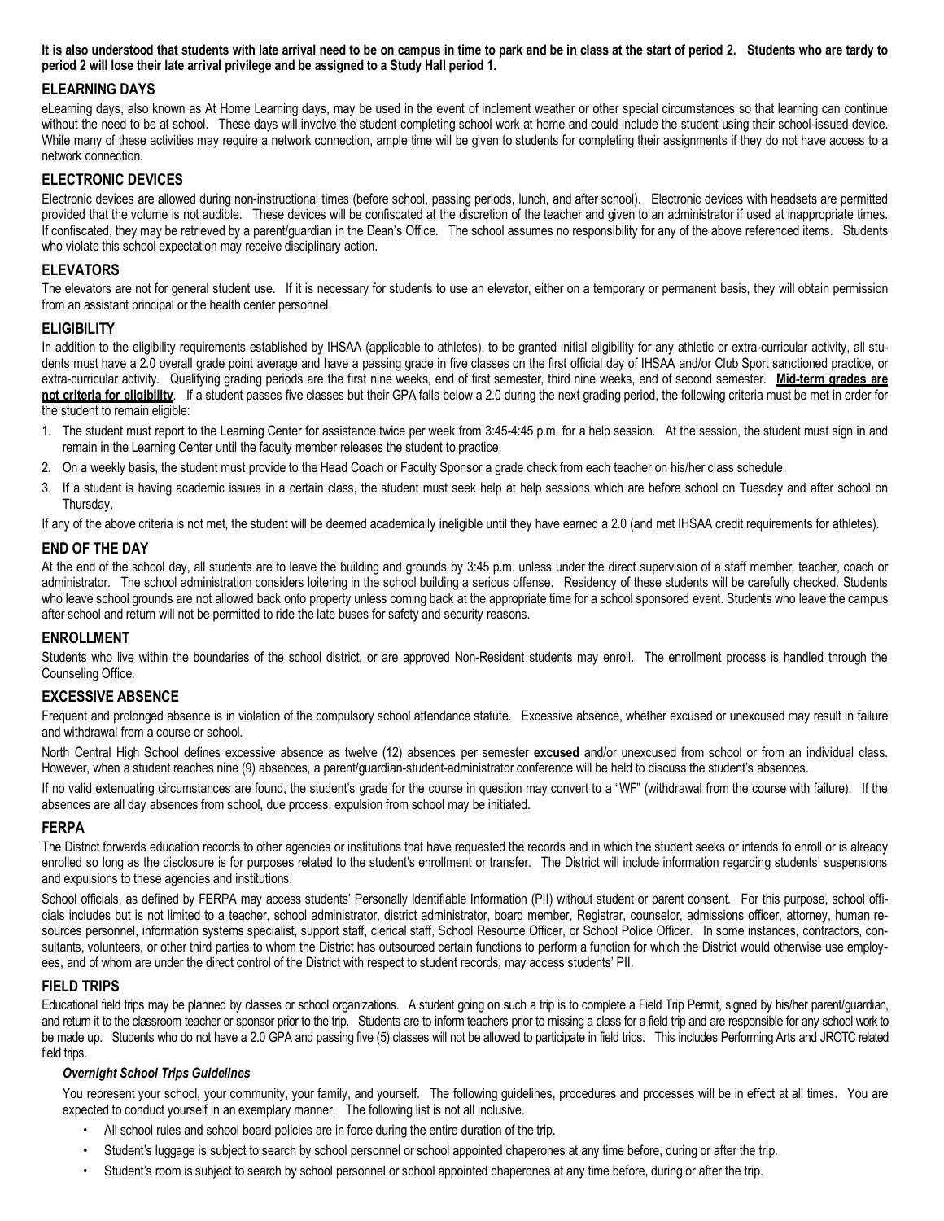**It is also understood that students with late arrival need to be on campus in time to park and be in class at the start of period 2. Students who are tardy to period 2 will lose their late arrival privilege and be assigned to a Study Hall period 1.**

## ELEARNING DAYS

eLearning days, also known as At Home Learning days, may be used in the event of inclement weather or other special circumstances so that learning can continue without the need to be at school. These days will involve the student completing school work at home and could include the student using their school-issued device. While many of these activities may require a network connection, ample time will be given to students for completing their assignments if they do not have access to a network connection.

## ELECTRONIC DEVICES

Electronic devices are allowed during non-instructional times (before school, passing periods, lunch, and after school). Electronic devices with headsets are permitted provided that the volume is not audible. These devices will be confiscated at the discretion of the teacher and given to an administrator if used at inappropriate times. If confiscated, they may be retrieved by a parent/guardian in the Dean's Office. The school assumes no responsibility for any of the above referenced items. Students who violate this school expectation may receive disciplinary action.

## ELEVATORS

The elevators are not for general student use. If it is necessary for students to use an elevator, either on a temporary or permanent basis, they will obtain permission from an assistant principal or the health center personnel.

## ELIGIBILITY

In addition to the eligibility requirements established by IHSAA (applicable to athletes), to be granted initial eligibility for any athletic or extra-curricular activity, all students must have a 2.0 overall grade point average and have a passing grade in five classes on the first official day of IHSAA and/or Club Sport sanctioned practice, or extra-curricular activity. Qualifying grading periods are the first nine weeks, end of first semester, third nine weeks, end of second semester. **Mid-term grades are not criteria for eligibility**. If a student passes five classes but their GPA falls below a 2.0 during the next grading period, the following criteria must be met in order for the student to remain eligible:

1. The student must report to the Learning Center for assistance twice per week from 3:45-4:45 p.m. for a help session. At the session, the student must sign in and remain in the Learning Center until the faculty member releases the student to practice.
2. On a weekly basis, the student must provide to the Head Coach or Faculty Sponsor a grade check from each teacher on his/her class schedule.
3. If a student is having academic issues in a certain class, the student must seek help at help sessions which are before school on Tuesday and after school on Thursday.

If any of the above criteria is not met, the student will be deemed academically ineligible until they have earned a 2.0 (and met IHSAA credit requirements for athletes).

## END OF THE DAY

At the end of the school day, all students are to leave the building and grounds by 3:45 p.m. unless under the direct supervision of a staff member, teacher, coach or administrator. The school administration considers loitering in the school building a serious offense. Residency of these students will be carefully checked. Students who leave school grounds are not allowed back onto property unless coming back at the appropriate time for a school sponsored event. Students who leave the campus after school and return will not be permitted to ride the late buses for safety and security reasons.

## ENROLLMENT

Students who live within the boundaries of the school district, or are approved Non-Resident students may enroll. The enrollment process is handled through the Counseling Office.

## EXCESSIVE ABSENCE

Frequent and prolonged absence is in violation of the compulsory school attendance statute. Excessive absence, whether excused or unexcused may result in failure and withdrawal from a course or school.

North Central High School defines excessive absence as twelve (12) absences per semester **excused** and/or unexcused from school or from an individual class. However, when a student reaches nine (9) absences, a parent/guardian-student-administrator conference will be held to discuss the student's absences.

If no valid extenuating circumstances are found, the student's grade for the course in question may convert to a "WF" (withdrawal from the course with failure). If the absences are all day absences from school, due process, expulsion from school may be initiated.

## FERPA

The District forwards education records to other agencies or institutions that have requested the records and in which the student seeks or intends to enroll or is already enrolled so long as the disclosure is for purposes related to the student's enrollment or transfer. The District will include information regarding students' suspensions and expulsions to these agencies and institutions.

School officials, as defined by FERPA may access students' Personally Identifiable Information (PII) without student or parent consent. For this purpose, school officials includes but is not limited to a teacher, school administrator, district administrator, board member, Registrar, counselor, admissions officer, attorney, human resources personnel, information systems specialist, support staff, clerical staff, School Resource Officer, or School Police Officer. In some instances, contractors, consultants, volunteers, or other third parties to whom the District has outsourced certain functions to perform a function for which the District would otherwise use employees, and of whom are under the direct control of the District with respect to student records, may access students' PII.

## FIELD TRIPS

Educational field trips may be planned by classes or school organizations. A student going on such a trip is to complete a Field Trip Permit, signed by his/her parent/guardian, and return it to the classroom teacher or sponsor prior to the trip. Students are to inform teachers prior to missing a class for a field trip and are responsible for any school work to be made up. Students who do not have a 2.0 GPA and passing five (5) classes will not be allowed to participate in field trips. This includes Performing Arts and JROTC related field trips.

### *Overnight School Trips Guidelines*

You represent your school, your community, your family, and yourself. The following guidelines, procedures and processes will be in effect at all times. You are expected to conduct yourself in an exemplary manner. The following list is not all inclusive.

- All school rules and school board policies are in force during the entire duration of the trip.
- Student's luggage is subject to search by school personnel or school appointed chaperones at any time before, during or after the trip.
- Student's room is subject to search by school personnel or school appointed chaperones at any time before, during or after the trip.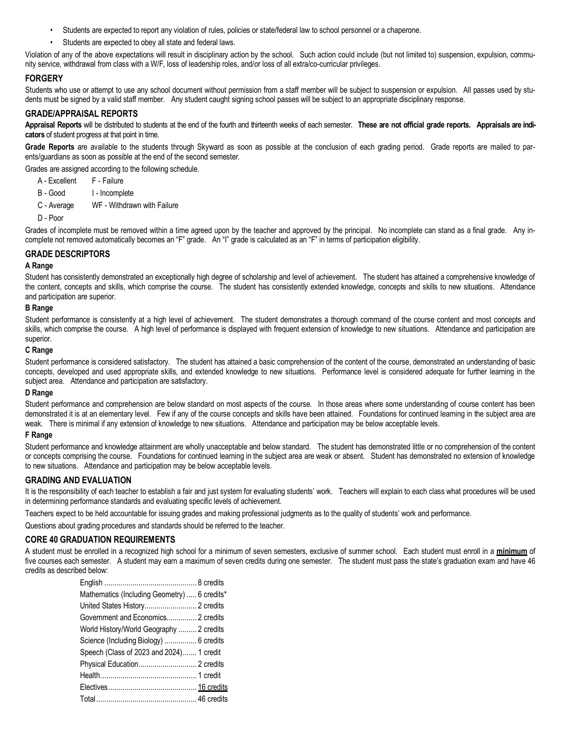- Students are expected to report any violation of rules, policies or state/federal law to school personnel or a chaperone.
- Students are expected to obey all state and federal laws.

Violation of any of the above expectations will result in disciplinary action by the school. Such action could include (but not limited to) suspension, expulsion, community service, withdrawal from class with a W/F, loss of leadership roles, and/or loss of all extra/co-curricular privileges.

## FORGERY

Students who use or attempt to use any school document without permission from a staff member will be subject to suspension or expulsion. All passes used by students must be signed by a valid staff member. Any student caught signing school passes will be subject to an appropriate disciplinary response.

## GRADE/APPRAISAL REPORTS

**Appraisal Reports** will be distributed to students at the end of the fourth and thirteenth weeks of each semester. **These are not official grade reports. Appraisals are indicators** of student progress at that point in time.

**Grade Reports** are available to the students through Skyward as soon as possible at the conclusion of each grading period. Grade reports are mailed to parents/guardians as soon as possible at the end of the second semester.

Grades are assigned according to the following schedule.

| | |
|---|---|
| A - Excellent | F - Failure |
| B - Good | I - Incomplete |
| C - Average | WF - Withdrawn with Failure |
| D - Poor | |

Grades of incomplete must be removed within a time agreed upon by the teacher and approved by the principal. No incomplete can stand as a final grade. Any incomplete not removed automatically becomes an "F" grade. An "I" grade is calculated as an "F" in terms of participation eligibility.

## GRADE DESCRIPTORS

### A Range

Student has consistently demonstrated an exceptionally high degree of scholarship and level of achievement. The student has attained a comprehensive knowledge of the content, concepts and skills, which comprise the course. The student has consistently extended knowledge, concepts and skills to new situations. Attendance and participation are superior.

### B Range

Student performance is consistently at a high level of achievement. The student demonstrates a thorough command of the course content and most concepts and skills, which comprise the course. A high level of performance is displayed with frequent extension of knowledge to new situations. Attendance and participation are superior.

### C Range

Student performance is considered satisfactory. The student has attained a basic comprehension of the content of the course, demonstrated an understanding of basic concepts, developed and used appropriate skills, and extended knowledge to new situations. Performance level is considered adequate for further learning in the subject area. Attendance and participation are satisfactory.

### D Range

Student performance and comprehension are below standard on most aspects of the course. In those areas where some understanding of course content has been demonstrated it is at an elementary level. Few if any of the course concepts and skills have been attained. Foundations for continued learning in the subject area are weak. There is minimal if any extension of knowledge to new situations. Attendance and participation may be below acceptable levels.

### F Range

Student performance and knowledge attainment are wholly unacceptable and below standard. The student has demonstrated little or no comprehension of the content or concepts comprising the course. Foundations for continued learning in the subject area are weak or absent. Student has demonstrated no extension of knowledge to new situations. Attendance and participation may be below acceptable levels.

## GRADING AND EVALUATION

It is the responsibility of each teacher to establish a fair and just system for evaluating students' work. Teachers will explain to each class what procedures will be used in determining performance standards and evaluating specific levels of achievement.

Teachers expect to be held accountable for issuing grades and making professional judgments as to the quality of students' work and performance.

Questions about grading procedures and standards should be referred to the teacher.

## CORE 40 GRADUATION REQUIREMENTS

A student must be enrolled in a recognized high school for a minimum of seven semesters, exclusive of summer school. Each student must enroll in a **minimum** of five courses each semester. A student may earn a maximum of seven credits during one semester. The student must pass the state's graduation exam and have 46 credits as described below:

| Subject | Credits |
|---|---|
| English | 8 credits |
| Mathematics (Including Geometry) | 6 credits* |
| United States History | 2 credits |
| Government and Economics | 2 credits |
| World History/World Geography | 2 credits |
| Science (Including Biology) | 6 credits |
| Speech (Class of 2023 and 2024) | 1 credit |
| Physical Education | 2 credits |
| Health | 1 credit |
| Electives | 16 credits |
| Total | 46 credits |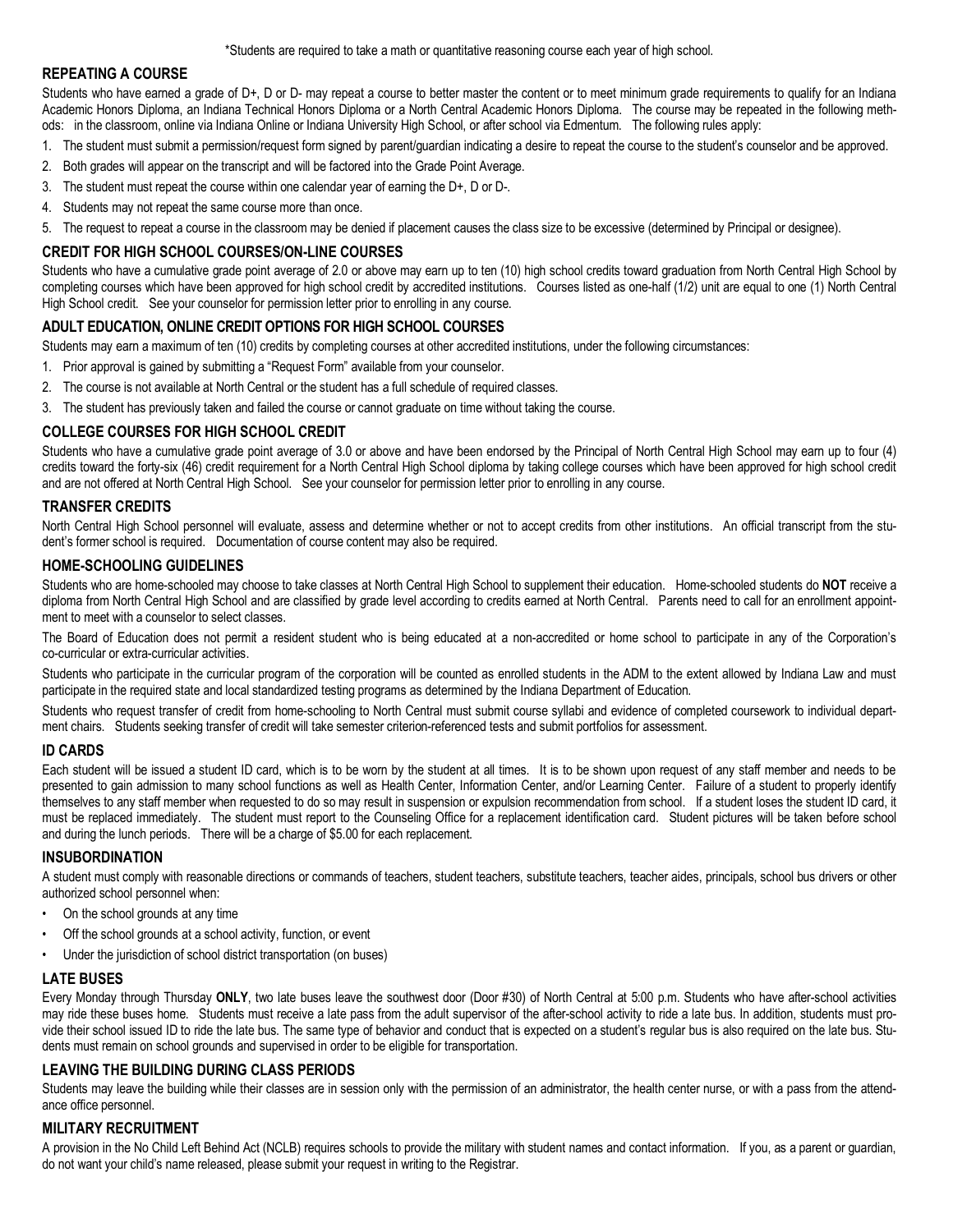*Students are required to take a math or quantitative reasoning course each year of high school.

## REPEATING A COURSE

Students who have earned a grade of D+, D or D- may repeat a course to better master the content or to meet minimum grade requirements to qualify for an Indiana Academic Honors Diploma, an Indiana Technical Honors Diploma or a North Central Academic Honors Diploma. The course may be repeated in the following methods: in the classroom, online via Indiana Online or Indiana University High School, or after school via Edmentum. The following rules apply:

1. The student must submit a permission/request form signed by parent/guardian indicating a desire to repeat the course to the student's counselor and be approved.
2. Both grades will appear on the transcript and will be factored into the Grade Point Average.
3. The student must repeat the course within one calendar year of earning the D+, D or D-.
4. Students may not repeat the same course more than once.
5. The request to repeat a course in the classroom may be denied if placement causes the class size to be excessive (determined by Principal or designee).

## CREDIT FOR HIGH SCHOOL COURSES/ON-LINE COURSES

Students who have a cumulative grade point average of 2.0 or above may earn up to ten (10) high school credits toward graduation from North Central High School by completing courses which have been approved for high school credit by accredited institutions. Courses listed as one-half (1/2) unit are equal to one (1) North Central High School credit. See your counselor for permission letter prior to enrolling in any course.

## ADULT EDUCATION, ONLINE CREDIT OPTIONS FOR HIGH SCHOOL COURSES

Students may earn a maximum of ten (10) credits by completing courses at other accredited institutions, under the following circumstances:

1. Prior approval is gained by submitting a "Request Form" available from your counselor.
2. The course is not available at North Central or the student has a full schedule of required classes.
3. The student has previously taken and failed the course or cannot graduate on time without taking the course.

## COLLEGE COURSES FOR HIGH SCHOOL CREDIT

Students who have a cumulative grade point average of 3.0 or above and have been endorsed by the Principal of North Central High School may earn up to four (4) credits toward the forty-six (46) credit requirement for a North Central High School diploma by taking college courses which have been approved for high school credit and are not offered at North Central High School. See your counselor for permission letter prior to enrolling in any course.

## TRANSFER CREDITS

North Central High School personnel will evaluate, assess and determine whether or not to accept credits from other institutions. An official transcript from the student's former school is required. Documentation of course content may also be required.

## HOME-SCHOOLING GUIDELINES

Students who are home-schooled may choose to take classes at North Central High School to supplement their education. Home-schooled students do **NOT** receive a diploma from North Central High School and are classified by grade level according to credits earned at North Central. Parents need to call for an enrollment appointment to meet with a counselor to select classes.

The Board of Education does not permit a resident student who is being educated at a non-accredited or home school to participate in any of the Corporation's co-curricular or extra-curricular activities.

Students who participate in the curricular program of the corporation will be counted as enrolled students in the ADM to the extent allowed by Indiana Law and must participate in the required state and local standardized testing programs as determined by the Indiana Department of Education.

Students who request transfer of credit from home-schooling to North Central must submit course syllabi and evidence of completed coursework to individual department chairs. Students seeking transfer of credit will take semester criterion-referenced tests and submit portfolios for assessment.

## ID CARDS

Each student will be issued a student ID card, which is to be worn by the student at all times. It is to be shown upon request of any staff member and needs to be presented to gain admission to many school functions as well as Health Center, Information Center, and/or Learning Center. Failure of a student to properly identify themselves to any staff member when requested to do so may result in suspension or expulsion recommendation from school. If a student loses the student ID card, it must be replaced immediately. The student must report to the Counseling Office for a replacement identification card. Student pictures will be taken before school and during the lunch periods. There will be a charge of $5.00 for each replacement.

## INSUBORDINATION

A student must comply with reasonable directions or commands of teachers, student teachers, substitute teachers, teacher aides, principals, school bus drivers or other authorized school personnel when:

- On the school grounds at any time
- Off the school grounds at a school activity, function, or event
- Under the jurisdiction of school district transportation (on buses)

## LATE BUSES

Every Monday through Thursday **ONLY**, two late buses leave the southwest door (Door #30) of North Central at 5:00 p.m. Students who have after-school activities may ride these buses home. Students must receive a late pass from the adult supervisor of the after-school activity to ride a late bus. In addition, students must provide their school issued ID to ride the late bus. The same type of behavior and conduct that is expected on a student's regular bus is also required on the late bus. Students must remain on school grounds and supervised in order to be eligible for transportation.

## LEAVING THE BUILDING DURING CLASS PERIODS

Students may leave the building while their classes are in session only with the permission of an administrator, the health center nurse, or with a pass from the attendance office personnel.

## MILITARY RECRUITMENT

A provision in the No Child Left Behind Act (NCLB) requires schools to provide the military with student names and contact information. If you, as a parent or guardian, do not want your child's name released, please submit your request in writing to the Registrar.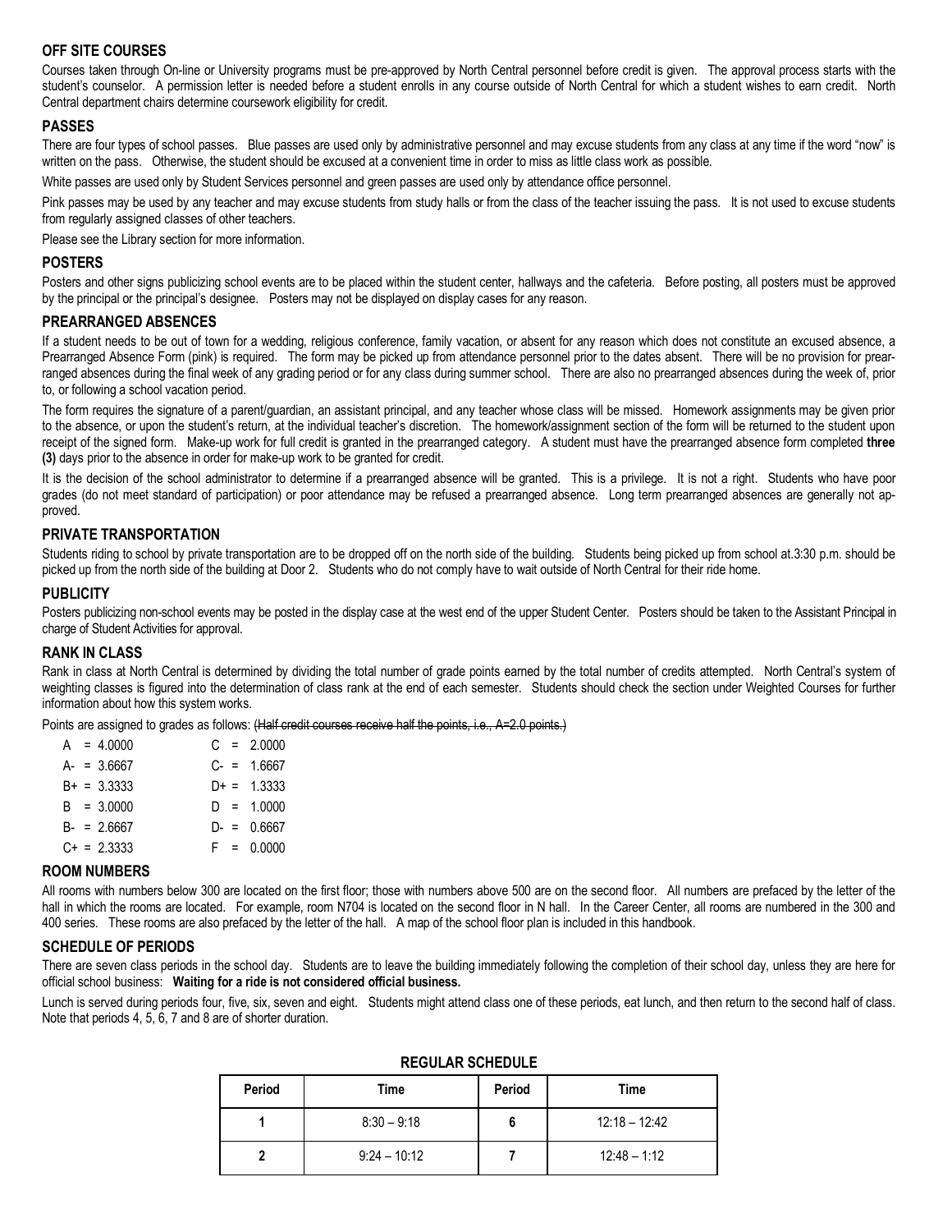## OFF SITE COURSES

Courses taken through On-line or University programs must be pre-approved by North Central personnel before credit is given. The approval process starts with the student's counselor. A permission letter is needed before a student enrolls in any course outside of North Central for which a student wishes to earn credit. North Central department chairs determine coursework eligibility for credit.

## PASSES

There are four types of school passes. Blue passes are used only by administrative personnel and may excuse students from any class at any time if the word "now" is written on the pass. Otherwise, the student should be excused at a convenient time in order to miss as little class work as possible.

White passes are used only by Student Services personnel and green passes are used only by attendance office personnel.

Pink passes may be used by any teacher and may excuse students from study halls or from the class of the teacher issuing the pass. It is not used to excuse students from regularly assigned classes of other teachers.

Please see the Library section for more information.

## POSTERS

Posters and other signs publicizing school events are to be placed within the student center, hallways and the cafeteria. Before posting, all posters must be approved by the principal or the principal's designee. Posters may not be displayed on display cases for any reason.

## PREARRANGED ABSENCES

If a student needs to be out of town for a wedding, religious conference, family vacation, or absent for any reason which does not constitute an excused absence, a Prearranged Absence Form (pink) is required. The form may be picked up from attendance personnel prior to the dates absent. There will be no provision for prearranged absences during the final week of any grading period or for any class during summer school. There are also no prearranged absences during the week of, prior to, or following a school vacation period.

The form requires the signature of a parent/guardian, an assistant principal, and any teacher whose class will be missed. Homework assignments may be given prior to the absence, or upon the student's return, at the individual teacher's discretion. The homework/assignment section of the form will be returned to the student upon receipt of the signed form. Make-up work for full credit is granted in the prearranged category. A student must have the prearranged absence form completed **three (3)** days prior to the absence in order for make-up work to be granted for credit.

It is the decision of the school administrator to determine if a prearranged absence will be granted. This is a privilege. It is not a right. Students who have poor grades (do not meet standard of participation) or poor attendance may be refused a prearranged absence. Long term prearranged absences are generally not approved.

## PRIVATE TRANSPORTATION

Students riding to school by private transportation are to be dropped off on the north side of the building. Students being picked up from school at.3:30 p.m. should be picked up from the north side of the building at Door 2. Students who do not comply have to wait outside of North Central for their ride home.

## PUBLICITY

Posters publicizing non-school events may be posted in the display case at the west end of the upper Student Center. Posters should be taken to the Assistant Principal in charge of Student Activities for approval.

## RANK IN CLASS

Rank in class at North Central is determined by dividing the total number of grade points earned by the total number of credits attempted. North Central's system of weighting classes is figured into the determination of class rank at the end of each semester. Students should check the section under Weighted Courses for further information about how this system works.

Points are assigned to grades as follows: ~~(Half credit courses receive half the points, i.e., A=2.0 points.)~~

| | |
|---|---|
| A = 4.0000 | C = 2.0000 |
| A- = 3.6667 | C- = 1.6667 |
| B+ = 3.3333 | D+ = 1.3333 |
| B = 3.0000 | D = 1.0000 |
| B- = 2.6667 | D- = 0.6667 |
| C+ = 2.3333 | F = 0.0000 |

## ROOM NUMBERS

All rooms with numbers below 300 are located on the first floor; those with numbers above 500 are on the second floor. All numbers are prefaced by the letter of the hall in which the rooms are located. For example, room N704 is located on the second floor in N hall. In the Career Center, all rooms are numbered in the 300 and 400 series. These rooms are also prefaced by the letter of the hall. A map of the school floor plan is included in this handbook.

## SCHEDULE OF PERIODS

There are seven class periods in the school day. Students are to leave the building immediately following the completion of their school day, unless they are here for official school business: **Waiting for a ride is not considered official business.**

Lunch is served during periods four, five, six, seven and eight. Students might attend class one of these periods, eat lunch, and then return to the second half of class. Note that periods 4, 5, 6, 7 and 8 are of shorter duration.

**REGULAR SCHEDULE**

| Period | Time | Period | Time |
|---|---|---|---|
| **1** | 8:30 – 9:18 | **6** | 12:18 – 12:42 |
| **2** | 9:24 – 10:12 | **7** | 12:48 – 1:12 |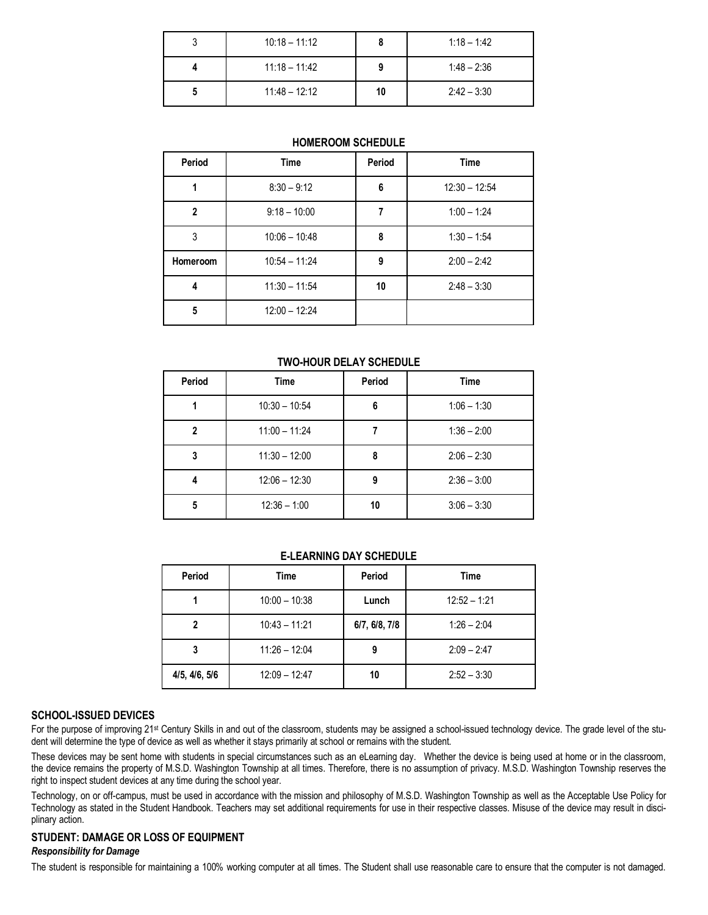| 3 | 10:18 – 11:12 | 8 | 1:18 – 1:42 |
|---|---|---|---|
| 4 | 11:18 – 11:42 | 9 | 1:48 – 2:36 |
| 5 | 11:48 – 12:12 | 10 | 2:42 – 3:30 |

**HOMEROOM SCHEDULE**

| Period | Time | Period | Time |
|---|---|---|---|
| 1 | 8:30 – 9:12 | 6 | 12:30 – 12:54 |
| 2 | 9:18 – 10:00 | 7 | 1:00 – 1:24 |
| 3 | 10:06 – 10:48 | 8 | 1:30 – 1:54 |
| Homeroom | 10:54 – 11:24 | 9 | 2:00 – 2:42 |
| 4 | 11:30 – 11:54 | 10 | 2:48 – 3:30 |
| 5 | 12:00 – 12:24 | | |

**TWO-HOUR DELAY SCHEDULE**

| Period | Time | Period | Time |
|---|---|---|---|
| 1 | 10:30 – 10:54 | 6 | 1:06 – 1:30 |
| 2 | 11:00 – 11:24 | 7 | 1:36 – 2:00 |
| 3 | 11:30 – 12:00 | 8 | 2:06 – 2:30 |
| 4 | 12:06 – 12:30 | 9 | 2:36 – 3:00 |
| 5 | 12:36 – 1:00 | 10 | 3:06 – 3:30 |

**E-LEARNING DAY SCHEDULE**

| Period | Time | Period | Time |
|---|---|---|---|
| 1 | 10:00 – 10:38 | Lunch | 12:52 – 1:21 |
| 2 | 10:43 – 11:21 | 6/7, 6/8, 7/8 | 1:26 – 2:04 |
| 3 | 11:26 – 12:04 | 9 | 2:09 – 2:47 |
| 4/5, 4/6, 5/6 | 12:09 – 12:47 | 10 | 2:52 – 3:30 |

### SCHOOL-ISSUED DEVICES

For the purpose of improving 21st Century Skills in and out of the classroom, students may be assigned a school-issued technology device. The grade level of the student will determine the type of device as well as whether it stays primarily at school or remains with the student.

These devices may be sent home with students in special circumstances such as an eLearning day. Whether the device is being used at home or in the classroom, the device remains the property of M.S.D. Washington Township at all times. Therefore, there is no assumption of privacy. M.S.D. Washington Township reserves the right to inspect student devices at any time during the school year.

Technology, on or off-campus, must be used in accordance with the mission and philosophy of M.S.D. Washington Township as well as the Acceptable Use Policy for Technology as stated in the Student Handbook. Teachers may set additional requirements for use in their respective classes. Misuse of the device may result in disciplinary action.

### STUDENT: DAMAGE OR LOSS OF EQUIPMENT

***Responsibility for Damage***

The student is responsible for maintaining a 100% working computer at all times. The Student shall use reasonable care to ensure that the computer is not damaged.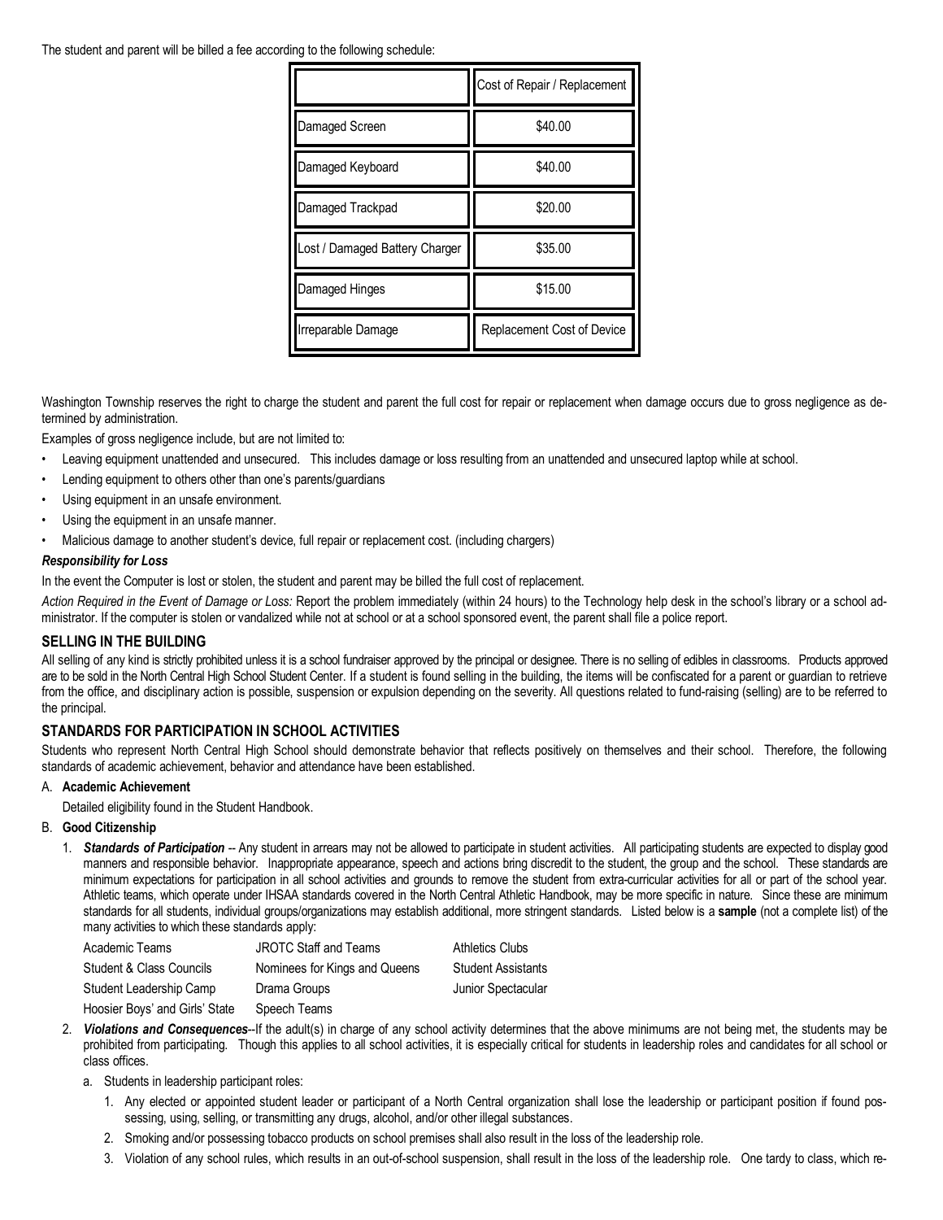The student and parent will be billed a fee according to the following schedule:

| | Cost of Repair / Replacement |
|---|---|
| Damaged Screen | $40.00 |
| Damaged Keyboard | $40.00 |
| Damaged Trackpad | $20.00 |
| Lost / Damaged Battery Charger | $35.00 |
| Damaged Hinges | $15.00 |
| Irreparable Damage | Replacement Cost of Device |

Washington Township reserves the right to charge the student and parent the full cost for repair or replacement when damage occurs due to gross negligence as determined by administration.

Examples of gross negligence include, but are not limited to:

- Leaving equipment unattended and unsecured. This includes damage or loss resulting from an unattended and unsecured laptop while at school.
- Lending equipment to others other than one's parents/guardians
- Using equipment in an unsafe environment.
- Using the equipment in an unsafe manner.
- Malicious damage to another student's device, full repair or replacement cost. (including chargers)

***Responsibility for Loss***

In the event the Computer is lost or stolen, the student and parent may be billed the full cost of replacement.

*Action Required in the Event of Damage or Loss:* Report the problem immediately (within 24 hours) to the Technology help desk in the school's library or a school administrator. If the computer is stolen or vandalized while not at school or at a school sponsored event, the parent shall file a police report.

## SELLING IN THE BUILDING

All selling of any kind is strictly prohibited unless it is a school fundraiser approved by the principal or designee. There is no selling of edibles in classrooms. Products approved are to be sold in the North Central High School Student Center. If a student is found selling in the building, the items will be confiscated for a parent or guardian to retrieve from the office, and disciplinary action is possible, suspension or expulsion depending on the severity. All questions related to fund-raising (selling) are to be referred to the principal.

## STANDARDS FOR PARTICIPATION IN SCHOOL ACTIVITIES

Students who represent North Central High School should demonstrate behavior that reflects positively on themselves and their school. Therefore, the following standards of academic achievement, behavior and attendance have been established.

A. **Academic Achievement**

   Detailed eligibility found in the Student Handbook.

B. **Good Citizenship**

   1. ***Standards of Participation*** -- Any student in arrears may not be allowed to participate in student activities. All participating students are expected to display good manners and responsible behavior. Inappropriate appearance, speech and actions bring discredit to the student, the group and the school. These standards are minimum expectations for participation in all school activities and grounds to remove the student from extra-curricular activities for all or part of the school year. Athletic teams, which operate under IHSAA standards covered in the North Central Athletic Handbook, may be more specific in nature. Since these are minimum standards for all students, individual groups/organizations may establish additional, more stringent standards. Listed below is a **sample** (not a complete list) of the many activities to which these standards apply:

      | | | |
      |---|---|---|
      | Academic Teams | JROTC Staff and Teams | Athletics Clubs |
      | Student & Class Councils | Nominees for Kings and Queens | Student Assistants |
      | Student Leadership Camp | Drama Groups | Junior Spectacular |
      | Hoosier Boys' and Girls' State | Speech Teams | |

   2. ***Violations and Consequences***--If the adult(s) in charge of any school activity determines that the above minimums are not being met, the students may be prohibited from participating. Though this applies to all school activities, it is especially critical for students in leadership roles and candidates for all school or class offices.

      a. Students in leadership participant roles:

         1. Any elected or appointed student leader or participant of a North Central organization shall lose the leadership or participant position if found possessing, using, selling, or transmitting any drugs, alcohol, and/or other illegal substances.
         2. Smoking and/or possessing tobacco products on school premises shall also result in the loss of the leadership role.
         3. Violation of any school rules, which results in an out-of-school suspension, shall result in the loss of the leadership role. One tardy to class, which re-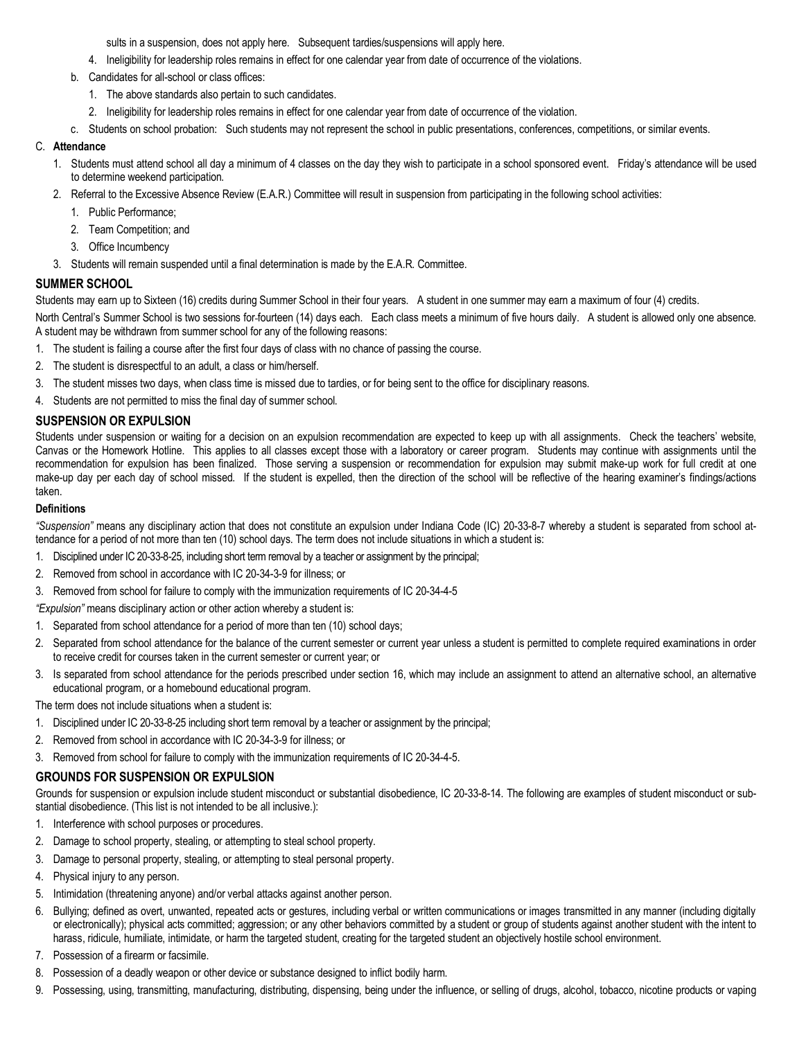sults in a suspension, does not apply here. Subsequent tardies/suspensions will apply here.

   4. Ineligibility for leadership roles remains in effect for one calendar year from date of occurrence of the violations.

b. Candidates for all-school or class offices:
   1. The above standards also pertain to such candidates.
   2. Ineligibility for leadership roles remains in effect for one calendar year from date of occurrence of the violation.

c. Students on school probation: Such students may not represent the school in public presentations, conferences, competitions, or similar events.

C. **Attendance**

1. Students must attend school all day a minimum of 4 classes on the day they wish to participate in a school sponsored event. Friday's attendance will be used to determine weekend participation.
2. Referral to the Excessive Absence Review (E.A.R.) Committee will result in suspension from participating in the following school activities:
   1. Public Performance;
   2. Team Competition; and
   3. Office Incumbency
3. Students will remain suspended until a final determination is made by the E.A.R. Committee.

## SUMMER SCHOOL

Students may earn up to Sixteen (16) credits during Summer School in their four years. A student in one summer may earn a maximum of four (4) credits.

North Central's Summer School is two sessions for fourteen (14) days each. Each class meets a minimum of five hours daily. A student is allowed only one absence. A student may be withdrawn from summer school for any of the following reasons:

1. The student is failing a course after the first four days of class with no chance of passing the course.
2. The student is disrespectful to an adult, a class or him/herself.
3. The student misses two days, when class time is missed due to tardies, or for being sent to the office for disciplinary reasons.
4. Students are not permitted to miss the final day of summer school.

## SUSPENSION OR EXPULSION

Students under suspension or waiting for a decision on an expulsion recommendation are expected to keep up with all assignments. Check the teachers' website, Canvas or the Homework Hotline. This applies to all classes except those with a laboratory or career program. Students may continue with assignments until the recommendation for expulsion has been finalized. Those serving a suspension or recommendation for expulsion may submit make-up work for full credit at one make-up day per each day of school missed. If the student is expelled, then the direction of the school will be reflective of the hearing examiner's findings/actions taken.

### Definitions

*"Suspension"* means any disciplinary action that does not constitute an expulsion under Indiana Code (IC) 20-33-8-7 whereby a student is separated from school attendance for a period of not more than ten (10) school days. The term does not include situations in which a student is:

1. Disciplined under IC 20-33-8-25, including short term removal by a teacher or assignment by the principal;
2. Removed from school in accordance with IC 20-34-3-9 for illness; or
3. Removed from school for failure to comply with the immunization requirements of IC 20-34-4-5

*"Expulsion"* means disciplinary action or other action whereby a student is:

1. Separated from school attendance for a period of more than ten (10) school days;
2. Separated from school attendance for the balance of the current semester or current year unless a student is permitted to complete required examinations in order to receive credit for courses taken in the current semester or current year; or
3. Is separated from school attendance for the periods prescribed under section 16, which may include an assignment to attend an alternative school, an alternative educational program, or a homebound educational program.

The term does not include situations when a student is:

1. Disciplined under IC 20-33-8-25 including short term removal by a teacher or assignment by the principal;
2. Removed from school in accordance with IC 20-34-3-9 for illness; or
3. Removed from school for failure to comply with the immunization requirements of IC 20-34-4-5.

## GROUNDS FOR SUSPENSION OR EXPULSION

Grounds for suspension or expulsion include student misconduct or substantial disobedience, IC 20-33-8-14. The following are examples of student misconduct or substantial disobedience. (This list is not intended to be all inclusive.):

1. Interference with school purposes or procedures.
2. Damage to school property, stealing, or attempting to steal school property.
3. Damage to personal property, stealing, or attempting to steal personal property.
4. Physical injury to any person.
5. Intimidation (threatening anyone) and/or verbal attacks against another person.
6. Bullying; defined as overt, unwanted, repeated acts or gestures, including verbal or written communications or images transmitted in any manner (including digitally or electronically); physical acts committed; aggression; or any other behaviors committed by a student or group of students against another student with the intent to harass, ridicule, humiliate, intimidate, or harm the targeted student, creating for the targeted student an objectively hostile school environment.
7. Possession of a firearm or facsimile.
8. Possession of a deadly weapon or other device or substance designed to inflict bodily harm.
9. Possessing, using, transmitting, manufacturing, distributing, dispensing, being under the influence, or selling of drugs, alcohol, tobacco, nicotine products or vaping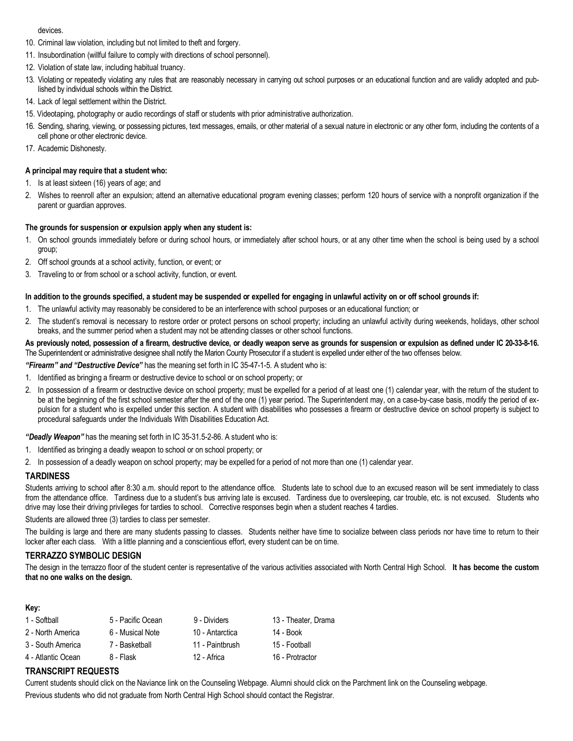devices.

10. Criminal law violation, including but not limited to theft and forgery.
11. Insubordination (willful failure to comply with directions of school personnel).
12. Violation of state law, including habitual truancy.
13. Violating or repeatedly violating any rules that are reasonably necessary in carrying out school purposes or an educational function and are validly adopted and published by individual schools within the District.
14. Lack of legal settlement within the District.
15. Videotaping, photography or audio recordings of staff or students with prior administrative authorization.
16. Sending, sharing, viewing, or possessing pictures, text messages, emails, or other material of a sexual nature in electronic or any other form, including the contents of a cell phone or other electronic device.
17. Academic Dishonesty.

**A principal may require that a student who:**

1. Is at least sixteen (16) years of age; and
2. Wishes to reenroll after an expulsion; attend an alternative educational program evening classes; perform 120 hours of service with a nonprofit organization if the parent or guardian approves.

**The grounds for suspension or expulsion apply when any student is:**

1. On school grounds immediately before or during school hours, or immediately after school hours, or at any other time when the school is being used by a school group;
2. Off school grounds at a school activity, function, or event; or
3. Traveling to or from school or a school activity, function, or event.

**In addition to the grounds specified, a student may be suspended or expelled for engaging in unlawful activity on or off school grounds if:**

1. The unlawful activity may reasonably be considered to be an interference with school purposes or an educational function; or
2. The student's removal is necessary to restore order or protect persons on school property; including an unlawful activity during weekends, holidays, other school breaks, and the summer period when a student may not be attending classes or other school functions.

**As previously noted, possession of a firearm, destructive device, or deadly weapon serve as grounds for suspension or expulsion as defined under IC 20-33-8-16.** The Superintendent or administrative designee shall notify the Marion County Prosecutor if a student is expelled under either of the two offenses below.

***"Firearm" and "Destructive Device"*** has the meaning set forth in IC 35-47-1-5. A student who is:

1. Identified as bringing a firearm or destructive device to school or on school property; or
2. In possession of a firearm or destructive device on school property; must be expelled for a period of at least one (1) calendar year, with the return of the student to be at the beginning of the first school semester after the end of the one (1) year period. The Superintendent may, on a case-by-case basis, modify the period of expulsion for a student who is expelled under this section. A student with disabilities who possesses a firearm or destructive device on school property is subject to procedural safeguards under the Individuals With Disabilities Education Act.

***"Deadly Weapon"*** has the meaning set forth in IC 35-31.5-2-86. A student who is:

1. Identified as bringing a deadly weapon to school or on school property; or
2. In possession of a deadly weapon on school property; may be expelled for a period of not more than one (1) calendar year.

## TARDINESS

Students arriving to school after 8:30 a.m. should report to the attendance office. Students late to school due to an excused reason will be sent immediately to class from the attendance office. Tardiness due to a student's bus arriving late is excused. Tardiness due to oversleeping, car trouble, etc. is not excused. Students who drive may lose their driving privileges for tardies to school. Corrective responses begin when a student reaches 4 tardies.

Students are allowed three (3) tardies to class per semester.

The building is large and there are many students passing to classes. Students neither have time to socialize between class periods nor have time to return to their locker after each class. With a little planning and a conscientious effort, every student can be on time.

## TERRAZZO SYMBOLIC DESIGN

The design in the terrazzo floor of the student center is representative of the various activities associated with North Central High School. **It has become the custom that no one walks on the design.**

**Key:**

| | | | |
|---|---|---|---|
| 1 - Softball | 5 - Pacific Ocean | 9 - Dividers | 13 - Theater, Drama |
| 2 - North America | 6 - Musical Note | 10 - Antarctica | 14 - Book |
| 3 - South America | 7 - Basketball | 11 - Paintbrush | 15 - Football |
| 4 - Atlantic Ocean | 8 - Flask | 12 - Africa | 16 - Protractor |

## TRANSCRIPT REQUESTS

Current students should click on the Naviance link on the Counseling Webpage. Alumni should click on the Parchment link on the Counseling webpage.

Previous students who did not graduate from North Central High School should contact the Registrar.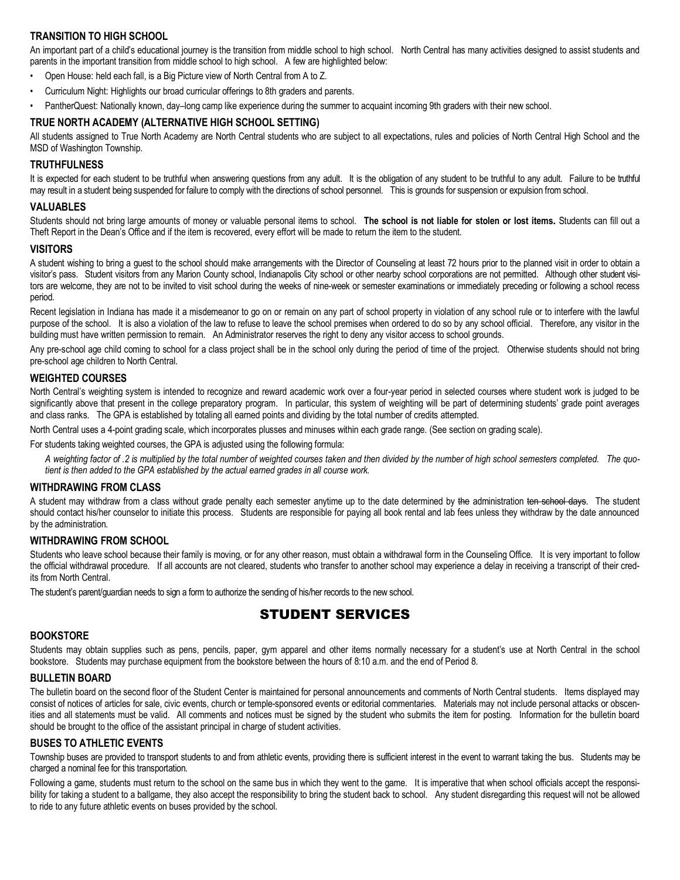### TRANSITION TO HIGH SCHOOL

An important part of a child's educational journey is the transition from middle school to high school. North Central has many activities designed to assist students and parents in the important transition from middle school to high school. A few are highlighted below:

- Open House: held each fall, is a Big Picture view of North Central from A to Z.
- Curriculum Night: Highlights our broad curricular offerings to 8th graders and parents.
- PantherQuest: Nationally known, day–long camp like experience during the summer to acquaint incoming 9th graders with their new school.

### TRUE NORTH ACADEMY (ALTERNATIVE HIGH SCHOOL SETTING)

All students assigned to True North Academy are North Central students who are subject to all expectations, rules and policies of North Central High School and the MSD of Washington Township.

### TRUTHFULNESS

It is expected for each student to be truthful when answering questions from any adult. It is the obligation of any student to be truthful to any adult. Failure to be truthful may result in a student being suspended for failure to comply with the directions of school personnel. This is grounds for suspension or expulsion from school.

### VALUABLES

Students should not bring large amounts of money or valuable personal items to school. **The school is not liable for stolen or lost items.** Students can fill out a Theft Report in the Dean's Office and if the item is recovered, every effort will be made to return the item to the student.

### VISITORS

A student wishing to bring a guest to the school should make arrangements with the Director of Counseling at least 72 hours prior to the planned visit in order to obtain a visitor's pass. Student visitors from any Marion County school, Indianapolis City school or other nearby school corporations are not permitted. Although other student visitors are welcome, they are not to be invited to visit school during the weeks of nine-week or semester examinations or immediately preceding or following a school recess period.

Recent legislation in Indiana has made it a misdemeanor to go on or remain on any part of school property in violation of any school rule or to interfere with the lawful purpose of the school. It is also a violation of the law to refuse to leave the school premises when ordered to do so by any school official. Therefore, any visitor in the building must have written permission to remain. An Administrator reserves the right to deny any visitor access to school grounds.

Any pre-school age child coming to school for a class project shall be in the school only during the period of time of the project. Otherwise students should not bring pre-school age children to North Central.

### WEIGHTED COURSES

North Central's weighting system is intended to recognize and reward academic work over a four-year period in selected courses where student work is judged to be significantly above that present in the college preparatory program. In particular, this system of weighting will be part of determining students' grade point averages and class ranks. The GPA is established by totaling all earned points and dividing by the total number of credits attempted.

North Central uses a 4-point grading scale, which incorporates plusses and minuses within each grade range. (See section on grading scale).

For students taking weighted courses, the GPA is adjusted using the following formula:

*A weighting factor of .2 is multiplied by the total number of weighted courses taken and then divided by the number of high school semesters completed. The quotient is then added to the GPA established by the actual earned grades in all course work.*

### WITHDRAWING FROM CLASS

A student may withdraw from a class without grade penalty each semester anytime up to the date determined by ~~the~~ administration ~~ten school days~~. The student should contact his/her counselor to initiate this process. Students are responsible for paying all book rental and lab fees unless they withdraw by the date announced by the administration.

### WITHDRAWING FROM SCHOOL

Students who leave school because their family is moving, or for any other reason, must obtain a withdrawal form in the Counseling Office. It is very important to follow the official withdrawal procedure. If all accounts are not cleared, students who transfer to another school may experience a delay in receiving a transcript of their credits from North Central.

The student's parent/guardian needs to sign a form to authorize the sending of his/her records to the new school.

## STUDENT SERVICES

### BOOKSTORE

Students may obtain supplies such as pens, pencils, paper, gym apparel and other items normally necessary for a student's use at North Central in the school bookstore. Students may purchase equipment from the bookstore between the hours of 8:10 a.m. and the end of Period 8.

### BULLETIN BOARD

The bulletin board on the second floor of the Student Center is maintained for personal announcements and comments of North Central students. Items displayed may consist of notices of articles for sale, civic events, church or temple-sponsored events or editorial commentaries. Materials may not include personal attacks or obscenities and all statements must be valid. All comments and notices must be signed by the student who submits the item for posting. Information for the bulletin board should be brought to the office of the assistant principal in charge of student activities.

### BUSES TO ATHLETIC EVENTS

Township buses are provided to transport students to and from athletic events, providing there is sufficient interest in the event to warrant taking the bus. Students may be charged a nominal fee for this transportation.

Following a game, students must return to the school on the same bus in which they went to the game. It is imperative that when school officials accept the responsibility for taking a student to a ballgame, they also accept the responsibility to bring the student back to school. Any student disregarding this request will not be allowed to ride to any future athletic events on buses provided by the school.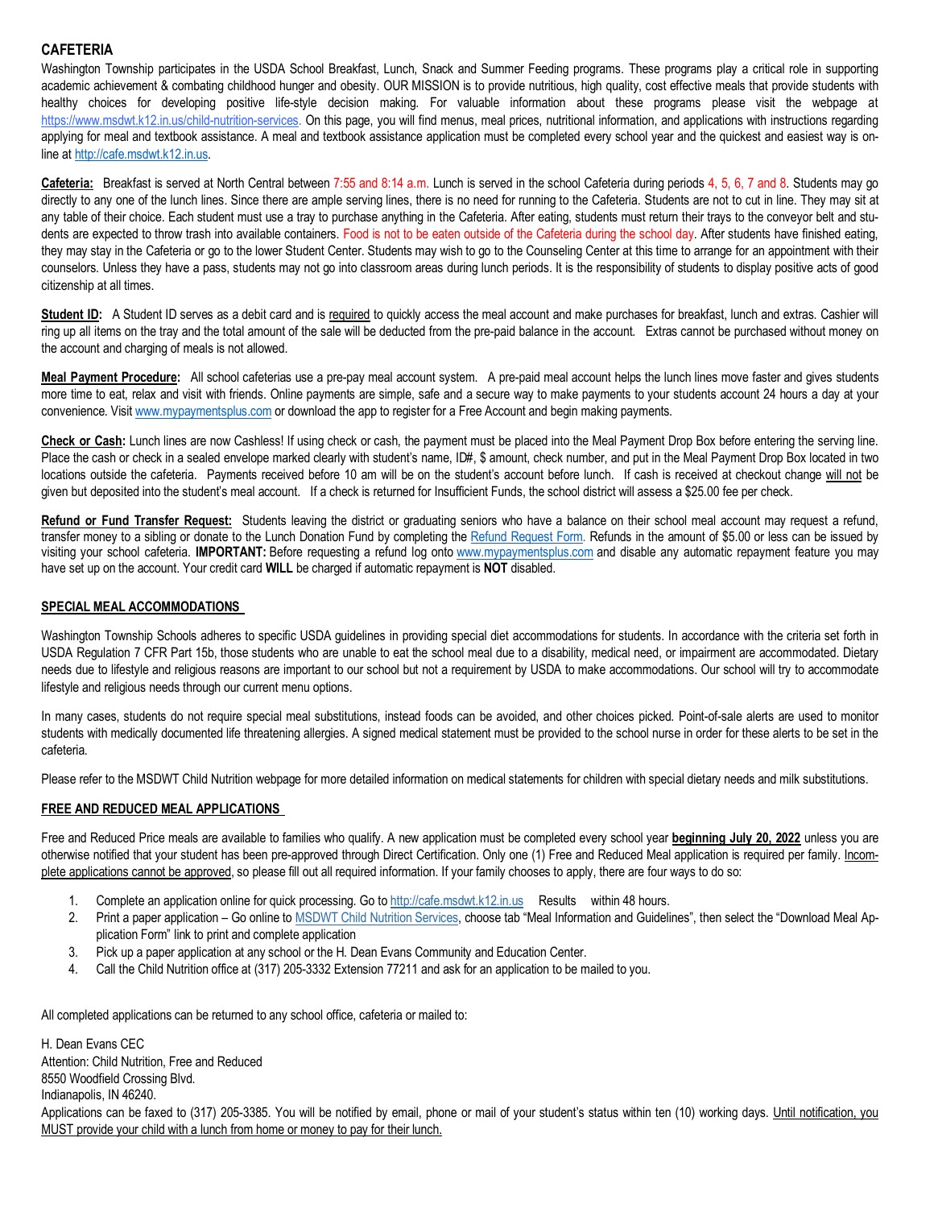## CAFETERIA

Washington Township participates in the USDA School Breakfast, Lunch, Snack and Summer Feeding programs. These programs play a critical role in supporting academic achievement & combating childhood hunger and obesity. OUR MISSION is to provide nutritious, high quality, cost effective meals that provide students with healthy choices for developing positive life-style decision making. For valuable information about these programs please visit the webpage at https://www.msdwt.k12.in.us/child-nutrition-services. On this page, you will find menus, meal prices, nutritional information, and applications with instructions regarding applying for meal and textbook assistance. A meal and textbook assistance application must be completed every school year and the quickest and easiest way is on-line at http://cafe.msdwt.k12.in.us.

**Cafeteria:** Breakfast is served at North Central between 7:55 and 8:14 a.m. Lunch is served in the school Cafeteria during periods 4, 5, 6, 7 and 8. Students may go directly to any one of the lunch lines. Since there are ample serving lines, there is no need for running to the Cafeteria. Students are not to cut in line. They may sit at any table of their choice. Each student must use a tray to purchase anything in the Cafeteria. After eating, students must return their trays to the conveyor belt and students are expected to throw trash into available containers. Food is not to be eaten outside of the Cafeteria during the school day. After students have finished eating, they may stay in the Cafeteria or go to the lower Student Center. Students may wish to go to the Counseling Center at this time to arrange for an appointment with their counselors. Unless they have a pass, students may not go into classroom areas during lunch periods. It is the responsibility of students to display positive acts of good citizenship at all times.

**Student ID:** A Student ID serves as a debit card and is required to quickly access the meal account and make purchases for breakfast, lunch and extras. Cashier will ring up all items on the tray and the total amount of the sale will be deducted from the pre-paid balance in the account. Extras cannot be purchased without money on the account and charging of meals is not allowed.

**Meal Payment Procedure:** All school cafeterias use a pre-pay meal account system. A pre-paid meal account helps the lunch lines move faster and gives students more time to eat, relax and visit with friends. Online payments are simple, safe and a secure way to make payments to your students account 24 hours a day at your convenience. Visit www.mypaymentsplus.com or download the app to register for a Free Account and begin making payments.

**Check or Cash:** Lunch lines are now Cashless! If using check or cash, the payment must be placed into the Meal Payment Drop Box before entering the serving line. Place the cash or check in a sealed envelope marked clearly with student's name, ID#, $ amount, check number, and put in the Meal Payment Drop Box located in two locations outside the cafeteria. Payments received before 10 am will be on the student's account before lunch. If cash is received at checkout change will not be given but deposited into the student's meal account. If a check is returned for Insufficient Funds, the school district will assess a $25.00 fee per check.

**Refund or Fund Transfer Request:** Students leaving the district or graduating seniors who have a balance on their school meal account may request a refund, transfer money to a sibling or donate to the Lunch Donation Fund by completing the Refund Request Form. Refunds in the amount of $5.00 or less can be issued by visiting your school cafeteria. **IMPORTANT:** Before requesting a refund log onto www.mypaymentsplus.com and disable any automatic repayment feature you may have set up on the account. Your credit card **WILL** be charged if automatic repayment is **NOT** disabled.

### SPECIAL MEAL ACCOMMODATIONS

Washington Township Schools adheres to specific USDA guidelines in providing special diet accommodations for students. In accordance with the criteria set forth in USDA Regulation 7 CFR Part 15b, those students who are unable to eat the school meal due to a disability, medical need, or impairment are accommodated. Dietary needs due to lifestyle and religious reasons are important to our school but not a requirement by USDA to make accommodations. Our school will try to accommodate lifestyle and religious needs through our current menu options.

In many cases, students do not require special meal substitutions, instead foods can be avoided, and other choices picked. Point-of-sale alerts are used to monitor students with medically documented life threatening allergies. A signed medical statement must be provided to the school nurse in order for these alerts to be set in the cafeteria.

Please refer to the MSDWT Child Nutrition webpage for more detailed information on medical statements for children with special dietary needs and milk substitutions.

### FREE AND REDUCED MEAL APPLICATIONS

Free and Reduced Price meals are available to families who qualify. A new application must be completed every school year **beginning July 20, 2022** unless you are otherwise notified that your student has been pre-approved through Direct Certification. Only one (1) Free and Reduced Meal application is required per family. Incomplete applications cannot be approved, so please fill out all required information. If your family chooses to apply, there are four ways to do so:

1. Complete an application online for quick processing. Go to http://cafe.msdwt.k12.in.us Results within 48 hours.
2. Print a paper application – Go online to MSDWT Child Nutrition Services, choose tab "Meal Information and Guidelines", then select the "Download Meal Application Form" link to print and complete application
3. Pick up a paper application at any school or the H. Dean Evans Community and Education Center.
4. Call the Child Nutrition office at (317) 205-3332 Extension 77211 and ask for an application to be mailed to you.

All completed applications can be returned to any school office, cafeteria or mailed to:

H. Dean Evans CEC
Attention: Child Nutrition, Free and Reduced
8550 Woodfield Crossing Blvd.
Indianapolis, IN 46240.

Applications can be faxed to (317) 205-3385. You will be notified by email, phone or mail of your student's status within ten (10) working days. Until notification, you MUST provide your child with a lunch from home or money to pay for their lunch.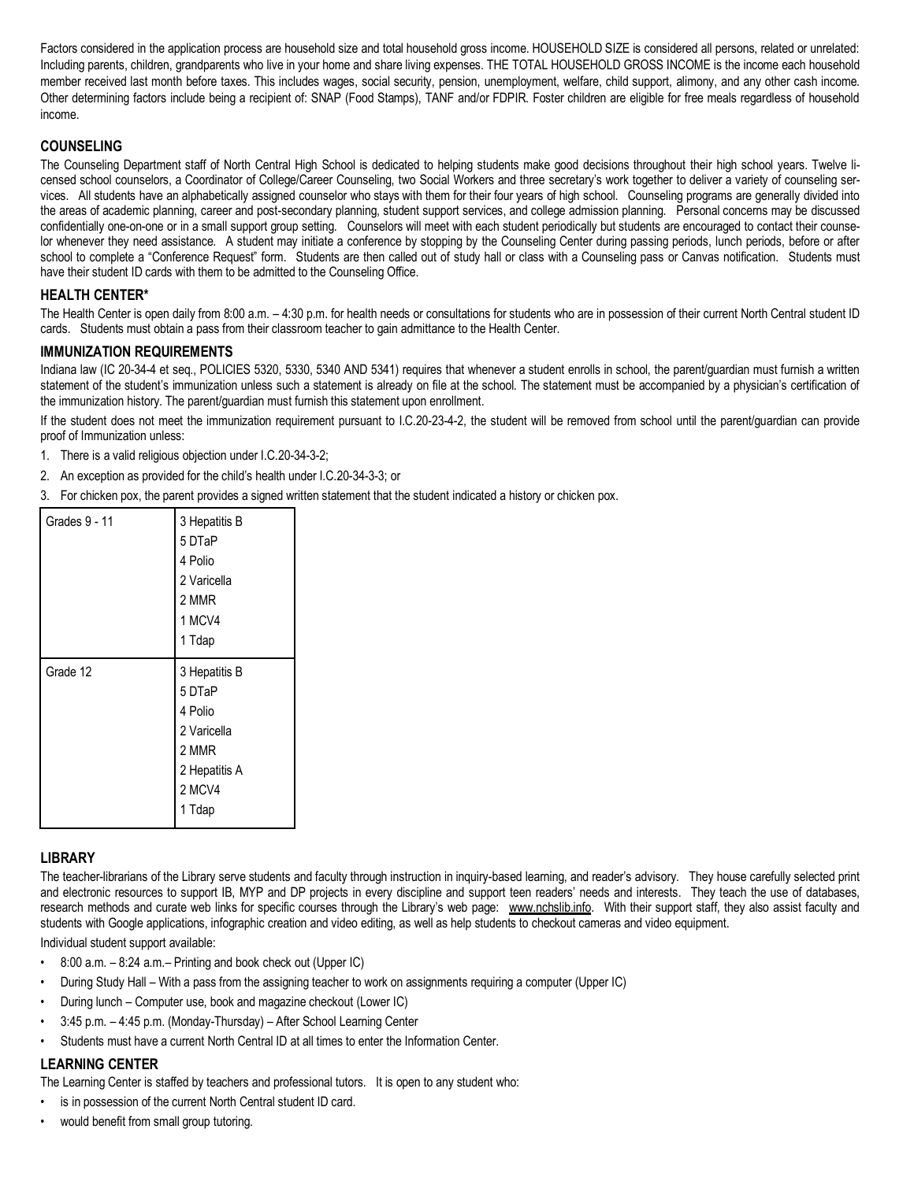Factors considered in the application process are household size and total household gross income. HOUSEHOLD SIZE is considered all persons, related or unrelated: Including parents, children, grandparents who live in your home and share living expenses. THE TOTAL HOUSEHOLD GROSS INCOME is the income each household member received last month before taxes. This includes wages, social security, pension, unemployment, welfare, child support, alimony, and any other cash income. Other determining factors include being a recipient of: SNAP (Food Stamps), TANF and/or FDPIR. Foster children are eligible for free meals regardless of household income.

## COUNSELING

The Counseling Department staff of North Central High School is dedicated to helping students make good decisions throughout their high school years. Twelve licensed school counselors, a Coordinator of College/Career Counseling, two Social Workers and three secretary's work together to deliver a variety of counseling services. All students have an alphabetically assigned counselor who stays with them for their four years of high school. Counseling programs are generally divided into the areas of academic planning, career and post-secondary planning, student support services, and college admission planning. Personal concerns may be discussed confidentially one-on-one or in a small support group setting. Counselors will meet with each student periodically but students are encouraged to contact their counselor whenever they need assistance. A student may initiate a conference by stopping by the Counseling Center during passing periods, lunch periods, before or after school to complete a "Conference Request" form. Students are then called out of study hall or class with a Counseling pass or Canvas notification. Students must have their student ID cards with them to be admitted to the Counseling Office.

## HEALTH CENTER*

The Health Center is open daily from 8:00 a.m. – 4:30 p.m. for health needs or consultations for students who are in possession of their current North Central student ID cards. Students must obtain a pass from their classroom teacher to gain admittance to the Health Center.

## IMMUNIZATION REQUIREMENTS

Indiana law (IC 20-34-4 et seq., POLICIES 5320, 5330, 5340 AND 5341) requires that whenever a student enrolls in school, the parent/guardian must furnish a written statement of the student's immunization unless such a statement is already on file at the school. The statement must be accompanied by a physician's certification of the immunization history. The parent/guardian must furnish this statement upon enrollment.

If the student does not meet the immunization requirement pursuant to I.C.20-23-4-2, the student will be removed from school until the parent/guardian can provide proof of Immunization unless:

1. There is a valid religious objection under I.C.20-34-3-2;
2. An exception as provided for the child's health under I.C.20-34-3-3; or
3. For chicken pox, the parent provides a signed written statement that the student indicated a history or chicken pox.

| Grade | Requirements |
|---|---|
| Grades 9 - 11 | 3 Hepatitis B<br>5 DTaP<br>4 Polio<br>2 Varicella<br>2 MMR<br>1 MCV4<br>1 Tdap |
| Grade 12 | 3 Hepatitis B<br>5 DTaP<br>4 Polio<br>2 Varicella<br>2 MMR<br>2 Hepatitis A<br>2 MCV4<br>1 Tdap |

## LIBRARY

The teacher-librarians of the Library serve students and faculty through instruction in inquiry-based learning, and reader's advisory. They house carefully selected print and electronic resources to support IB, MYP and DP projects in every discipline and support teen readers' needs and interests. They teach the use of databases, research methods and curate web links for specific courses through the Library's web page: www.nchslib.info. With their support staff, they also assist faculty and students with Google applications, infographic creation and video editing, as well as help students to checkout cameras and video equipment.

Individual student support available:

- 8:00 a.m. – 8:24 a.m.– Printing and book check out (Upper IC)
- During Study Hall – With a pass from the assigning teacher to work on assignments requiring a computer (Upper IC)
- During lunch – Computer use, book and magazine checkout (Lower IC)
- 3:45 p.m. – 4:45 p.m. (Monday-Thursday) – After School Learning Center
- Students must have a current North Central ID at all times to enter the Information Center.

## LEARNING CENTER

The Learning Center is staffed by teachers and professional tutors. It is open to any student who:

- is in possession of the current North Central student ID card.
- would benefit from small group tutoring.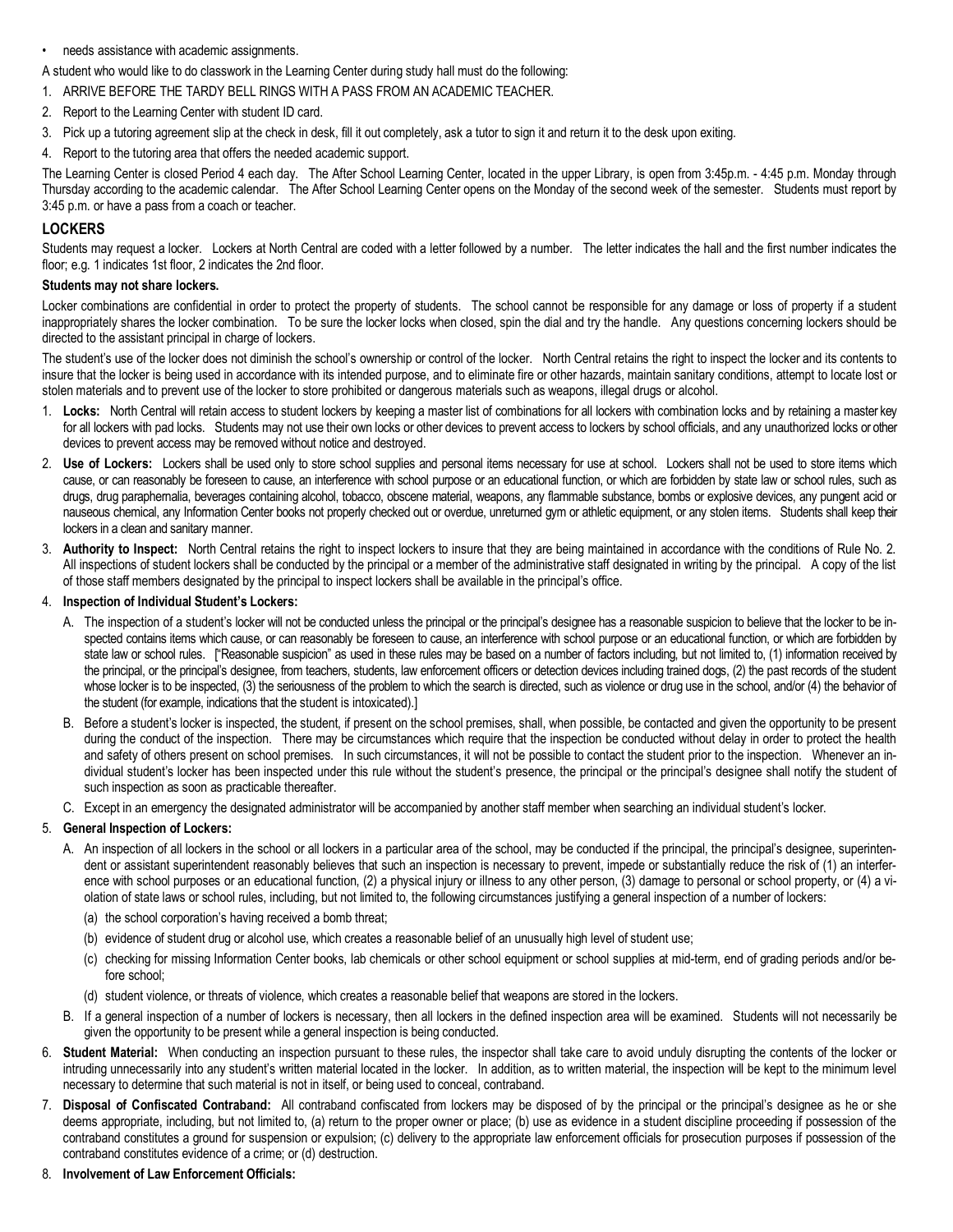- needs assistance with academic assignments.

A student who would like to do classwork in the Learning Center during study hall must do the following:

1. ARRIVE BEFORE THE TARDY BELL RINGS WITH A PASS FROM AN ACADEMIC TEACHER.
2. Report to the Learning Center with student ID card.
3. Pick up a tutoring agreement slip at the check in desk, fill it out completely, ask a tutor to sign it and return it to the desk upon exiting.
4. Report to the tutoring area that offers the needed academic support.

The Learning Center is closed Period 4 each day. The After School Learning Center, located in the upper Library, is open from 3:45p.m. - 4:45 p.m. Monday through Thursday according to the academic calendar. The After School Learning Center opens on the Monday of the second week of the semester. Students must report by 3:45 p.m. or have a pass from a coach or teacher.

## LOCKERS

Students may request a locker. Lockers at North Central are coded with a letter followed by a number. The letter indicates the hall and the first number indicates the floor; e.g. 1 indicates 1st floor, 2 indicates the 2nd floor.

**Students may not share lockers.**

Locker combinations are confidential in order to protect the property of students. The school cannot be responsible for any damage or loss of property if a student inappropriately shares the locker combination. To be sure the locker locks when closed, spin the dial and try the handle. Any questions concerning lockers should be directed to the assistant principal in charge of lockers.

The student's use of the locker does not diminish the school's ownership or control of the locker. North Central retains the right to inspect the locker and its contents to insure that the locker is being used in accordance with its intended purpose, and to eliminate fire or other hazards, maintain sanitary conditions, attempt to locate lost or stolen materials and to prevent use of the locker to store prohibited or dangerous materials such as weapons, illegal drugs or alcohol.

1. **Locks:** North Central will retain access to student lockers by keeping a master list of combinations for all lockers with combination locks and by retaining a master key for all lockers with pad locks. Students may not use their own locks or other devices to prevent access to lockers by school officials, and any unauthorized locks or other devices to prevent access may be removed without notice and destroyed.
2. **Use of Lockers:** Lockers shall be used only to store school supplies and personal items necessary for use at school. Lockers shall not be used to store items which cause, or can reasonably be foreseen to cause, an interference with school purpose or an educational function, or which are forbidden by state law or school rules, such as drugs, drug paraphernalia, beverages containing alcohol, tobacco, obscene material, weapons, any flammable substance, bombs or explosive devices, any pungent acid or nauseous chemical, any Information Center books not properly checked out or overdue, unreturned gym or athletic equipment, or any stolen items. Students shall keep their lockers in a clean and sanitary manner.
3. **Authority to Inspect:** North Central retains the right to inspect lockers to insure that they are being maintained in accordance with the conditions of Rule No. 2. All inspections of student lockers shall be conducted by the principal or a member of the administrative staff designated in writing by the principal. A copy of the list of those staff members designated by the principal to inspect lockers shall be available in the principal's office.
4. **Inspection of Individual Student's Lockers:**
   - A. The inspection of a student's locker will not be conducted unless the principal or the principal's designee has a reasonable suspicion to believe that the locker to be inspected contains items which cause, or can reasonably be foreseen to cause, an interference with school purpose or an educational function, or which are forbidden by state law or school rules. ["Reasonable suspicion" as used in these rules may be based on a number of factors including, but not limited to, (1) information received by the principal, or the principal's designee, from teachers, students, law enforcement officers or detection devices including trained dogs, (2) the past records of the student whose locker is to be inspected, (3) the seriousness of the problem to which the search is directed, such as violence or drug use in the school, and/or (4) the behavior of the student (for example, indications that the student is intoxicated).]
   - B. Before a student's locker is inspected, the student, if present on the school premises, shall, when possible, be contacted and given the opportunity to be present during the conduct of the inspection. There may be circumstances which require that the inspection be conducted without delay in order to protect the health and safety of others present on school premises. In such circumstances, it will not be possible to contact the student prior to the inspection. Whenever an individual student's locker has been inspected under this rule without the student's presence, the principal or the principal's designee shall notify the student of such inspection as soon as practicable thereafter.
   - C. Except in an emergency the designated administrator will be accompanied by another staff member when searching an individual student's locker.
5. **General Inspection of Lockers:**
   - A. An inspection of all lockers in the school or all lockers in a particular area of the school, may be conducted if the principal, the principal's designee, superintendent or assistant superintendent reasonably believes that such an inspection is necessary to prevent, impede or substantially reduce the risk of (1) an interference with school purposes or an educational function, (2) a physical injury or illness to any other person, (3) damage to personal or school property, or (4) a violation of state laws or school rules, including, but not limited to, the following circumstances justifying a general inspection of a number of lockers:
     - (a) the school corporation's having received a bomb threat;
     - (b) evidence of student drug or alcohol use, which creates a reasonable belief of an unusually high level of student use;
     - (c) checking for missing Information Center books, lab chemicals or other school equipment or school supplies at mid-term, end of grading periods and/or before school;
     - (d) student violence, or threats of violence, which creates a reasonable belief that weapons are stored in the lockers.
   - B. If a general inspection of a number of lockers is necessary, then all lockers in the defined inspection area will be examined. Students will not necessarily be given the opportunity to be present while a general inspection is being conducted.
6. **Student Material:** When conducting an inspection pursuant to these rules, the inspector shall take care to avoid unduly disrupting the contents of the locker or intruding unnecessarily into any student's written material located in the locker. In addition, as to written material, the inspection will be kept to the minimum level necessary to determine that such material is not in itself, or being used to conceal, contraband.
7. **Disposal of Confiscated Contraband:** All contraband confiscated from lockers may be disposed of by the principal or the principal's designee as he or she deems appropriate, including, but not limited to, (a) return to the proper owner or place; (b) use as evidence in a student discipline proceeding if possession of the contraband constitutes a ground for suspension or expulsion; (c) delivery to the appropriate law enforcement officials for prosecution purposes if possession of the contraband constitutes evidence of a crime; or (d) destruction.
8. **Involvement of Law Enforcement Officials:**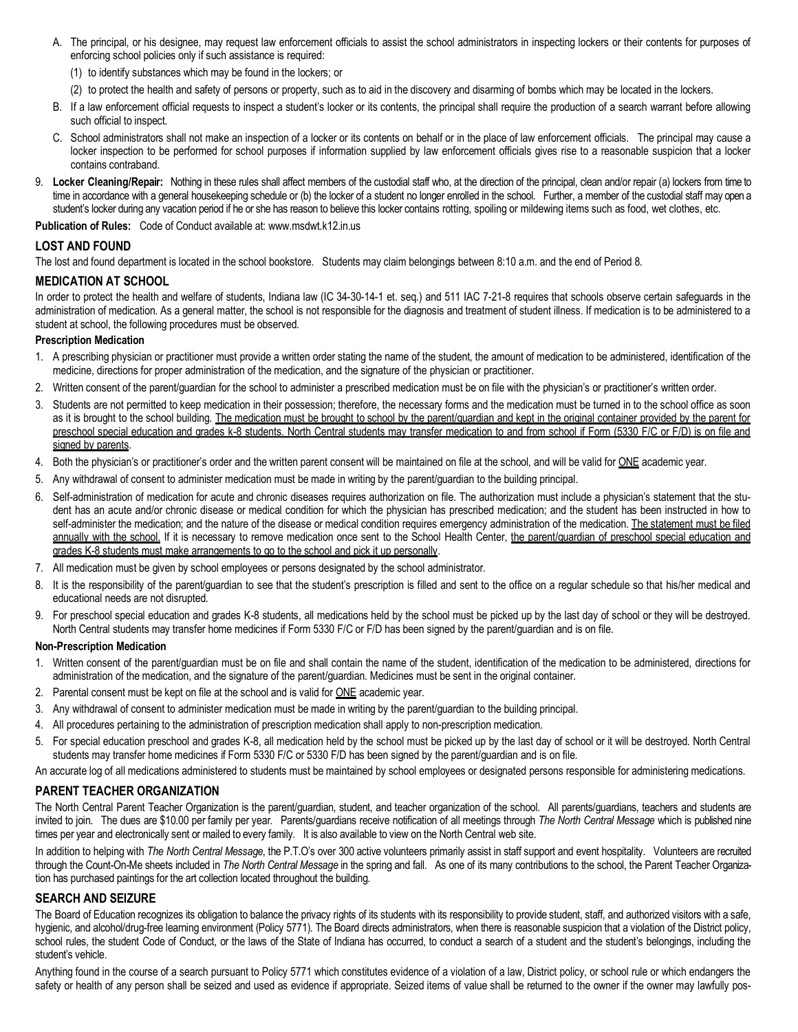A. The principal, or his designee, may request law enforcement officials to assist the school administrators in inspecting lockers or their contents for purposes of enforcing school policies only if such assistance is required:

   (1) to identify substances which may be found in the lockers; or

   (2) to protect the health and safety of persons or property, such as to aid in the discovery and disarming of bombs which may be located in the lockers.

B. If a law enforcement official requests to inspect a student's locker or its contents, the principal shall require the production of a search warrant before allowing such official to inspect.

C. School administrators shall not make an inspection of a locker or its contents on behalf or in the place of law enforcement officials. The principal may cause a locker inspection to be performed for school purposes if information supplied by law enforcement officials gives rise to a reasonable suspicion that a locker contains contraband.

9. **Locker Cleaning/Repair:** Nothing in these rules shall affect members of the custodial staff who, at the direction of the principal, clean and/or repair (a) lockers from time to time in accordance with a general housekeeping schedule or (b) the locker of a student no longer enrolled in the school. Further, a member of the custodial staff may open a student's locker during any vacation period if he or she has reason to believe this locker contains rotting, spoiling or mildewing items such as food, wet clothes, etc.

**Publication of Rules:** Code of Conduct available at: www.msdwt.k12.in.us

## LOST AND FOUND

The lost and found department is located in the school bookstore. Students may claim belongings between 8:10 a.m. and the end of Period 8.

## MEDICATION AT SCHOOL

In order to protect the health and welfare of students, Indiana law (IC 34-30-14-1 et. seq.) and 511 IAC 7-21-8 requires that schools observe certain safeguards in the administration of medication. As a general matter, the school is not responsible for the diagnosis and treatment of student illness. If medication is to be administered to a student at school, the following procedures must be observed.

### Prescription Medication

1. A prescribing physician or practitioner must provide a written order stating the name of the student, the amount of medication to be administered, identification of the medicine, directions for proper administration of the medication, and the signature of the physician or practitioner.
2. Written consent of the parent/guardian for the school to administer a prescribed medication must be on file with the physician's or practitioner's written order.
3. Students are not permitted to keep medication in their possession; therefore, the necessary forms and the medication must be turned in to the school office as soon as it is brought to the school building. <u>The medication must be brought to school by the parent/guardian and kept in the original container provided by the parent for preschool special education and grades k-8 students. North Central students may transfer medication to and from school if Form (5330 F/C or F/D) is on file and signed by parents</u>.
4. Both the physician's or practitioner's order and the written parent consent will be maintained on file at the school, and will be valid for <u>ONE</u> academic year.
5. Any withdrawal of consent to administer medication must be made in writing by the parent/guardian to the building principal.
6. Self-administration of medication for acute and chronic diseases requires authorization on file. The authorization must include a physician's statement that the student has an acute and/or chronic disease or medical condition for which the physician has prescribed medication; and the student has been instructed in how to self-administer the medication; and the nature of the disease or medical condition requires emergency administration of the medication. <u>The statement must be filed annually with the school.</u> If it is necessary to remove medication once sent to the School Health Center, <u>the parent/guardian of preschool special education and grades K-8 students must make arrangements to go to the school and pick it up personally</u>.
7. All medication must be given by school employees or persons designated by the school administrator.
8. It is the responsibility of the parent/guardian to see that the student's prescription is filled and sent to the office on a regular schedule so that his/her medical and educational needs are not disrupted.
9. For preschool special education and grades K-8 students, all medications held by the school must be picked up by the last day of school or they will be destroyed. North Central students may transfer home medicines if Form 5330 F/C or F/D has been signed by the parent/guardian and is on file.

### Non-Prescription Medication

1. Written consent of the parent/guardian must be on file and shall contain the name of the student, identification of the medication to be administered, directions for administration of the medication, and the signature of the parent/guardian. Medicines must be sent in the original container.
2. Parental consent must be kept on file at the school and is valid for <u>ONE</u> academic year.
3. Any withdrawal of consent to administer medication must be made in writing by the parent/guardian to the building principal.
4. All procedures pertaining to the administration of prescription medication shall apply to non-prescription medication.
5. For special education preschool and grades K-8, all medication held by the school must be picked up by the last day of school or it will be destroyed. North Central students may transfer home medicines if Form 5330 F/C or 5330 F/D has been signed by the parent/guardian and is on file.

An accurate log of all medications administered to students must be maintained by school employees or designated persons responsible for administering medications.

## PARENT TEACHER ORGANIZATION

The North Central Parent Teacher Organization is the parent/guardian, student, and teacher organization of the school. All parents/guardians, teachers and students are invited to join. The dues are $10.00 per family per year. Parents/guardians receive notification of all meetings through *The North Central Message* which is published nine times per year and electronically sent or mailed to every family. It is also available to view on the North Central web site.

In addition to helping with *The North Central Message*, the P.T.O's over 300 active volunteers primarily assist in staff support and event hospitality. Volunteers are recruited through the Count-On-Me sheets included in *The North Central Message* in the spring and fall. As one of its many contributions to the school, the Parent Teacher Organization has purchased paintings for the art collection located throughout the building.

## SEARCH AND SEIZURE

The Board of Education recognizes its obligation to balance the privacy rights of its students with its responsibility to provide student, staff, and authorized visitors with a safe, hygienic, and alcohol/drug-free learning environment (Policy 5771). The Board directs administrators, when there is reasonable suspicion that a violation of the District policy, school rules, the student Code of Conduct, or the laws of the State of Indiana has occurred, to conduct a search of a student and the student's belongings, including the student's vehicle.

Anything found in the course of a search pursuant to Policy 5771 which constitutes evidence of a violation of a law, District policy, or school rule or which endangers the safety or health of any person shall be seized and used as evidence if appropriate. Seized items of value shall be returned to the owner if the owner may lawfully pos-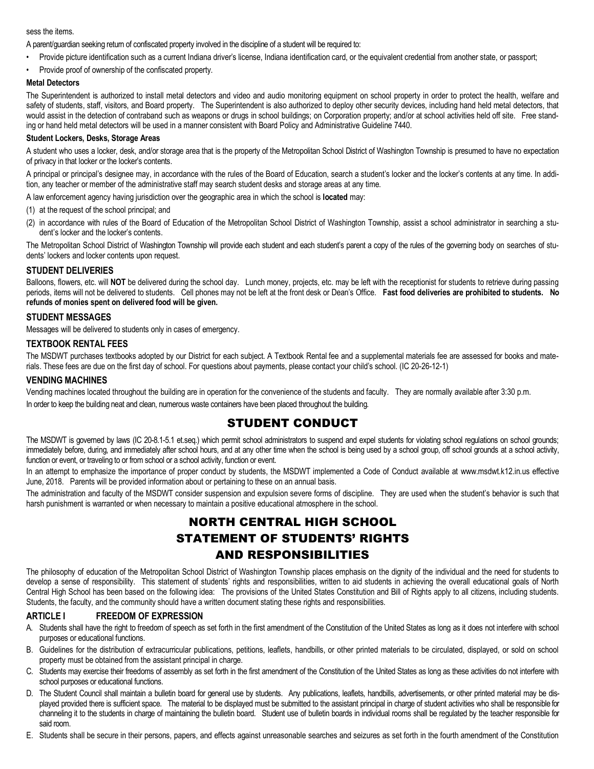sess the items.

A parent/guardian seeking return of confiscated property involved in the discipline of a student will be required to:

- Provide picture identification such as a current Indiana driver's license, Indiana identification card, or the equivalent credential from another state, or passport;
- Provide proof of ownership of the confiscated property.

**Metal Detectors**

The Superintendent is authorized to install metal detectors and video and audio monitoring equipment on school property in order to protect the health, welfare and safety of students, staff, visitors, and Board property. The Superintendent is also authorized to deploy other security devices, including hand held metal detectors, that would assist in the detection of contraband such as weapons or drugs in school buildings; on Corporation property; and/or at school activities held off site. Free standing or hand held metal detectors will be used in a manner consistent with Board Policy and Administrative Guideline 7440.

**Student Lockers, Desks, Storage Areas**

A student who uses a locker, desk, and/or storage area that is the property of the Metropolitan School District of Washington Township is presumed to have no expectation of privacy in that locker or the locker's contents.

A principal or principal's designee may, in accordance with the rules of the Board of Education, search a student's locker and the locker's contents at any time. In addition, any teacher or member of the administrative staff may search student desks and storage areas at any time.

A law enforcement agency having jurisdiction over the geographic area in which the school is **located** may:

(1) at the request of the school principal; and

(2) in accordance with rules of the Board of Education of the Metropolitan School District of Washington Township, assist a school administrator in searching a student's locker and the locker's contents.

The Metropolitan School District of Washington Township will provide each student and each student's parent a copy of the rules of the governing body on searches of students' lockers and locker contents upon request.

## STUDENT DELIVERIES

Balloons, flowers, etc. will **NOT** be delivered during the school day. Lunch money, projects, etc. may be left with the receptionist for students to retrieve during passing periods, items will not be delivered to students. Cell phones may not be left at the front desk or Dean's Office. **Fast food deliveries are prohibited to students. No refunds of monies spent on delivered food will be given.**

## STUDENT MESSAGES

Messages will be delivered to students only in cases of emergency.

## TEXTBOOK RENTAL FEES

The MSDWT purchases textbooks adopted by our District for each subject. A Textbook Rental fee and a supplemental materials fee are assessed for books and materials. These fees are due on the first day of school. For questions about payments, please contact your child's school. (IC 20-26-12-1)

## VENDING MACHINES

Vending machines located throughout the building are in operation for the convenience of the students and faculty. They are normally available after 3:30 p.m.

In order to keep the building neat and clean, numerous waste containers have been placed throughout the building.

# STUDENT CONDUCT

The MSDWT is governed by laws (IC 20-8.1-5.1 et.seq.) which permit school administrators to suspend and expel students for violating school regulations on school grounds; immediately before, during, and immediately after school hours, and at any other time when the school is being used by a school group, off school grounds at a school activity, function or event, or traveling to or from school or a school activity, function or event.

In an attempt to emphasize the importance of proper conduct by students, the MSDWT implemented a Code of Conduct available at www.msdwt.k12.in.us effective June, 2018. Parents will be provided information about or pertaining to these on an annual basis.

The administration and faculty of the MSDWT consider suspension and expulsion severe forms of discipline. They are used when the student's behavior is such that harsh punishment is warranted or when necessary to maintain a positive educational atmosphere in the school.

# NORTH CENTRAL HIGH SCHOOL STATEMENT OF STUDENTS' RIGHTS AND RESPONSIBILITIES

The philosophy of education of the Metropolitan School District of Washington Township places emphasis on the dignity of the individual and the need for students to develop a sense of responsibility. This statement of students' rights and responsibilities, written to aid students in achieving the overall educational goals of North Central High School has been based on the following idea: The provisions of the United States Constitution and Bill of Rights apply to all citizens, including students. Students, the faculty, and the community should have a written document stating these rights and responsibilities.

## ARTICLE I FREEDOM OF EXPRESSION

A. Students shall have the right to freedom of speech as set forth in the first amendment of the Constitution of the United States as long as it does not interfere with school purposes or educational functions.

B. Guidelines for the distribution of extracurricular publications, petitions, leaflets, handbills, or other printed materials to be circulated, displayed, or sold on school property must be obtained from the assistant principal in charge.

C. Students may exercise their freedoms of assembly as set forth in the first amendment of the Constitution of the United States as long as these activities do not interfere with school purposes or educational functions.

D. The Student Council shall maintain a bulletin board for general use by students. Any publications, leaflets, handbills, advertisements, or other printed material may be displayed provided there is sufficient space. The material to be displayed must be submitted to the assistant principal in charge of student activities who shall be responsible for channeling it to the students in charge of maintaining the bulletin board. Student use of bulletin boards in individual rooms shall be regulated by the teacher responsible for said room.

E. Students shall be secure in their persons, papers, and effects against unreasonable searches and seizures as set forth in the fourth amendment of the Constitution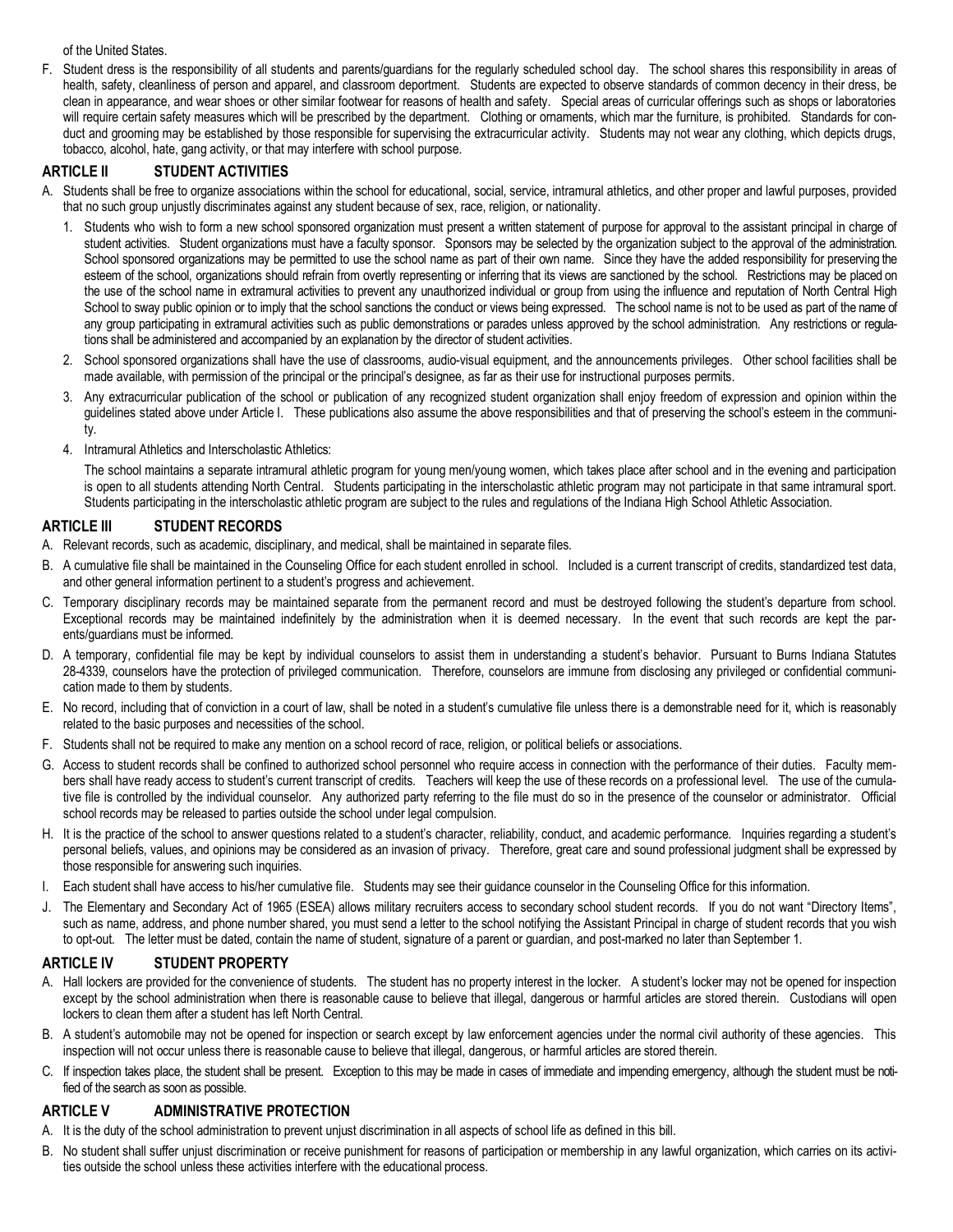of the United States.

F. Student dress is the responsibility of all students and parents/guardians for the regularly scheduled school day. The school shares this responsibility in areas of health, safety, cleanliness of person and apparel, and classroom deportment. Students are expected to observe standards of common decency in their dress, be clean in appearance, and wear shoes or other similar footwear for reasons of health and safety. Special areas of curricular offerings such as shops or laboratories will require certain safety measures which will be prescribed by the department. Clothing or ornaments, which mar the furniture, is prohibited. Standards for conduct and grooming may be established by those responsible for supervising the extracurricular activity. Students may not wear any clothing, which depicts drugs, tobacco, alcohol, hate, gang activity, or that may interfere with school purpose.

## ARTICLE II STUDENT ACTIVITIES

A. Students shall be free to organize associations within the school for educational, social, service, intramural athletics, and other proper and lawful purposes, provided that no such group unjustly discriminates against any student because of sex, race, religion, or nationality.

   1. Students who wish to form a new school sponsored organization must present a written statement of purpose for approval to the assistant principal in charge of student activities. Student organizations must have a faculty sponsor. Sponsors may be selected by the organization subject to the approval of the administration. School sponsored organizations may be permitted to use the school name as part of their own name. Since they have the added responsibility for preserving the esteem of the school, organizations should refrain from overtly representing or inferring that its views are sanctioned by the school. Restrictions may be placed on the use of the school name in extramural activities to prevent any unauthorized individual or group from using the influence and reputation of North Central High School to sway public opinion or to imply that the school sanctions the conduct or views being expressed. The school name is not to be used as part of the name of any group participating in extramural activities such as public demonstrations or parades unless approved by the school administration. Any restrictions or regulations shall be administered and accompanied by an explanation by the director of student activities.

   2. School sponsored organizations shall have the use of classrooms, audio-visual equipment, and the announcements privileges. Other school facilities shall be made available, with permission of the principal or the principal's designee, as far as their use for instructional purposes permits.

   3. Any extracurricular publication of the school or publication of any recognized student organization shall enjoy freedom of expression and opinion within the guidelines stated above under Article I. These publications also assume the above responsibilities and that of preserving the school's esteem in the community.

   4. Intramural Athletics and Interscholastic Athletics:

      The school maintains a separate intramural athletic program for young men/young women, which takes place after school and in the evening and participation is open to all students attending North Central. Students participating in the interscholastic athletic program may not participate in that same intramural sport. Students participating in the interscholastic athletic program are subject to the rules and regulations of the Indiana High School Athletic Association.

## ARTICLE III STUDENT RECORDS

A. Relevant records, such as academic, disciplinary, and medical, shall be maintained in separate files.

B. A cumulative file shall be maintained in the Counseling Office for each student enrolled in school. Included is a current transcript of credits, standardized test data, and other general information pertinent to a student's progress and achievement.

C. Temporary disciplinary records may be maintained separate from the permanent record and must be destroyed following the student's departure from school. Exceptional records may be maintained indefinitely by the administration when it is deemed necessary. In the event that such records are kept the parents/guardians must be informed.

D. A temporary, confidential file may be kept by individual counselors to assist them in understanding a student's behavior. Pursuant to Burns Indiana Statutes 28-4339, counselors have the protection of privileged communication. Therefore, counselors are immune from disclosing any privileged or confidential communication made to them by students.

E. No record, including that of conviction in a court of law, shall be noted in a student's cumulative file unless there is a demonstrable need for it, which is reasonably related to the basic purposes and necessities of the school.

F. Students shall not be required to make any mention on a school record of race, religion, or political beliefs or associations.

G. Access to student records shall be confined to authorized school personnel who require access in connection with the performance of their duties. Faculty members shall have ready access to student's current transcript of credits. Teachers will keep the use of these records on a professional level. The use of the cumulative file is controlled by the individual counselor. Any authorized party referring to the file must do so in the presence of the counselor or administrator. Official school records may be released to parties outside the school under legal compulsion.

H. It is the practice of the school to answer questions related to a student's character, reliability, conduct, and academic performance. Inquiries regarding a student's personal beliefs, values, and opinions may be considered as an invasion of privacy. Therefore, great care and sound professional judgment shall be expressed by those responsible for answering such inquiries.

I. Each student shall have access to his/her cumulative file. Students may see their guidance counselor in the Counseling Office for this information.

J. The Elementary and Secondary Act of 1965 (ESEA) allows military recruiters access to secondary school student records. If you do not want "Directory Items", such as name, address, and phone number shared, you must send a letter to the school notifying the Assistant Principal in charge of student records that you wish to opt-out. The letter must be dated, contain the name of student, signature of a parent or guardian, and post-marked no later than September 1.

## ARTICLE IV STUDENT PROPERTY

A. Hall lockers are provided for the convenience of students. The student has no property interest in the locker. A student's locker may not be opened for inspection except by the school administration when there is reasonable cause to believe that illegal, dangerous or harmful articles are stored therein. Custodians will open lockers to clean them after a student has left North Central.

B. A student's automobile may not be opened for inspection or search except by law enforcement agencies under the normal civil authority of these agencies. This inspection will not occur unless there is reasonable cause to believe that illegal, dangerous, or harmful articles are stored therein.

C. If inspection takes place, the student shall be present. Exception to this may be made in cases of immediate and impending emergency, although the student must be notified of the search as soon as possible.

## ARTICLE V ADMINISTRATIVE PROTECTION

A. It is the duty of the school administration to prevent unjust discrimination in all aspects of school life as defined in this bill.

B. No student shall suffer unjust discrimination or receive punishment for reasons of participation or membership in any lawful organization, which carries on its activities outside the school unless these activities interfere with the educational process.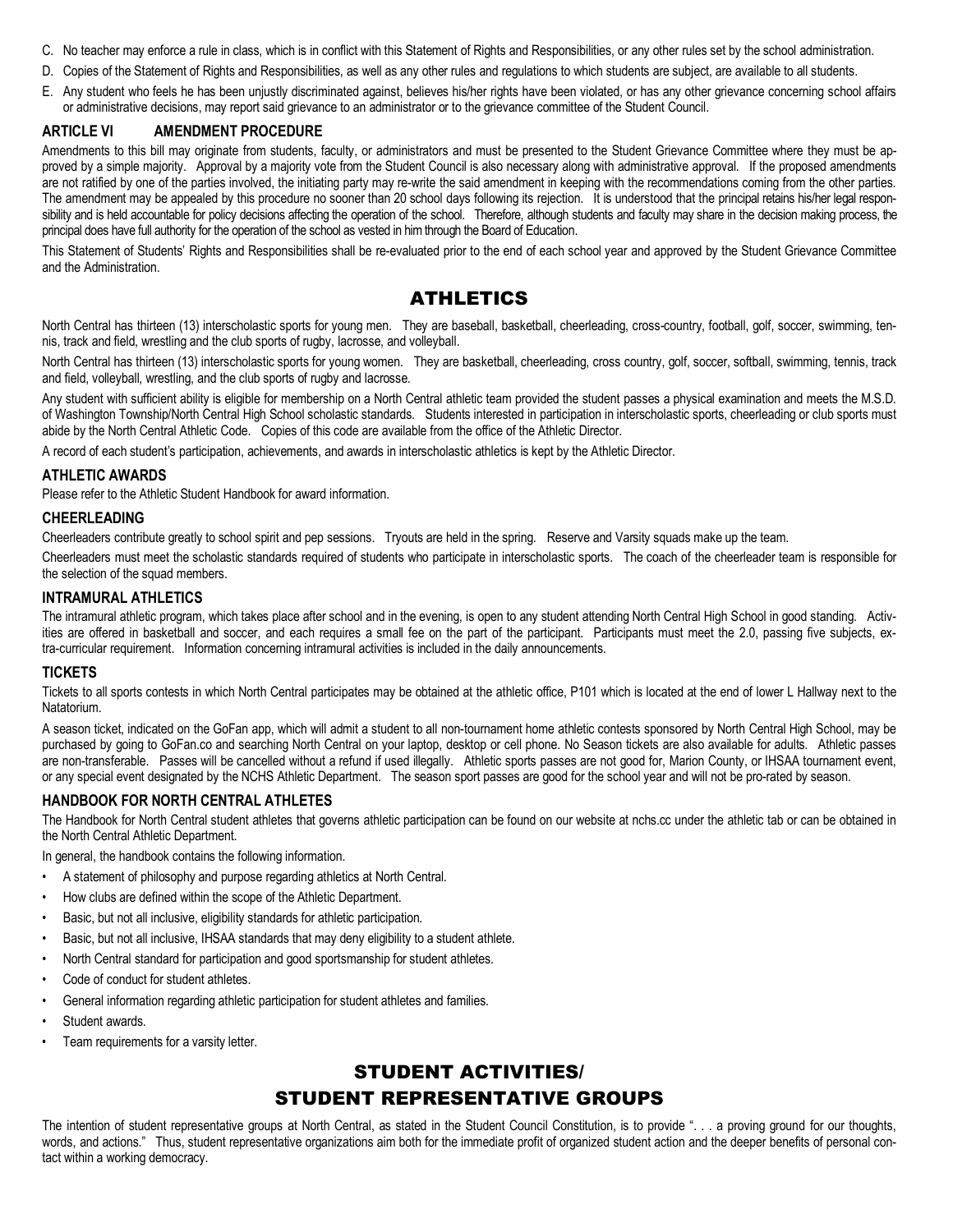C. No teacher may enforce a rule in class, which is in conflict with this Statement of Rights and Responsibilities, or any other rules set by the school administration.

D. Copies of the Statement of Rights and Responsibilities, as well as any other rules and regulations to which students are subject, are available to all students.

E. Any student who feels he has been unjustly discriminated against, believes his/her rights have been violated, or has any other grievance concerning school affairs or administrative decisions, may report said grievance to an administrator or to the grievance committee of the Student Council.

### ARTICLE VI AMENDMENT PROCEDURE

Amendments to this bill may originate from students, faculty, or administrators and must be presented to the Student Grievance Committee where they must be approved by a simple majority. Approval by a majority vote from the Student Council is also necessary along with administrative approval. If the proposed amendments are not ratified by one of the parties involved, the initiating party may re-write the said amendment in keeping with the recommendations coming from the other parties. The amendment may be appealed by this procedure no sooner than 20 school days following its rejection. It is understood that the principal retains his/her legal responsibility and is held accountable for policy decisions affecting the operation of the school. Therefore, although students and faculty may share in the decision making process, the principal does have full authority for the operation of the school as vested in him through the Board of Education.

This Statement of Students' Rights and Responsibilities shall be re-evaluated prior to the end of each school year and approved by the Student Grievance Committee and the Administration.

## ATHLETICS

North Central has thirteen (13) interscholastic sports for young men. They are baseball, basketball, cheerleading, cross-country, football, golf, soccer, swimming, tennis, track and field, wrestling and the club sports of rugby, lacrosse, and volleyball.

North Central has thirteen (13) interscholastic sports for young women. They are basketball, cheerleading, cross country, golf, soccer, softball, swimming, tennis, track and field, volleyball, wrestling, and the club sports of rugby and lacrosse.

Any student with sufficient ability is eligible for membership on a North Central athletic team provided the student passes a physical examination and meets the M.S.D. of Washington Township/North Central High School scholastic standards. Students interested in participation in interscholastic sports, cheerleading or club sports must abide by the North Central Athletic Code. Copies of this code are available from the office of the Athletic Director.

A record of each student's participation, achievements, and awards in interscholastic athletics is kept by the Athletic Director.

### ATHLETIC AWARDS

Please refer to the Athletic Student Handbook for award information.

### CHEERLEADING

Cheerleaders contribute greatly to school spirit and pep sessions. Tryouts are held in the spring. Reserve and Varsity squads make up the team.

Cheerleaders must meet the scholastic standards required of students who participate in interscholastic sports. The coach of the cheerleader team is responsible for the selection of the squad members.

### INTRAMURAL ATHLETICS

The intramural athletic program, which takes place after school and in the evening, is open to any student attending North Central High School in good standing. Activities are offered in basketball and soccer, and each requires a small fee on the part of the participant. Participants must meet the 2.0, passing five subjects, extra-curricular requirement. Information concerning intramural activities is included in the daily announcements.

### TICKETS

Tickets to all sports contests in which North Central participates may be obtained at the athletic office, P101 which is located at the end of lower L Hallway next to the Natatorium.

A season ticket, indicated on the GoFan app, which will admit a student to all non-tournament home athletic contests sponsored by North Central High School, may be purchased by going to GoFan.co and searching North Central on your laptop, desktop or cell phone. No Season tickets are also available for adults. Athletic passes are non-transferable. Passes will be cancelled without a refund if used illegally. Athletic sports passes are not good for, Marion County, or IHSAA tournament event, or any special event designated by the NCHS Athletic Department. The season sport passes are good for the school year and will not be pro-rated by season.

### HANDBOOK FOR NORTH CENTRAL ATHLETES

The Handbook for North Central student athletes that governs athletic participation can be found on our website at nchs.cc under the athletic tab or can be obtained in the North Central Athletic Department.

In general, the handbook contains the following information.

- A statement of philosophy and purpose regarding athletics at North Central.
- How clubs are defined within the scope of the Athletic Department.
- Basic, but not all inclusive, eligibility standards for athletic participation.
- Basic, but not all inclusive, IHSAA standards that may deny eligibility to a student athlete.
- North Central standard for participation and good sportsmanship for student athletes.
- Code of conduct for student athletes.
- General information regarding athletic participation for student athletes and families.
- Student awards.
- Team requirements for a varsity letter.

## STUDENT ACTIVITIES/ STUDENT REPRESENTATIVE GROUPS

The intention of student representative groups at North Central, as stated in the Student Council Constitution, is to provide ". . . a proving ground for our thoughts, words, and actions." Thus, student representative organizations aim both for the immediate profit of organized student action and the deeper benefits of personal contact within a working democracy.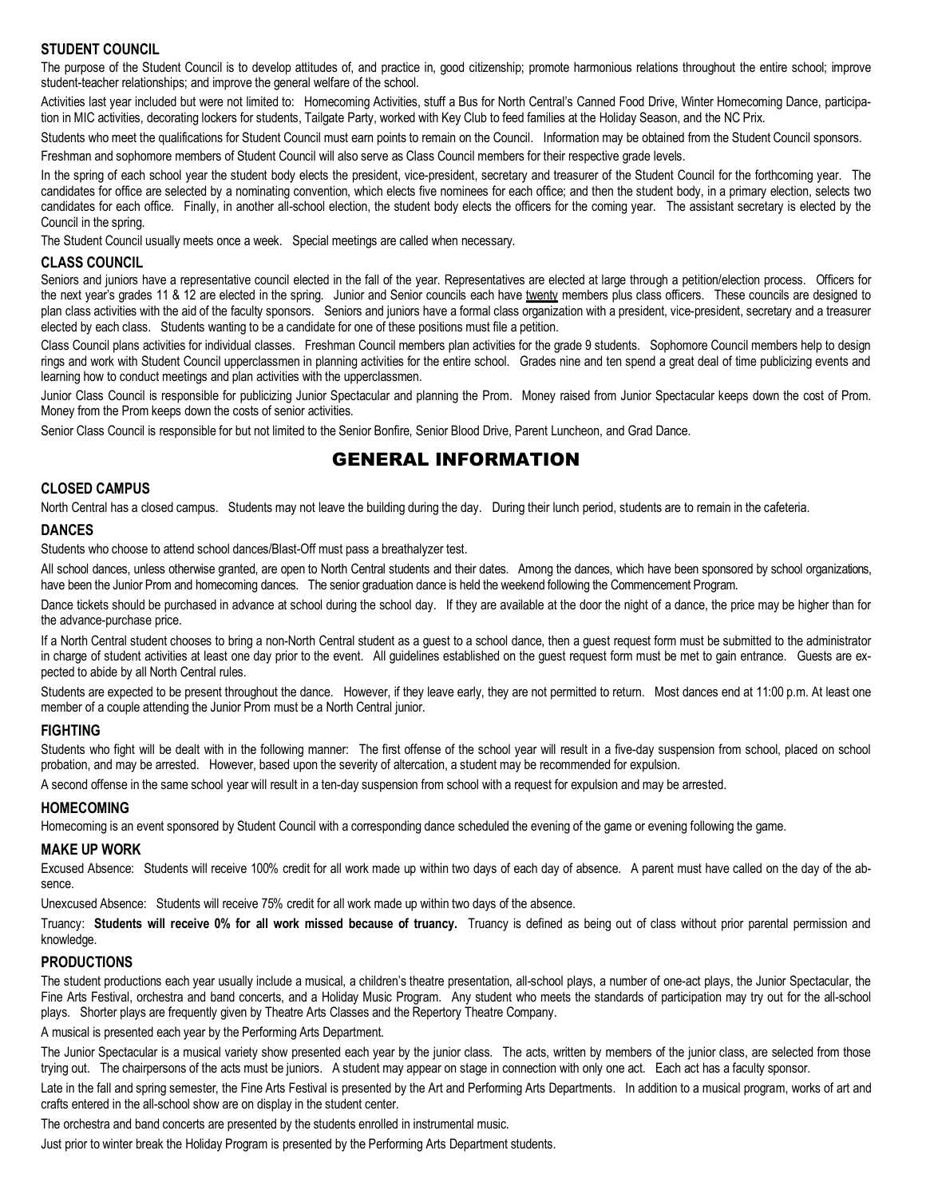### STUDENT COUNCIL

The purpose of the Student Council is to develop attitudes of, and practice in, good citizenship; promote harmonious relations throughout the entire school; improve student-teacher relationships; and improve the general welfare of the school.

Activities last year included but were not limited to: Homecoming Activities, stuff a Bus for North Central's Canned Food Drive, Winter Homecoming Dance, participation in MIC activities, decorating lockers for students, Tailgate Party, worked with Key Club to feed families at the Holiday Season, and the NC Prix.

Students who meet the qualifications for Student Council must earn points to remain on the Council. Information may be obtained from the Student Council sponsors.

Freshman and sophomore members of Student Council will also serve as Class Council members for their respective grade levels.

In the spring of each school year the student body elects the president, vice-president, secretary and treasurer of the Student Council for the forthcoming year. The candidates for office are selected by a nominating convention, which elects five nominees for each office; and then the student body, in a primary election, selects two candidates for each office. Finally, in another all-school election, the student body elects the officers for the coming year. The assistant secretary is elected by the Council in the spring.

The Student Council usually meets once a week. Special meetings are called when necessary.

### CLASS COUNCIL

Seniors and juniors have a representative council elected in the fall of the year. Representatives are elected at large through a petition/election process. Officers for the next year's grades 11 & 12 are elected in the spring. Junior and Senior councils each have twenty members plus class officers. These councils are designed to plan class activities with the aid of the faculty sponsors. Seniors and juniors have a formal class organization with a president, vice-president, secretary and a treasurer elected by each class. Students wanting to be a candidate for one of these positions must file a petition.

Class Council plans activities for individual classes. Freshman Council members plan activities for the grade 9 students. Sophomore Council members help to design rings and work with Student Council upperclassmen in planning activities for the entire school. Grades nine and ten spend a great deal of time publicizing events and learning how to conduct meetings and plan activities with the upperclassmen.

Junior Class Council is responsible for publicizing Junior Spectacular and planning the Prom. Money raised from Junior Spectacular keeps down the cost of Prom. Money from the Prom keeps down the costs of senior activities.

Senior Class Council is responsible for but not limited to the Senior Bonfire, Senior Blood Drive, Parent Luncheon, and Grad Dance.

## GENERAL INFORMATION

### CLOSED CAMPUS

North Central has a closed campus. Students may not leave the building during the day. During their lunch period, students are to remain in the cafeteria.

### DANCES

Students who choose to attend school dances/Blast-Off must pass a breathalyzer test.

All school dances, unless otherwise granted, are open to North Central students and their dates. Among the dances, which have been sponsored by school organizations, have been the Junior Prom and homecoming dances. The senior graduation dance is held the weekend following the Commencement Program.

Dance tickets should be purchased in advance at school during the school day. If they are available at the door the night of a dance, the price may be higher than for the advance-purchase price.

If a North Central student chooses to bring a non-North Central student as a guest to a school dance, then a guest request form must be submitted to the administrator in charge of student activities at least one day prior to the event. All guidelines established on the guest request form must be met to gain entrance. Guests are expected to abide by all North Central rules.

Students are expected to be present throughout the dance. However, if they leave early, they are not permitted to return. Most dances end at 11:00 p.m. At least one member of a couple attending the Junior Prom must be a North Central junior.

### FIGHTING

Students who fight will be dealt with in the following manner: The first offense of the school year will result in a five-day suspension from school, placed on school probation, and may be arrested. However, based upon the severity of altercation, a student may be recommended for expulsion.

A second offense in the same school year will result in a ten-day suspension from school with a request for expulsion and may be arrested.

### HOMECOMING

Homecoming is an event sponsored by Student Council with a corresponding dance scheduled the evening of the game or evening following the game.

### MAKE UP WORK

Excused Absence: Students will receive 100% credit for all work made up within two days of each day of absence. A parent must have called on the day of the absence.

Unexcused Absence: Students will receive 75% credit for all work made up within two days of the absence.

Truancy: **Students will receive 0% for all work missed because of truancy.** Truancy is defined as being out of class without prior parental permission and knowledge.

### PRODUCTIONS

The student productions each year usually include a musical, a children's theatre presentation, all-school plays, a number of one-act plays, the Junior Spectacular, the Fine Arts Festival, orchestra and band concerts, and a Holiday Music Program. Any student who meets the standards of participation may try out for the all-school plays. Shorter plays are frequently given by Theatre Arts Classes and the Repertory Theatre Company.

A musical is presented each year by the Performing Arts Department.

The Junior Spectacular is a musical variety show presented each year by the junior class. The acts, written by members of the junior class, are selected from those trying out. The chairpersons of the acts must be juniors. A student may appear on stage in connection with only one act. Each act has a faculty sponsor.

Late in the fall and spring semester, the Fine Arts Festival is presented by the Art and Performing Arts Departments. In addition to a musical program, works of art and crafts entered in the all-school show are on display in the student center.

The orchestra and band concerts are presented by the students enrolled in instrumental music.

Just prior to winter break the Holiday Program is presented by the Performing Arts Department students.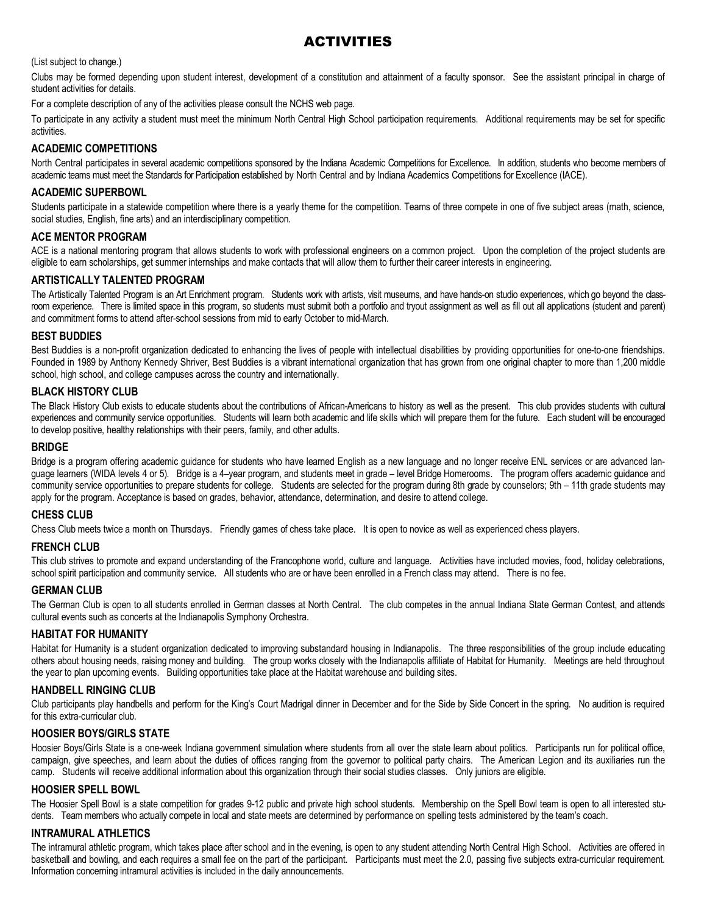# ACTIVITIES

(List subject to change.)

Clubs may be formed depending upon student interest, development of a constitution and attainment of a faculty sponsor. See the assistant principal in charge of student activities for details.

For a complete description of any of the activities please consult the NCHS web page.

To participate in any activity a student must meet the minimum North Central High School participation requirements. Additional requirements may be set for specific activities.

### ACADEMIC COMPETITIONS

North Central participates in several academic competitions sponsored by the Indiana Academic Competitions for Excellence. In addition, students who become members of academic teams must meet the Standards for Participation established by North Central and by Indiana Academics Competitions for Excellence (IACE).

### ACADEMIC SUPERBOWL

Students participate in a statewide competition where there is a yearly theme for the competition. Teams of three compete in one of five subject areas (math, science, social studies, English, fine arts) and an interdisciplinary competition.

### ACE MENTOR PROGRAM

ACE is a national mentoring program that allows students to work with professional engineers on a common project. Upon the completion of the project students are eligible to earn scholarships, get summer internships and make contacts that will allow them to further their career interests in engineering.

### ARTISTICALLY TALENTED PROGRAM

The Artistically Talented Program is an Art Enrichment program. Students work with artists, visit museums, and have hands-on studio experiences, which go beyond the classroom experience. There is limited space in this program, so students must submit both a portfolio and tryout assignment as well as fill out all applications (student and parent) and commitment forms to attend after-school sessions from mid to early October to mid-March.

### BEST BUDDIES

Best Buddies is a non-profit organization dedicated to enhancing the lives of people with intellectual disabilities by providing opportunities for one-to-one friendships. Founded in 1989 by Anthony Kennedy Shriver, Best Buddies is a vibrant international organization that has grown from one original chapter to more than 1,200 middle school, high school, and college campuses across the country and internationally.

### BLACK HISTORY CLUB

The Black History Club exists to educate students about the contributions of African-Americans to history as well as the present. This club provides students with cultural experiences and community service opportunities. Students will learn both academic and life skills which will prepare them for the future. Each student will be encouraged to develop positive, healthy relationships with their peers, family, and other adults.

### BRIDGE

Bridge is a program offering academic guidance for students who have learned English as a new language and no longer receive ENL services or are advanced language learners (WIDA levels 4 or 5). Bridge is a 4–year program, and students meet in grade – level Bridge Homerooms. The program offers academic guidance and community service opportunities to prepare students for college. Students are selected for the program during 8th grade by counselors; 9th – 11th grade students may apply for the program. Acceptance is based on grades, behavior, attendance, determination, and desire to attend college.

### CHESS CLUB

Chess Club meets twice a month on Thursdays. Friendly games of chess take place. It is open to novice as well as experienced chess players.

### FRENCH CLUB

This club strives to promote and expand understanding of the Francophone world, culture and language. Activities have included movies, food, holiday celebrations, school spirit participation and community service. All students who are or have been enrolled in a French class may attend. There is no fee.

### GERMAN CLUB

The German Club is open to all students enrolled in German classes at North Central. The club competes in the annual Indiana State German Contest, and attends cultural events such as concerts at the Indianapolis Symphony Orchestra.

### HABITAT FOR HUMANITY

Habitat for Humanity is a student organization dedicated to improving substandard housing in Indianapolis. The three responsibilities of the group include educating others about housing needs, raising money and building. The group works closely with the Indianapolis affiliate of Habitat for Humanity. Meetings are held throughout the year to plan upcoming events. Building opportunities take place at the Habitat warehouse and building sites.

### HANDBELL RINGING CLUB

Club participants play handbells and perform for the King's Court Madrigal dinner in December and for the Side by Side Concert in the spring. No audition is required for this extra-curricular club.

### HOOSIER BOYS/GIRLS STATE

Hoosier Boys/Girls State is a one-week Indiana government simulation where students from all over the state learn about politics. Participants run for political office, campaign, give speeches, and learn about the duties of offices ranging from the governor to political party chairs. The American Legion and its auxiliaries run the camp. Students will receive additional information about this organization through their social studies classes. Only juniors are eligible.

### HOOSIER SPELL BOWL

The Hoosier Spell Bowl is a state competition for grades 9-12 public and private high school students. Membership on the Spell Bowl team is open to all interested students. Team members who actually compete in local and state meets are determined by performance on spelling tests administered by the team's coach.

### INTRAMURAL ATHLETICS

The intramural athletic program, which takes place after school and in the evening, is open to any student attending North Central High School. Activities are offered in basketball and bowling, and each requires a small fee on the part of the participant. Participants must meet the 2.0, passing five subjects extra-curricular requirement. Information concerning intramural activities is included in the daily announcements.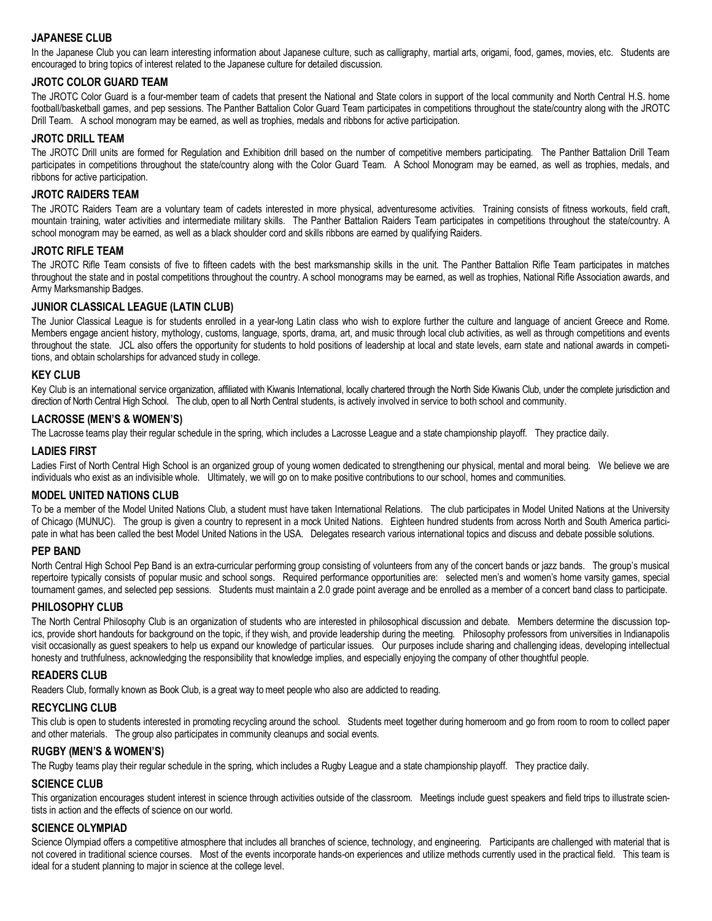### JAPANESE CLUB

In the Japanese Club you can learn interesting information about Japanese culture, such as calligraphy, martial arts, origami, food, games, movies, etc. Students are encouraged to bring topics of interest related to the Japanese culture for detailed discussion.

### JROTC COLOR GUARD TEAM

The JROTC Color Guard is a four-member team of cadets that present the National and State colors in support of the local community and North Central H.S. home football/basketball games, and pep sessions. The Panther Battalion Color Guard Team participates in competitions throughout the state/country along with the JROTC Drill Team. A school monogram may be earned, as well as trophies, medals and ribbons for active participation.

### JROTC DRILL TEAM

The JROTC Drill units are formed for Regulation and Exhibition drill based on the number of competitive members participating. The Panther Battalion Drill Team participates in competitions throughout the state/country along with the Color Guard Team. A School Monogram may be earned, as well as trophies, medals, and ribbons for active participation.

### JROTC RAIDERS TEAM

The JROTC Raiders Team are a voluntary team of cadets interested in more physical, adventuresome activities. Training consists of fitness workouts, field craft, mountain training, water activities and intermediate military skills. The Panther Battalion Raiders Team participates in competitions throughout the state/country. A school monogram may be earned, as well as a black shoulder cord and skills ribbons are earned by qualifying Raiders.

### JROTC RIFLE TEAM

The JROTC Rifle Team consists of five to fifteen cadets with the best marksmanship skills in the unit. The Panther Battalion Rifle Team participates in matches throughout the state and in postal competitions throughout the country. A school monograms may be earned, as well as trophies, National Rifle Association awards, and Army Marksmanship Badges.

### JUNIOR CLASSICAL LEAGUE (LATIN CLUB)

The Junior Classical League is for students enrolled in a year-long Latin class who wish to explore further the culture and language of ancient Greece and Rome. Members engage ancient history, mythology, customs, language, sports, drama, art, and music through local club activities, as well as through competitions and events throughout the state. JCL also offers the opportunity for students to hold positions of leadership at local and state levels, earn state and national awards in competitions, and obtain scholarships for advanced study in college.

### KEY CLUB

Key Club is an international service organization, affiliated with Kiwanis International, locally chartered through the North Side Kiwanis Club, under the complete jurisdiction and direction of North Central High School. The club, open to all North Central students, is actively involved in service to both school and community.

### LACROSSE (MEN'S & WOMEN'S)

The Lacrosse teams play their regular schedule in the spring, which includes a Lacrosse League and a state championship playoff. They practice daily.

### LADIES FIRST

Ladies First of North Central High School is an organized group of young women dedicated to strengthening our physical, mental and moral being. We believe we are individuals who exist as an indivisible whole. Ultimately, we will go on to make positive contributions to our school, homes and communities.

### MODEL UNITED NATIONS CLUB

To be a member of the Model United Nations Club, a student must have taken International Relations. The club participates in Model United Nations at the University of Chicago (MUNUC). The group is given a country to represent in a mock United Nations. Eighteen hundred students from across North and South America participate in what has been called the best Model United Nations in the USA. Delegates research various international topics and discuss and debate possible solutions.

### PEP BAND

North Central High School Pep Band is an extra-curricular performing group consisting of volunteers from any of the concert bands or jazz bands. The group's musical repertoire typically consists of popular music and school songs. Required performance opportunities are: selected men's and women's home varsity games, special tournament games, and selected pep sessions. Students must maintain a 2.0 grade point average and be enrolled as a member of a concert band class to participate.

### PHILOSOPHY CLUB

The North Central Philosophy Club is an organization of students who are interested in philosophical discussion and debate. Members determine the discussion topics, provide short handouts for background on the topic, if they wish, and provide leadership during the meeting. Philosophy professors from universities in Indianapolis visit occasionally as guest speakers to help us expand our knowledge of particular issues. Our purposes include sharing and challenging ideas, developing intellectual honesty and truthfulness, acknowledging the responsibility that knowledge implies, and especially enjoying the company of other thoughtful people.

### READERS CLUB

Readers Club, formally known as Book Club, is a great way to meet people who also are addicted to reading.

### RECYCLING CLUB

This club is open to students interested in promoting recycling around the school. Students meet together during homeroom and go from room to room to collect paper and other materials. The group also participates in community cleanups and social events.

### RUGBY (MEN'S & WOMEN'S)

The Rugby teams play their regular schedule in the spring, which includes a Rugby League and a state championship playoff. They practice daily.

### SCIENCE CLUB

This organization encourages student interest in science through activities outside of the classroom. Meetings include guest speakers and field trips to illustrate scientists in action and the effects of science on our world.

### SCIENCE OLYMPIAD

Science Olympiad offers a competitive atmosphere that includes all branches of science, technology, and engineering. Participants are challenged with material that is not covered in traditional science courses. Most of the events incorporate hands-on experiences and utilize methods currently used in the practical field. This team is ideal for a student planning to major in science at the college level.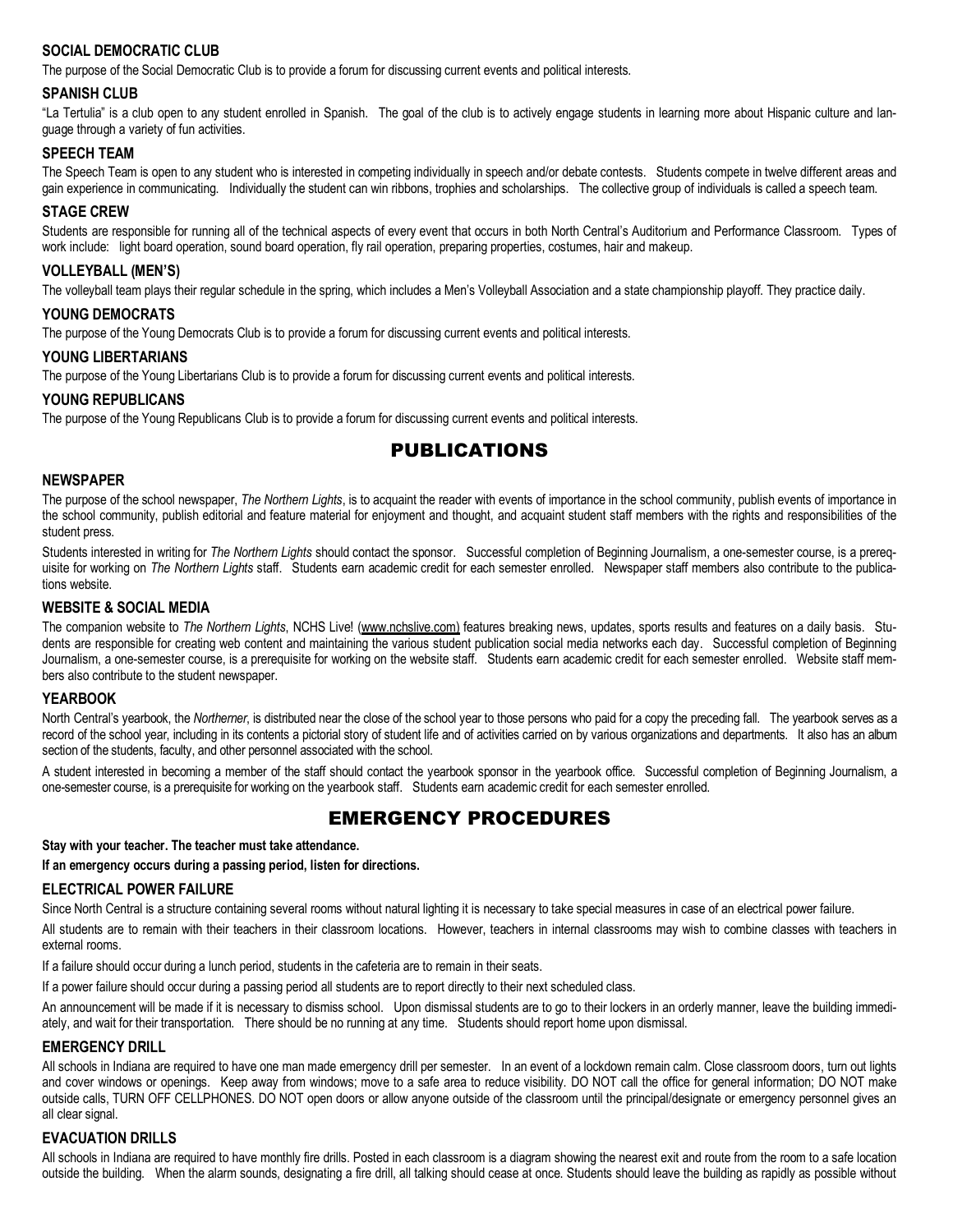### SOCIAL DEMOCRATIC CLUB

The purpose of the Social Democratic Club is to provide a forum for discussing current events and political interests.

### SPANISH CLUB

"La Tertulia" is a club open to any student enrolled in Spanish. The goal of the club is to actively engage students in learning more about Hispanic culture and language through a variety of fun activities.

### SPEECH TEAM

The Speech Team is open to any student who is interested in competing individually in speech and/or debate contests. Students compete in twelve different areas and gain experience in communicating. Individually the student can win ribbons, trophies and scholarships. The collective group of individuals is called a speech team.

### STAGE CREW

Students are responsible for running all of the technical aspects of every event that occurs in both North Central's Auditorium and Performance Classroom. Types of work include: light board operation, sound board operation, fly rail operation, preparing properties, costumes, hair and makeup.

### VOLLEYBALL (MEN'S)

The volleyball team plays their regular schedule in the spring, which includes a Men's Volleyball Association and a state championship playoff. They practice daily.

### YOUNG DEMOCRATS

The purpose of the Young Democrats Club is to provide a forum for discussing current events and political interests.

### YOUNG LIBERTARIANS

The purpose of the Young Libertarians Club is to provide a forum for discussing current events and political interests.

### YOUNG REPUBLICANS

The purpose of the Young Republicans Club is to provide a forum for discussing current events and political interests.

## PUBLICATIONS

### NEWSPAPER

The purpose of the school newspaper, *The Northern Lights*, is to acquaint the reader with events of importance in the school community, publish events of importance in the school community, publish editorial and feature material for enjoyment and thought, and acquaint student staff members with the rights and responsibilities of the student press.

Students interested in writing for *The Northern Lights* should contact the sponsor. Successful completion of Beginning Journalism, a one-semester course, is a prerequisite for working on *The Northern Lights* staff. Students earn academic credit for each semester enrolled. Newspaper staff members also contribute to the publications website.

### WEBSITE & SOCIAL MEDIA

The companion website to *The Northern Lights*, NCHS Live! (www.nchslive.com) features breaking news, updates, sports results and features on a daily basis. Students are responsible for creating web content and maintaining the various student publication social media networks each day. Successful completion of Beginning Journalism, a one-semester course, is a prerequisite for working on the website staff. Students earn academic credit for each semester enrolled. Website staff members also contribute to the student newspaper.

### YEARBOOK

North Central's yearbook, the *Northerner*, is distributed near the close of the school year to those persons who paid for a copy the preceding fall. The yearbook serves as a record of the school year, including in its contents a pictorial story of student life and of activities carried on by various organizations and departments. It also has an album section of the students, faculty, and other personnel associated with the school.

A student interested in becoming a member of the staff should contact the yearbook sponsor in the yearbook office. Successful completion of Beginning Journalism, a one-semester course, is a prerequisite for working on the yearbook staff. Students earn academic credit for each semester enrolled.

## EMERGENCY PROCEDURES

**Stay with your teacher. The teacher must take attendance.**

**If an emergency occurs during a passing period, listen for directions.**

### ELECTRICAL POWER FAILURE

Since North Central is a structure containing several rooms without natural lighting it is necessary to take special measures in case of an electrical power failure.

All students are to remain with their teachers in their classroom locations. However, teachers in internal classrooms may wish to combine classes with teachers in external rooms.

If a failure should occur during a lunch period, students in the cafeteria are to remain in their seats.

If a power failure should occur during a passing period all students are to report directly to their next scheduled class.

An announcement will be made if it is necessary to dismiss school. Upon dismissal students are to go to their lockers in an orderly manner, leave the building immediately, and wait for their transportation. There should be no running at any time. Students should report home upon dismissal.

### EMERGENCY DRILL

All schools in Indiana are required to have one man made emergency drill per semester. In an event of a lockdown remain calm. Close classroom doors, turn out lights and cover windows or openings. Keep away from windows; move to a safe area to reduce visibility. DO NOT call the office for general information; DO NOT make outside calls, TURN OFF CELLPHONES. DO NOT open doors or allow anyone outside of the classroom until the principal/designate or emergency personnel gives an all clear signal.

### EVACUATION DRILLS

All schools in Indiana are required to have monthly fire drills. Posted in each classroom is a diagram showing the nearest exit and route from the room to a safe location outside the building. When the alarm sounds, designating a fire drill, all talking should cease at once. Students should leave the building as rapidly as possible without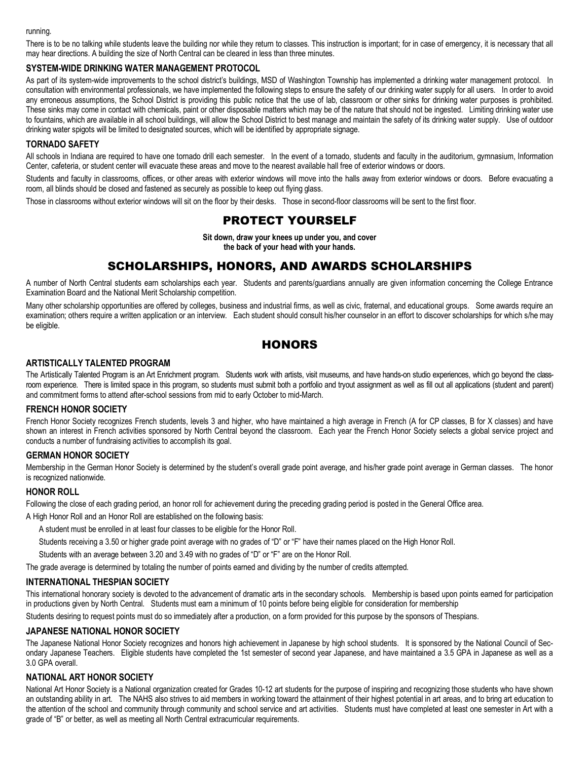running.

There is to be no talking while students leave the building nor while they return to classes. This instruction is important; for in case of emergency, it is necessary that all may hear directions. A building the size of North Central can be cleared in less than three minutes.

### SYSTEM-WIDE DRINKING WATER MANAGEMENT PROTOCOL

As part of its system-wide improvements to the school district's buildings, MSD of Washington Township has implemented a drinking water management protocol. In consultation with environmental professionals, we have implemented the following steps to ensure the safety of our drinking water supply for all users. In order to avoid any erroneous assumptions, the School District is providing this public notice that the use of lab, classroom or other sinks for drinking water purposes is prohibited. These sinks may come in contact with chemicals, paint or other disposable matters which may be of the nature that should not be ingested. Limiting drinking water use to fountains, which are available in all school buildings, will allow the School District to best manage and maintain the safety of its drinking water supply. Use of outdoor drinking water spigots will be limited to designated sources, which will be identified by appropriate signage.

### TORNADO SAFETY

All schools in Indiana are required to have one tornado drill each semester. In the event of a tornado, students and faculty in the auditorium, gymnasium, Information Center, cafeteria, or student center will evacuate these areas and move to the nearest available hall free of exterior windows or doors.

Students and faculty in classrooms, offices, or other areas with exterior windows will move into the halls away from exterior windows or doors. Before evacuating a room, all blinds should be closed and fastened as securely as possible to keep out flying glass.

Those in classrooms without exterior windows will sit on the floor by their desks. Those in second-floor classrooms will be sent to the first floor.

## PROTECT YOURSELF

**Sit down, draw your knees up under you, and cover the back of your head with your hands.**

## SCHOLARSHIPS, HONORS, AND AWARDS SCHOLARSHIPS

A number of North Central students earn scholarships each year. Students and parents/guardians annually are given information concerning the College Entrance Examination Board and the National Merit Scholarship competition.

Many other scholarship opportunities are offered by colleges, business and industrial firms, as well as civic, fraternal, and educational groups. Some awards require an examination; others require a written application or an interview. Each student should consult his/her counselor in an effort to discover scholarships for which s/he may be eligible.

## HONORS

### ARTISTICALLY TALENTED PROGRAM

The Artistically Talented Program is an Art Enrichment program. Students work with artists, visit museums, and have hands-on studio experiences, which go beyond the classroom experience. There is limited space in this program, so students must submit both a portfolio and tryout assignment as well as fill out all applications (student and parent) and commitment forms to attend after-school sessions from mid to early October to mid-March.

### FRENCH HONOR SOCIETY

French Honor Society recognizes French students, levels 3 and higher, who have maintained a high average in French (A for CP classes, B for X classes) and have shown an interest in French activities sponsored by North Central beyond the classroom. Each year the French Honor Society selects a global service project and conducts a number of fundraising activities to accomplish its goal.

### GERMAN HONOR SOCIETY

Membership in the German Honor Society is determined by the student's overall grade point average, and his/her grade point average in German classes. The honor is recognized nationwide.

### HONOR ROLL

Following the close of each grading period, an honor roll for achievement during the preceding grading period is posted in the General Office area.

A High Honor Roll and an Honor Roll are established on the following basis:

A student must be enrolled in at least four classes to be eligible for the Honor Roll.

Students receiving a 3.50 or higher grade point average with no grades of "D" or "F" have their names placed on the High Honor Roll.

Students with an average between 3.20 and 3.49 with no grades of "D" or "F" are on the Honor Roll.

The grade average is determined by totaling the number of points earned and dividing by the number of credits attempted.

### INTERNATIONAL THESPIAN SOCIETY

This international honorary society is devoted to the advancement of dramatic arts in the secondary schools. Membership is based upon points earned for participation in productions given by North Central. Students must earn a minimum of 10 points before being eligible for consideration for membership

Students desiring to request points must do so immediately after a production, on a form provided for this purpose by the sponsors of Thespians.

### JAPANESE NATIONAL HONOR SOCIETY

The Japanese National Honor Society recognizes and honors high achievement in Japanese by high school students. It is sponsored by the National Council of Secondary Japanese Teachers. Eligible students have completed the 1st semester of second year Japanese, and have maintained a 3.5 GPA in Japanese as well as a 3.0 GPA overall.

### NATIONAL ART HONOR SOCIETY

National Art Honor Society is a National organization created for Grades 10-12 art students for the purpose of inspiring and recognizing those students who have shown an outstanding ability in art. The NAHS also strives to aid members in working toward the attainment of their highest potential in art areas, and to bring art education to the attention of the school and community through community and school service and art activities. Students must have completed at least one semester in Art with a grade of "B" or better, as well as meeting all North Central extracurricular requirements.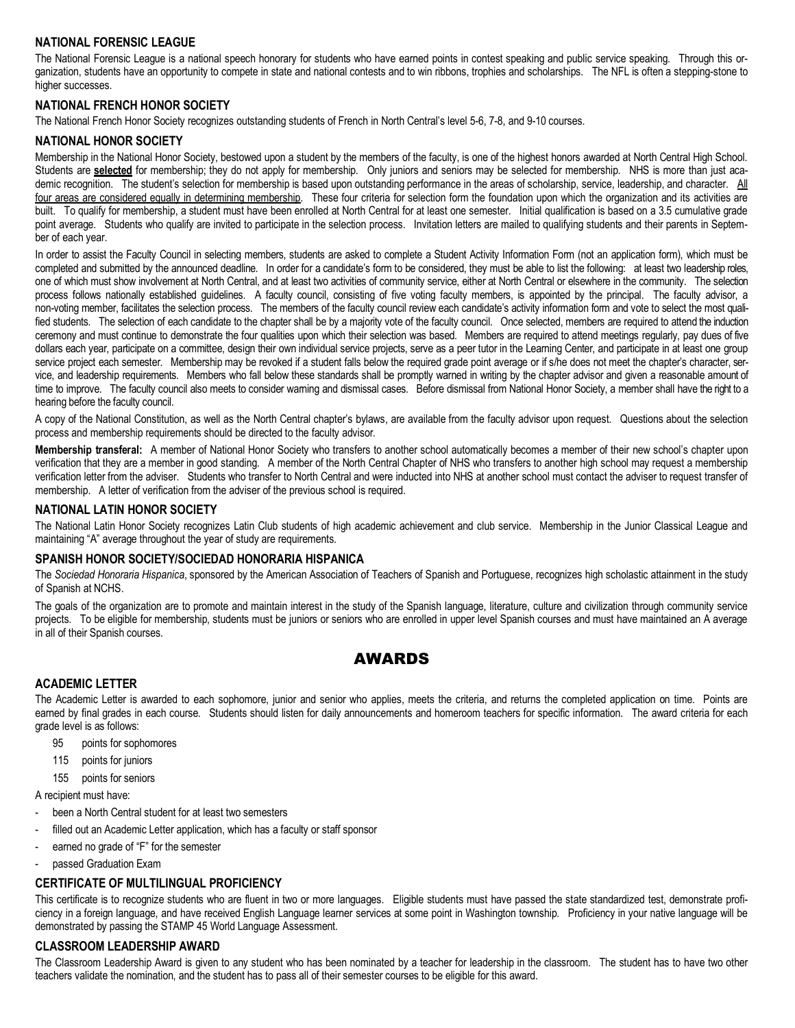### NATIONAL FORENSIC LEAGUE

The National Forensic League is a national speech honorary for students who have earned points in contest speaking and public service speaking. Through this organization, students have an opportunity to compete in state and national contests and to win ribbons, trophies and scholarships. The NFL is often a stepping-stone to higher successes.

### NATIONAL FRENCH HONOR SOCIETY

The National French Honor Society recognizes outstanding students of French in North Central's level 5-6, 7-8, and 9-10 courses.

### NATIONAL HONOR SOCIETY

Membership in the National Honor Society, bestowed upon a student by the members of the faculty, is one of the highest honors awarded at North Central High School. Students are **selected** for membership; they do not apply for membership. Only juniors and seniors may be selected for membership. NHS is more than just academic recognition. The student's selection for membership is based upon outstanding performance in the areas of scholarship, service, leadership, and character. All four areas are considered equally in determining membership. These four criteria for selection form the foundation upon which the organization and its activities are built. To qualify for membership, a student must have been enrolled at North Central for at least one semester. Initial qualification is based on a 3.5 cumulative grade point average. Students who qualify are invited to participate in the selection process. Invitation letters are mailed to qualifying students and their parents in September of each year.

In order to assist the Faculty Council in selecting members, students are asked to complete a Student Activity Information Form (not an application form), which must be completed and submitted by the announced deadline. In order for a candidate's form to be considered, they must be able to list the following: at least two leadership roles, one of which must show involvement at North Central, and at least two activities of community service, either at North Central or elsewhere in the community. The selection process follows nationally established guidelines. A faculty council, consisting of five voting faculty members, is appointed by the principal. The faculty advisor, a non-voting member, facilitates the selection process. The members of the faculty council review each candidate's activity information form and vote to select the most qualified students. The selection of each candidate to the chapter shall be by a majority vote of the faculty council. Once selected, members are required to attend the induction ceremony and must continue to demonstrate the four qualities upon which their selection was based. Members are required to attend meetings regularly, pay dues of five dollars each year, participate on a committee, design their own individual service projects, serve as a peer tutor in the Learning Center, and participate in at least one group service project each semester. Membership may be revoked if a student falls below the required grade point average or if s/he does not meet the chapter's character, service, and leadership requirements. Members who fall below these standards shall be promptly warned in writing by the chapter advisor and given a reasonable amount of time to improve. The faculty council also meets to consider warning and dismissal cases. Before dismissal from National Honor Society, a member shall have the right to a hearing before the faculty council.

A copy of the National Constitution, as well as the North Central chapter's bylaws, are available from the faculty advisor upon request. Questions about the selection process and membership requirements should be directed to the faculty advisor.

**Membership transferal:** A member of National Honor Society who transfers to another school automatically becomes a member of their new school's chapter upon verification that they are a member in good standing. A member of the North Central Chapter of NHS who transfers to another high school may request a membership verification letter from the adviser. Students who transfer to North Central and were inducted into NHS at another school must contact the adviser to request transfer of membership. A letter of verification from the adviser of the previous school is required.

### NATIONAL LATIN HONOR SOCIETY

The National Latin Honor Society recognizes Latin Club students of high academic achievement and club service. Membership in the Junior Classical League and maintaining "A" average throughout the year of study are requirements.

### SPANISH HONOR SOCIETY/SOCIEDAD HONORARIA HISPANICA

The *Sociedad Honoraria Hispanica*, sponsored by the American Association of Teachers of Spanish and Portuguese, recognizes high scholastic attainment in the study of Spanish at NCHS.

The goals of the organization are to promote and maintain interest in the study of the Spanish language, literature, culture and civilization through community service projects. To be eligible for membership, students must be juniors or seniors who are enrolled in upper level Spanish courses and must have maintained an A average in all of their Spanish courses.

## AWARDS

### ACADEMIC LETTER

The Academic Letter is awarded to each sophomore, junior and senior who applies, meets the criteria, and returns the completed application on time. Points are earned by final grades in each course. Students should listen for daily announcements and homeroom teachers for specific information. The award criteria for each grade level is as follows:

- 95 points for sophomores
- 115 points for juniors
- 155 points for seniors

A recipient must have:

- been a North Central student for at least two semesters
- filled out an Academic Letter application, which has a faculty or staff sponsor
- earned no grade of "F" for the semester
- passed Graduation Exam

### CERTIFICATE OF MULTILINGUAL PROFICIENCY

This certificate is to recognize students who are fluent in two or more languages. Eligible students must have passed the state standardized test, demonstrate proficiency in a foreign language, and have received English Language learner services at some point in Washington township. Proficiency in your native language will be demonstrated by passing the STAMP 45 World Language Assessment.

### CLASSROOM LEADERSHIP AWARD

The Classroom Leadership Award is given to any student who has been nominated by a teacher for leadership in the classroom. The student has to have two other teachers validate the nomination, and the student has to pass all of their semester courses to be eligible for this award.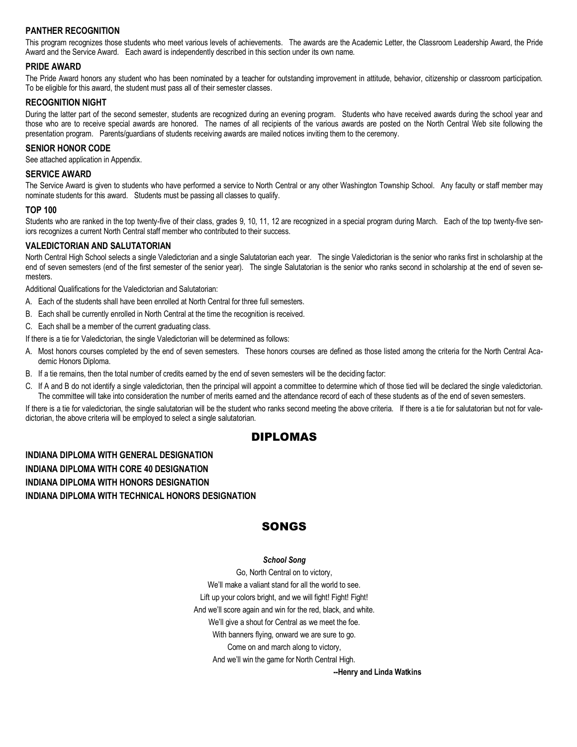### PANTHER RECOGNITION

This program recognizes those students who meet various levels of achievements. The awards are the Academic Letter, the Classroom Leadership Award, the Pride Award and the Service Award. Each award is independently described in this section under its own name.

### PRIDE AWARD

The Pride Award honors any student who has been nominated by a teacher for outstanding improvement in attitude, behavior, citizenship or classroom participation. To be eligible for this award, the student must pass all of their semester classes.

### RECOGNITION NIGHT

During the latter part of the second semester, students are recognized during an evening program. Students who have received awards during the school year and those who are to receive special awards are honored. The names of all recipients of the various awards are posted on the North Central Web site following the presentation program. Parents/guardians of students receiving awards are mailed notices inviting them to the ceremony.

### SENIOR HONOR CODE

See attached application in Appendix.

### SERVICE AWARD

The Service Award is given to students who have performed a service to North Central or any other Washington Township School. Any faculty or staff member may nominate students for this award. Students must be passing all classes to qualify.

### TOP 100

Students who are ranked in the top twenty-five of their class, grades 9, 10, 11, 12 are recognized in a special program during March. Each of the top twenty-five seniors recognizes a current North Central staff member who contributed to their success.

### VALEDICTORIAN AND SALUTATORIAN

North Central High School selects a single Valedictorian and a single Salutatorian each year. The single Valedictorian is the senior who ranks first in scholarship at the end of seven semesters (end of the first semester of the senior year). The single Salutatorian is the senior who ranks second in scholarship at the end of seven semesters.

Additional Qualifications for the Valedictorian and Salutatorian:

A. Each of the students shall have been enrolled at North Central for three full semesters.
B. Each shall be currently enrolled in North Central at the time the recognition is received.
C. Each shall be a member of the current graduating class.

If there is a tie for Valedictorian, the single Valedictorian will be determined as follows:

A. Most honors courses completed by the end of seven semesters. These honors courses are defined as those listed among the criteria for the North Central Academic Honors Diploma.
B. If a tie remains, then the total number of credits earned by the end of seven semesters will be the deciding factor:
C. If A and B do not identify a single valedictorian, then the principal will appoint a committee to determine which of those tied will be declared the single valedictorian. The committee will take into consideration the number of merits earned and the attendance record of each of these students as of the end of seven semesters.

If there is a tie for valedictorian, the single salutatorian will be the student who ranks second meeting the above criteria. If there is a tie for salutatorian but not for valedictorian, the above criteria will be employed to select a single salutatorian.

## DIPLOMAS

**INDIANA DIPLOMA WITH GENERAL DESIGNATION**

**INDIANA DIPLOMA WITH CORE 40 DESIGNATION**

**INDIANA DIPLOMA WITH HONORS DESIGNATION**

**INDIANA DIPLOMA WITH TECHNICAL HONORS DESIGNATION**

## SONGS

***School Song***

Go, North Central on to victory,
We'll make a valiant stand for all the world to see.
Lift up your colors bright, and we will fight! Fight! Fight!
And we'll score again and win for the red, black, and white.
We'll give a shout for Central as we meet the foe.
With banners flying, onward we are sure to go.
Come on and march along to victory,
And we'll win the game for North Central High.

**--Henry and Linda Watkins**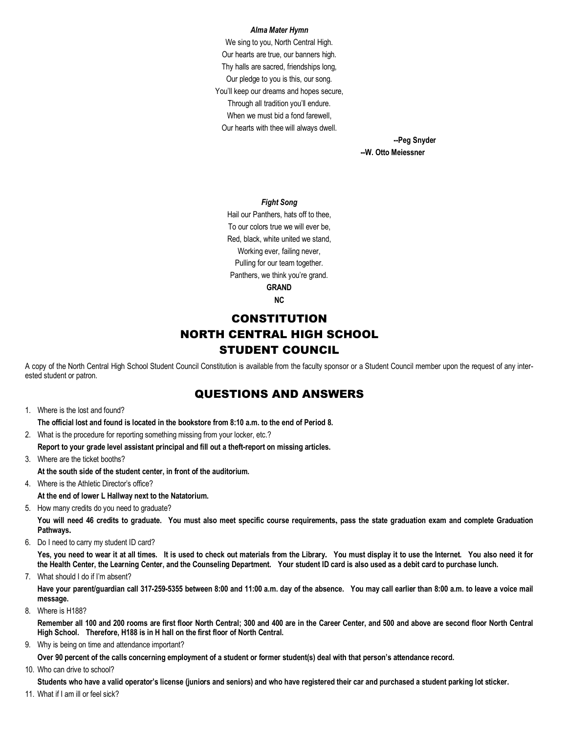*Alma Mater Hymn*

We sing to you, North Central High.
Our hearts are true, our banners high.
Thy halls are sacred, friendships long,
Our pledge to you is this, our song.
You'll keep our dreams and hopes secure,
Through all tradition you'll endure.
When we must bid a fond farewell,
Our hearts with thee will always dwell.

**--Peg Snyder**
**--W. Otto Meiessner**

*Fight Song*

Hail our Panthers, hats off to thee,
To our colors true we will ever be,
Red, black, white united we stand,
Working ever, failing never,
Pulling for our team together.
Panthers, we think you're grand.
**GRAND**
**NC**

# CONSTITUTION NORTH CENTRAL HIGH SCHOOL STUDENT COUNCIL

A copy of the North Central High School Student Council Constitution is available from the faculty sponsor or a Student Council member upon the request of any interested student or patron.

# QUESTIONS AND ANSWERS

1. Where is the lost and found?
   **The official lost and found is located in the bookstore from 8:10 a.m. to the end of Period 8.**
2. What is the procedure for reporting something missing from your locker, etc.?
   **Report to your grade level assistant principal and fill out a theft-report on missing articles.**
3. Where are the ticket booths?
   **At the south side of the student center, in front of the auditorium.**
4. Where is the Athletic Director's office?
   **At the end of lower L Hallway next to the Natatorium.**
5. How many credits do you need to graduate?
   **You will need 46 credits to graduate. You must also meet specific course requirements, pass the state graduation exam and complete Graduation Pathways.**
6. Do I need to carry my student ID card?
   **Yes, you need to wear it at all times. It is used to check out materials from the Library. You must display it to use the Internet. You also need it for the Health Center, the Learning Center, and the Counseling Department. Your student ID card is also used as a debit card to purchase lunch.**
7. What should I do if I'm absent?
   **Have your parent/guardian call 317-259-5355 between 8:00 and 11:00 a.m. day of the absence. You may call earlier than 8:00 a.m. to leave a voice mail message.**
8. Where is H188?
   **Remember all 100 and 200 rooms are first floor North Central; 300 and 400 are in the Career Center, and 500 and above are second floor North Central High School. Therefore, H188 is in H hall on the first floor of North Central.**
9. Why is being on time and attendance important?
   **Over 90 percent of the calls concerning employment of a student or former student(s) deal with that person's attendance record.**
10. Who can drive to school?
    **Students who have a valid operator's license (juniors and seniors) and who have registered their car and purchased a student parking lot sticker.**
11. What if I am ill or feel sick?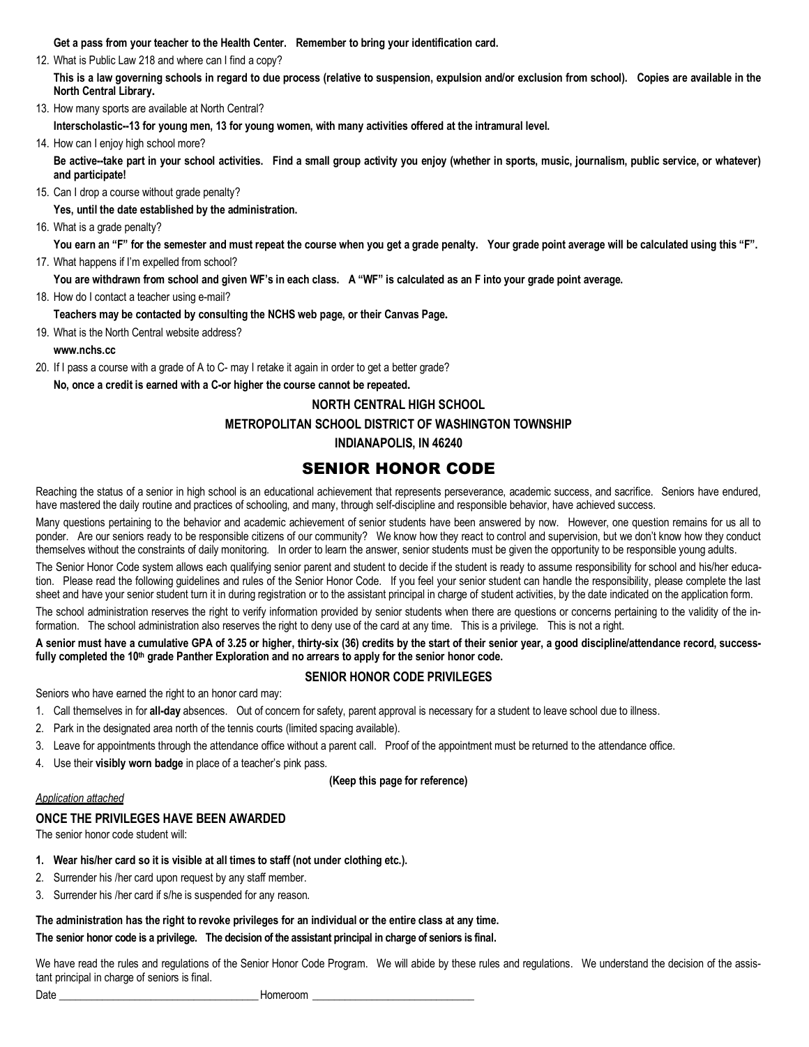**Get a pass from your teacher to the Health Center. Remember to bring your identification card.**

12. What is Public Law 218 and where can I find a copy?

    **This is a law governing schools in regard to due process (relative to suspension, expulsion and/or exclusion from school). Copies are available in the North Central Library.**

13. How many sports are available at North Central?

    **Interscholastic--13 for young men, 13 for young women, with many activities offered at the intramural level.**

14. How can I enjoy high school more?

    **Be active--take part in your school activities. Find a small group activity you enjoy (whether in sports, music, journalism, public service, or whatever) and participate!**

15. Can I drop a course without grade penalty?

    **Yes, until the date established by the administration.**

16. What is a grade penalty?

    **You earn an "F" for the semester and must repeat the course when you get a grade penalty. Your grade point average will be calculated using this "F".**

17. What happens if I'm expelled from school?

    **You are withdrawn from school and given WF's in each class. A "WF" is calculated as an F into your grade point average.**

18. How do I contact a teacher using e-mail?

    **Teachers may be contacted by consulting the NCHS web page, or their Canvas Page.**

19. What is the North Central website address?

    **www.nchs.cc**

20. If I pass a course with a grade of A to C- may I retake it again in order to get a better grade?

    **No, once a credit is earned with a C-or higher the course cannot be repeated.**

**NORTH CENTRAL HIGH SCHOOL**

**METROPOLITAN SCHOOL DISTRICT OF WASHINGTON TOWNSHIP**

**INDIANAPOLIS, IN 46240**

# SENIOR HONOR CODE

Reaching the status of a senior in high school is an educational achievement that represents perseverance, academic success, and sacrifice. Seniors have endured, have mastered the daily routine and practices of schooling, and many, through self-discipline and responsible behavior, have achieved success.

Many questions pertaining to the behavior and academic achievement of senior students have been answered by now. However, one question remains for us all to ponder. Are our seniors ready to be responsible citizens of our community? We know how they react to control and supervision, but we don't know how they conduct themselves without the constraints of daily monitoring. In order to learn the answer, senior students must be given the opportunity to be responsible young adults.

The Senior Honor Code system allows each qualifying senior parent and student to decide if the student is ready to assume responsibility for school and his/her education. Please read the following guidelines and rules of the Senior Honor Code. If you feel your senior student can handle the responsibility, please complete the last sheet and have your senior student turn it in during registration or to the assistant principal in charge of student activities, by the date indicated on the application form.

The school administration reserves the right to verify information provided by senior students when there are questions or concerns pertaining to the validity of the information. The school administration also reserves the right to deny use of the card at any time. This is a privilege. This is not a right.

**A senior must have a cumulative GPA of 3.25 or higher, thirty-six (36) credits by the start of their senior year, a good discipline/attendance record, successfully completed the 10th grade Panther Exploration and no arrears to apply for the senior honor code.**

## SENIOR HONOR CODE PRIVILEGES

Seniors who have earned the right to an honor card may:

1. Call themselves in for **all-day** absences. Out of concern for safety, parent approval is necessary for a student to leave school due to illness.
2. Park in the designated area north of the tennis courts (limited spacing available).
3. Leave for appointments through the attendance office without a parent call. Proof of the appointment must be returned to the attendance office.
4. Use their **visibly worn badge** in place of a teacher's pink pass.

**(Keep this page for reference)**

*Application attached*

### ONCE THE PRIVILEGES HAVE BEEN AWARDED

The senior honor code student will:

1. **Wear his/her card so it is visible at all times to staff (not under clothing etc.).**
2. Surrender his /her card upon request by any staff member.
3. Surrender his /her card if s/he is suspended for any reason.

**The administration has the right to revoke privileges for an individual or the entire class at any time.**

**The senior honor code is a privilege. The decision of the assistant principal in charge of seniors is final.**

We have read the rules and regulations of the Senior Honor Code Program. We will abide by these rules and regulations. We understand the decision of the assistant principal in charge of seniors is final.

Date ____________________________________ Homeroom ______________________________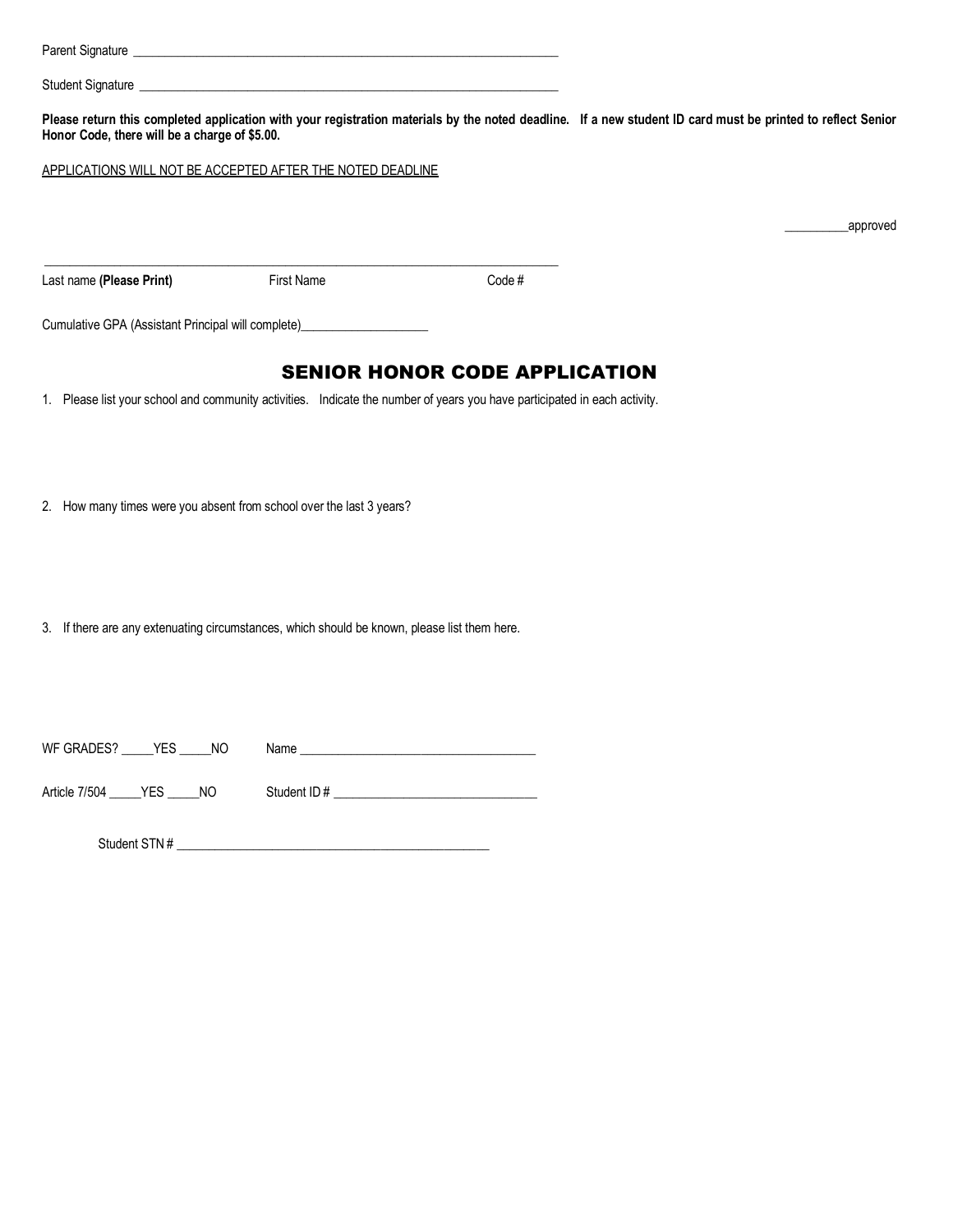Parent Signature ____________________________________________________________________

Student Signature ___________________________________________________________________

**Please return this completed application with your registration materials by the noted deadline. If a new student ID card must be printed to reflect Senior Honor Code, there will be a charge of $5.00.**

APPLICATIONS WILL NOT BE ACCEPTED AFTER THE NOTED DEADLINE

__________approved

_____________________________________________________________________________

Last name **(Please Print)** First Name Code #

Cumulative GPA (Assistant Principal will complete)____________________

## SENIOR HONOR CODE APPLICATION

1. Please list your school and community activities. Indicate the number of years you have participated in each activity.

2. How many times were you absent from school over the last 3 years?

3. If there are any extenuating circumstances, which should be known, please list them here.

WF GRADES? _____YES _____NO Name _____________________________________

Article 7/504 _____YES _____NO Student ID # _______________________________

Student STN # __________________________________________________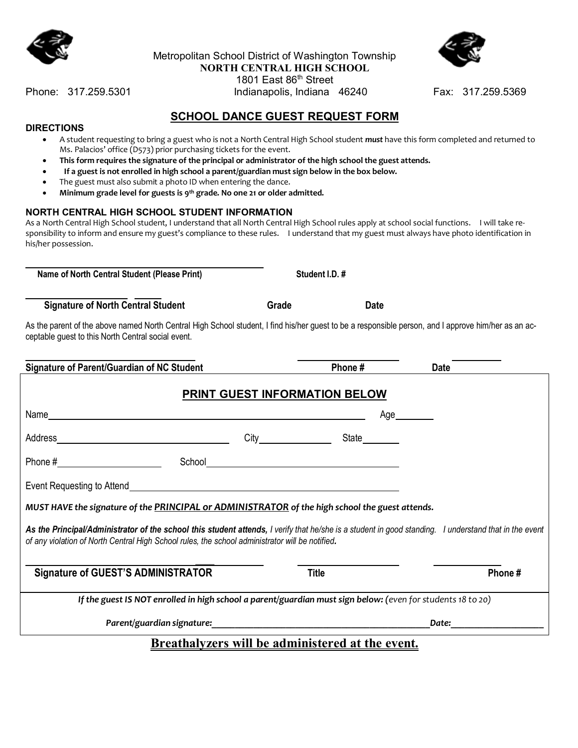Metropolitan School District of Washington Township
**NORTH CENTRAL HIGH SCHOOL**
1801 East 86th Street
Indianapolis, Indiana 46240

Phone: 317.259.5301 Fax: 317.259.5369

## SCHOOL DANCE GUEST REQUEST FORM

**DIRECTIONS**

- A student requesting to bring a guest who is not a North Central High School student ***must*** have this form completed and returned to Ms. Palacios' office (D573) prior purchasing tickets for the event.
- **This form requires the signature of the principal or administrator of the high school the guest attends.**
- **If a guest is not enrolled in high school a parent/guardian must sign below in the box below.**
- The guest must also submit a photo ID when entering the dance.
- **Minimum grade level for guests is 9th grade. No one 21 or older admitted.**

**NORTH CENTRAL HIGH SCHOOL STUDENT INFORMATION**

As a North Central High School student, I understand that all North Central High School rules apply at school social functions. I will take responsibility to inform and ensure my guest's compliance to these rules. I understand that my guest must always have photo identification in his/her possession.

______________________________ ______________
**Name of North Central Student (Please Print)** **Student I.D. #**

______________________________ ______ ______________
**Signature of North Central Student** **Grade** **Date**

As the parent of the above named North Central High School student, I find his/her guest to be a responsible person, and I approve him/her as an acceptable guest to this North Central social event.

______________________________ ______________ ______________
**Signature of Parent/Guardian of NC Student** **Phone #** **Date**

### PRINT GUEST INFORMATION BELOW

Name______________________________________________ Age________

Address______________________________ City______________ State________

Phone #____________________ School______________________________

Event Requesting to Attend______________________________________________

*MUST HAVE the signature of the* ***PRINCIPAL or ADMINISTRATOR*** *of the high school the guest attends.*

***As the Principal/Administrator of the school this student attends,*** *I verify that he/she is a student in good standing. I understand that in the event of any violation of North Central High School rules, the school administrator will be notified.*

______________________________ ______________ ______________
**Signature of GUEST'S ADMINISTRATOR** **Title** **Phone #**

***If the guest IS NOT enrolled in high school a parent/guardian must sign below:*** *(even for students 18 to 20)*

***Parent/guardian signature:***______________________________***Date:***______________

**Breathalyzers will be administered at the event.**